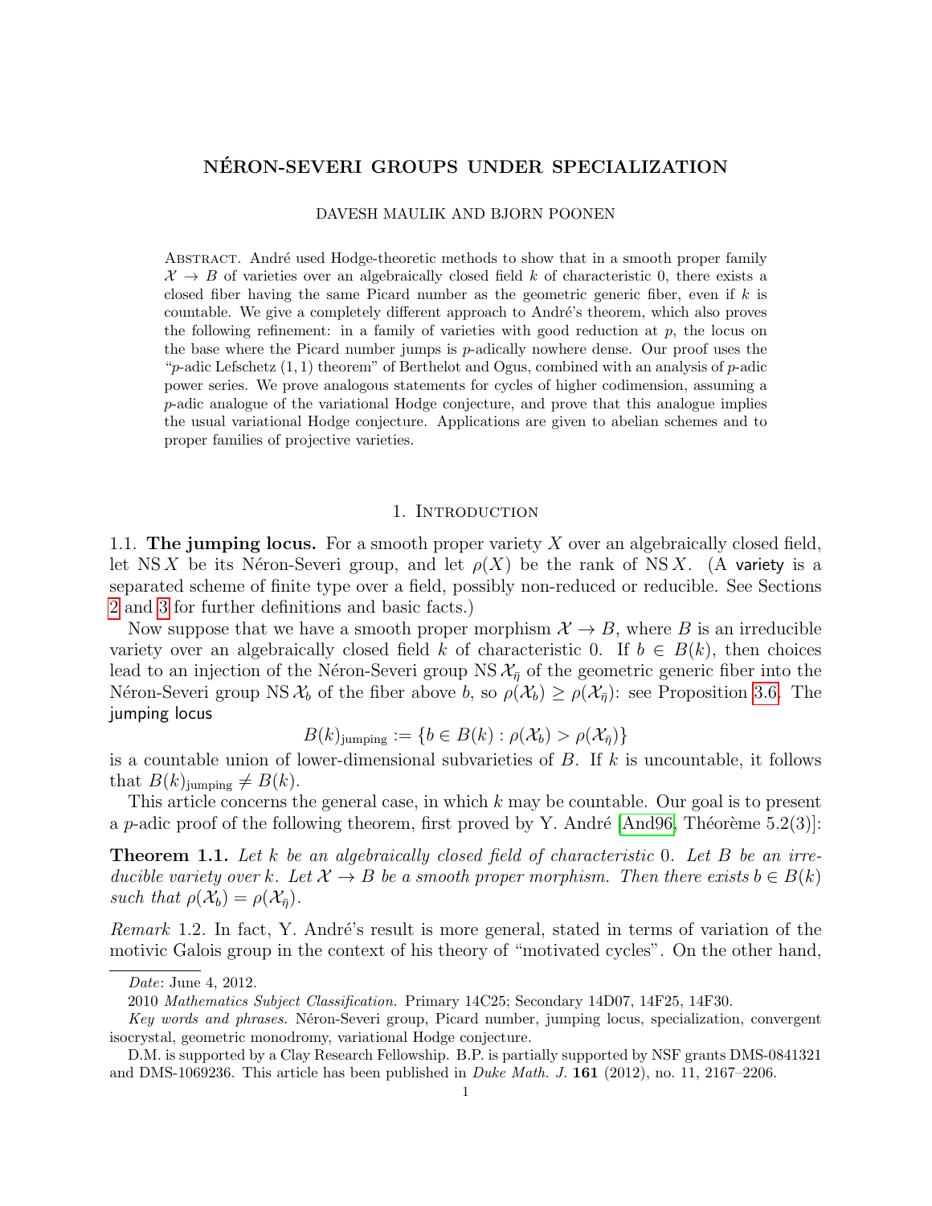# NÉRON-SEVERI GROUPS UNDER SPECIALIZATION

DAVESH MAULIK AND BJORN POONEN

Abstract. André used Hodge-theoretic methods to show that in a smooth proper family $\mathcal{X} \to B$ of varieties over an algebraically closed field $k$ of characteristic 0, there exists a closed fiber having the same Picard number as the geometric generic fiber, even if $k$ is countable. We give a completely different approach to André's theorem, which also proves the following refinement: in a family of varieties with good reduction at $p$, the locus on the base where the Picard number jumps is $p$-adically nowhere dense. Our proof uses the "$p$-adic Lefschetz $(1,1)$ theorem" of Berthelot and Ogus, combined with an analysis of $p$-adic power series. We prove analogous statements for cycles of higher codimension, assuming a $p$-adic analogue of the variational Hodge conjecture, and prove that this analogue implies the usual variational Hodge conjecture. Applications are given to abelian schemes and to proper families of projective varieties.

## 1. Introduction

**1.1. The jumping locus.** For a smooth proper variety $X$ over an algebraically closed field, let $\operatorname{NS} X$ be its Néron-Severi group, and let $\rho(X)$ be the rank of $\operatorname{NS} X$. (A variety is a separated scheme of finite type over a field, possibly non-reduced or reducible. See Sections 2 and 3 for further definitions and basic facts.)

Now suppose that we have a smooth proper morphism $\mathcal{X} \to B$, where $B$ is an irreducible variety over an algebraically closed field $k$ of characteristic 0. If $b \in B(k)$, then choices lead to an injection of the Néron-Severi group $\operatorname{NS} \mathcal{X}_{\bar{\eta}}$ of the geometric generic fiber into the Néron-Severi group $\operatorname{NS} \mathcal{X}_b$ of the fiber above $b$, so $\rho(\mathcal{X}_b) \geq \rho(\mathcal{X}_{\bar{\eta}})$: see Proposition 3.6. The jumping locus

$$B(k)_{\text{jumping}} := \{b \in B(k) : \rho(\mathcal{X}_b) > \rho(\mathcal{X}_{\bar{\eta}})\}$$

is a countable union of lower-dimensional subvarieties of $B$. If $k$ is uncountable, it follows that $B(k)_{\text{jumping}} \neq B(k)$.

This article concerns the general case, in which $k$ may be countable. Our goal is to present a $p$-adic proof of the following theorem, first proved by Y. André [And96, Théorème 5.2(3)]:

**Theorem 1.1.** *Let $k$ be an algebraically closed field of characteristic 0. Let $B$ be an irreducible variety over $k$. Let $\mathcal{X} \to B$ be a smooth proper morphism. Then there exists $b \in B(k)$ such that $\rho(\mathcal{X}_b) = \rho(\mathcal{X}_{\bar{\eta}})$.*

*Remark* 1.2. In fact, Y. André's result is more general, stated in terms of variation of the motivic Galois group in the context of his theory of "motivated cycles". On the other hand,

---

*Date*: June 4, 2012.

2010 *Mathematics Subject Classification.* Primary 14C25; Secondary 14D07, 14F25, 14F30.

*Key words and phrases.* Néron-Severi group, Picard number, jumping locus, specialization, convergent isocrystal, geometric monodromy, variational Hodge conjecture.

D.M. is supported by a Clay Research Fellowship. B.P. is partially supported by NSF grants DMS-0841321 and DMS-1069236. This article has been published in *Duke Math. J.* **161** (2012), no. 11, 2167–2206.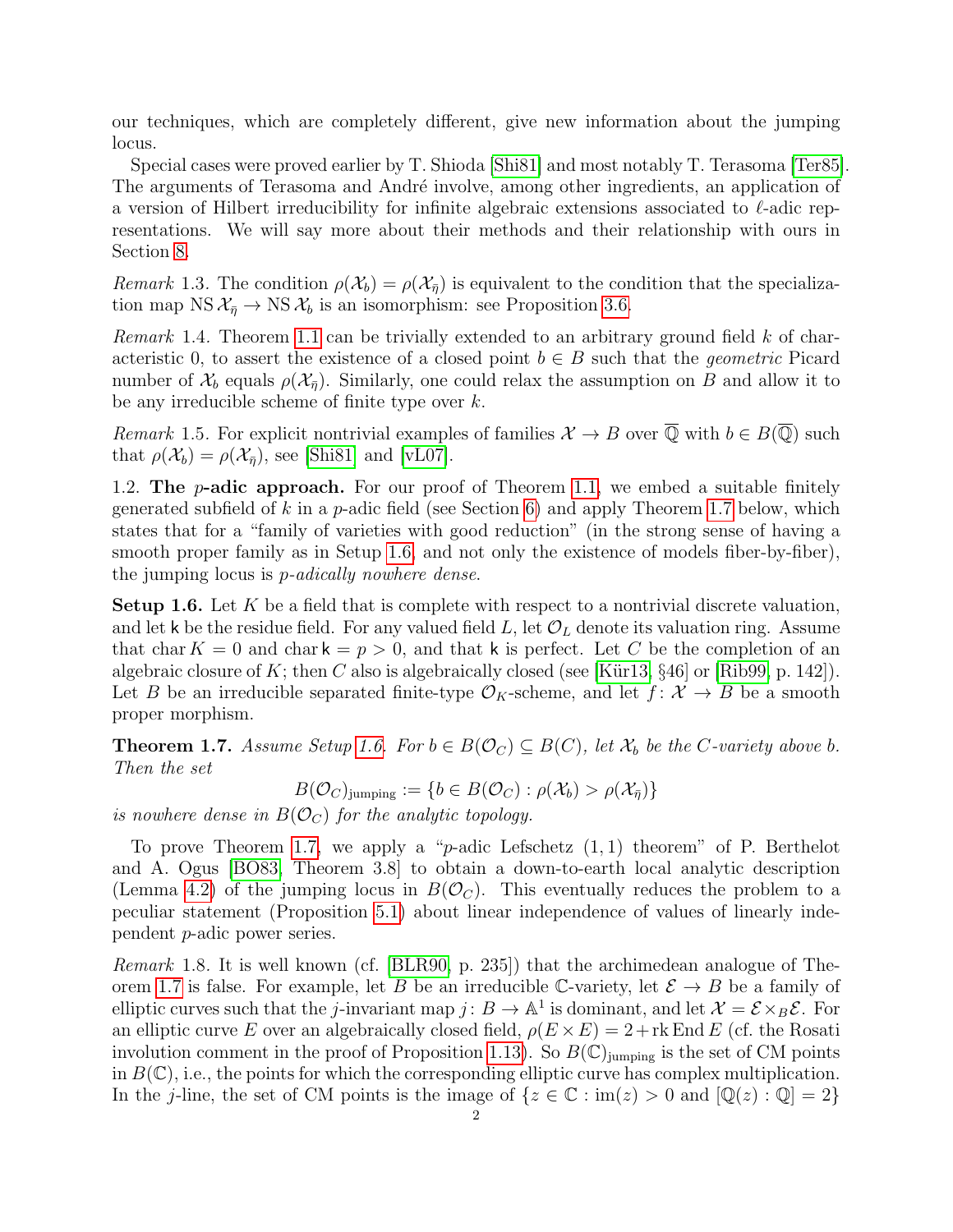our techniques, which are completely different, give new information about the jumping locus.

Special cases were proved earlier by T. Shioda [Shi81] and most notably T. Terasoma [Ter85]. The arguments of Terasoma and André involve, among other ingredients, an application of a version of Hilbert irreducibility for infinite algebraic extensions associated to $\ell$-adic representations. We will say more about their methods and their relationship with ours in Section 8.

*Remark* 1.3. The condition $\rho(\mathcal{X}_b) = \rho(\mathcal{X}_{\bar\eta})$ is equivalent to the condition that the specialization map $\operatorname{NS}\mathcal{X}_{\bar\eta} \to \operatorname{NS}\mathcal{X}_b$ is an isomorphism: see Proposition 3.6.

*Remark* 1.4. Theorem 1.1 can be trivially extended to an arbitrary ground field $k$ of characteristic 0, to assert the existence of a closed point $b \in B$ such that the *geometric* Picard number of $\mathcal{X}_b$ equals $\rho(\mathcal{X}_{\bar\eta})$. Similarly, one could relax the assumption on $B$ and allow it to be any irreducible scheme of finite type over $k$.

*Remark* 1.5. For explicit nontrivial examples of families $\mathcal{X} \to B$ over $\overline{\mathbb{Q}}$ with $b \in B(\overline{\mathbb{Q}})$ such that $\rho(\mathcal{X}_b) = \rho(\mathcal{X}_{\bar\eta})$, see [Shi81] and [vL07].

1.2. **The $p$-adic approach.** For our proof of Theorem 1.1, we embed a suitable finitely generated subfield of $k$ in a $p$-adic field (see Section 6) and apply Theorem 1.7 below, which states that for a "family of varieties with good reduction" (in the strong sense of having a smooth proper family as in Setup 1.6, and not only the existence of models fiber-by-fiber), the jumping locus is *$p$-adically nowhere dense*.

**Setup 1.6.** Let $K$ be a field that is complete with respect to a nontrivial discrete valuation, and let $\mathsf{k}$ be the residue field. For any valued field $L$, let $\mathcal{O}_L$ denote its valuation ring. Assume that $\operatorname{char} K = 0$ and $\operatorname{char} \mathsf{k} = p > 0$, and that $\mathsf{k}$ is perfect. Let $C$ be the completion of an algebraic closure of $K$; then $C$ also is algebraically closed (see [Kür13, §46] or [Rib99, p. 142]). Let $B$ be an irreducible separated finite-type $\mathcal{O}_K$-scheme, and let $f\colon \mathcal{X} \to B$ be a smooth proper morphism.

**Theorem 1.7.** *Assume Setup 1.6. For $b \in B(\mathcal{O}_C) \subseteq B(C)$, let $\mathcal{X}_b$ be the $C$-variety above $b$. Then the set*

$$B(\mathcal{O}_C)_{\text{jumping}} := \{b \in B(\mathcal{O}_C) : \rho(\mathcal{X}_b) > \rho(\mathcal{X}_{\bar\eta})\}$$

*is nowhere dense in $B(\mathcal{O}_C)$ for the analytic topology.*

To prove Theorem 1.7, we apply a "$p$-adic Lefschetz $(1,1)$ theorem" of P. Berthelot and A. Ogus [BO83, Theorem 3.8] to obtain a down-to-earth local analytic description (Lemma 4.2) of the jumping locus in $B(\mathcal{O}_C)$. This eventually reduces the problem to a peculiar statement (Proposition 5.1) about linear independence of values of linearly independent $p$-adic power series.

*Remark* 1.8. It is well known (cf. [BLR90, p. 235]) that the archimedean analogue of Theorem 1.7 is false. For example, let $B$ be an irreducible $\mathbb{C}$-variety, let $\mathcal{E} \to B$ be a family of elliptic curves such that the $j$-invariant map $j\colon B \to \mathbb{A}^1$ is dominant, and let $\mathcal{X} = \mathcal{E} \times_B \mathcal{E}$. For an elliptic curve $E$ over an algebraically closed field, $\rho(E \times E) = 2 + \operatorname{rk}\operatorname{End} E$ (cf. the Rosati involution comment in the proof of Proposition 1.13). So $B(\mathbb{C})_{\text{jumping}}$ is the set of CM points in $B(\mathbb{C})$, i.e., the points for which the corresponding elliptic curve has complex multiplication. In the $j$-line, the set of CM points is the image of $\{z \in \mathbb{C} : \operatorname{im}(z) > 0 \text{ and } [\mathbb{Q}(z) : \mathbb{Q}] = 2\}$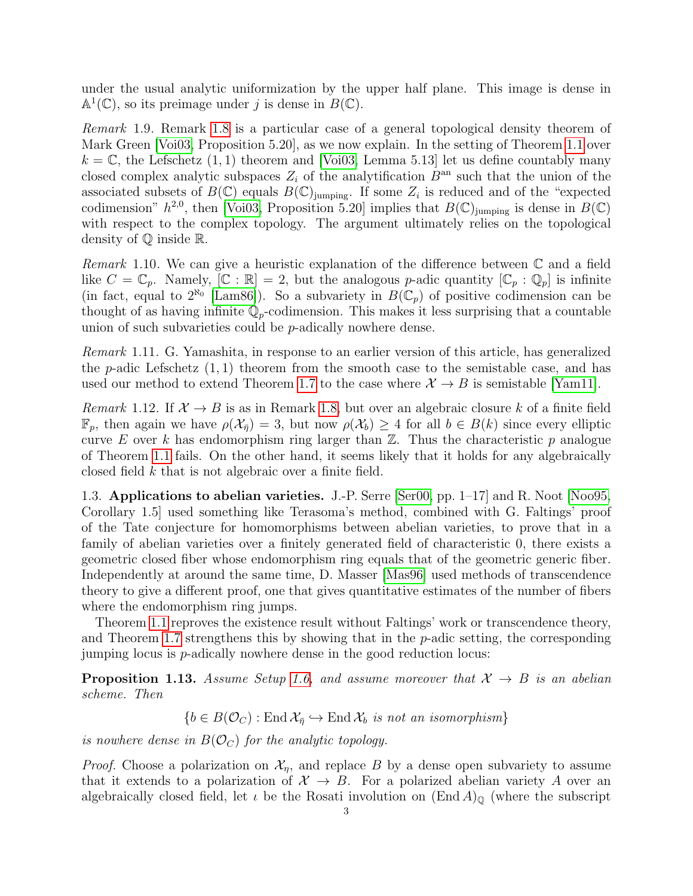under the usual analytic uniformization by the upper half plane. This image is dense in $\mathbb{A}^1(\mathbb{C})$, so its preimage under $j$ is dense in $B(\mathbb{C})$.

*Remark* 1.9. Remark 1.8 is a particular case of a general topological density theorem of Mark Green [Voi03, Proposition 5.20], as we now explain. In the setting of Theorem 1.1 over $k = \mathbb{C}$, the Lefschetz $(1,1)$ theorem and [Voi03, Lemma 5.13] let us define countably many closed complex analytic subspaces $Z_i$ of the analytification $B^{\mathrm{an}}$ such that the union of the associated subsets of $B(\mathbb{C})$ equals $B(\mathbb{C})_{\mathrm{jumping}}$. If some $Z_i$ is reduced and of the "expected codimension" $h^{2,0}$, then [Voi03, Proposition 5.20] implies that $B(\mathbb{C})_{\mathrm{jumping}}$ is dense in $B(\mathbb{C})$ with respect to the complex topology. The argument ultimately relies on the topological density of $\mathbb{Q}$ inside $\mathbb{R}$.

*Remark* 1.10. We can give a heuristic explanation of the difference between $\mathbb{C}$ and a field like $C = \mathbb{C}_p$. Namely, $[\mathbb{C} : \mathbb{R}] = 2$, but the analogous $p$-adic quantity $[\mathbb{C}_p : \mathbb{Q}_p]$ is infinite (in fact, equal to $2^{\aleph_0}$ [Lam86]). So a subvariety in $B(\mathbb{C}_p)$ of positive codimension can be thought of as having infinite $\mathbb{Q}_p$-codimension. This makes it less surprising that a countable union of such subvarieties could be $p$-adically nowhere dense.

*Remark* 1.11. G. Yamashita, in response to an earlier version of this article, has generalized the $p$-adic Lefschetz $(1,1)$ theorem from the smooth case to the semistable case, and has used our method to extend Theorem 1.7 to the case where $\mathcal{X} \to B$ is semistable [Yam11].

*Remark* 1.12. If $\mathcal{X} \to B$ is as in Remark 1.8, but over an algebraic closure $k$ of a finite field $\mathbb{F}_p$, then again we have $\rho(\mathcal{X}_{\bar\eta}) = 3$, but now $\rho(\mathcal{X}_b) \geq 4$ for all $b \in B(k)$ since every elliptic curve $E$ over $k$ has endomorphism ring larger than $\mathbb{Z}$. Thus the characteristic $p$ analogue of Theorem 1.1 fails. On the other hand, it seems likely that it holds for any algebraically closed field $k$ that is not algebraic over a finite field.

### 1.3. Applications to abelian varieties.

J.-P. Serre [Ser00, pp. 1–17] and R. Noot [Noo95, Corollary 1.5] used something like Terasoma's method, combined with G. Faltings' proof of the Tate conjecture for homomorphisms between abelian varieties, to prove that in a family of abelian varieties over a finitely generated field of characteristic 0, there exists a geometric closed fiber whose endomorphism ring equals that of the geometric generic fiber. Independently at around the same time, D. Masser [Mas96] used methods of transcendence theory to give a different proof, one that gives quantitative estimates of the number of fibers where the endomorphism ring jumps.

Theorem 1.1 reproves the existence result without Faltings' work or transcendence theory, and Theorem 1.7 strengthens this by showing that in the $p$-adic setting, the corresponding jumping locus is $p$-adically nowhere dense in the good reduction locus:

**Proposition 1.13.** *Assume Setup 1.6, and assume moreover that $\mathcal{X} \to B$ is an abelian scheme. Then*

$$\{b \in B(\mathcal{O}_C) : \operatorname{End} \mathcal{X}_{\bar\eta} \hookrightarrow \operatorname{End} \mathcal{X}_b \text{ is not an isomorphism}\}$$

*is nowhere dense in $B(\mathcal{O}_C)$ for the analytic topology.*

*Proof.* Choose a polarization on $\mathcal{X}_\eta$, and replace $B$ by a dense open subvariety to assume that it extends to a polarization of $\mathcal{X} \to B$. For a polarized abelian variety $A$ over an algebraically closed field, let $\iota$ be the Rosati involution on $(\operatorname{End} A)_{\mathbb{Q}}$ (where the subscript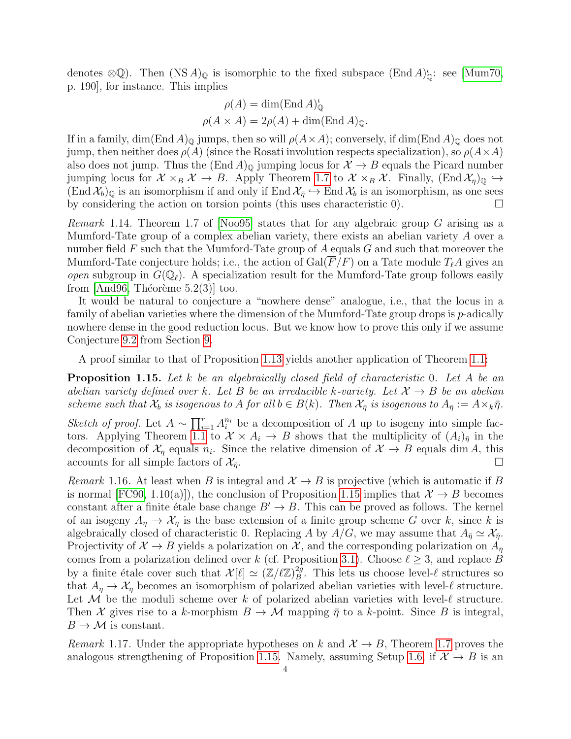denotes $\otimes\mathbb{Q}$). Then $(\operatorname{NS} A)_{\mathbb{Q}}$ is isomorphic to the fixed subspace $(\operatorname{End} A)^{\iota}_{\mathbb{Q}}$: see [Mum70, p. 190], for instance. This implies

$$\rho(A) = \dim(\operatorname{End} A)^{\iota}_{\mathbb{Q}}$$
$$\rho(A \times A) = 2\rho(A) + \dim(\operatorname{End} A)_{\mathbb{Q}}.$$

If in a family, $\dim(\operatorname{End} A)_{\mathbb{Q}}$ jumps, then so will $\rho(A\times A)$; conversely, if $\dim(\operatorname{End} A)_{\mathbb{Q}}$ does not jump, then neither does $\rho(A)$ (since the Rosati involution respects specialization), so $\rho(A\times A)$ also does not jump. Thus the $(\operatorname{End} A)_{\mathbb{Q}}$ jumping locus for $\mathcal{X} \to B$ equals the Picard number jumping locus for $\mathcal{X} \times_B \mathcal{X} \to B$. Apply Theorem 1.7 to $\mathcal{X} \times_B \mathcal{X}$. Finally, $(\operatorname{End} \mathcal{X}_{\bar\eta})_{\mathbb{Q}} \hookrightarrow (\operatorname{End} \mathcal{X}_b)_{\mathbb{Q}}$ is an isomorphism if and only if $\operatorname{End} \mathcal{X}_{\bar\eta} \hookrightarrow \operatorname{End} \mathcal{X}_b$ is an isomorphism, as one sees by considering the action on torsion points (this uses characteristic 0). □

*Remark* 1.14. Theorem 1.7 of [Noo95] states that for any algebraic group $G$ arising as a Mumford-Tate group of a complex abelian variety, there exists an abelian variety $A$ over a number field $F$ such that the Mumford-Tate group of $A$ equals $G$ and such that moreover the Mumford-Tate conjecture holds; i.e., the action of $\operatorname{Gal}(\overline{F}/F)$ on a Tate module $T_\ell A$ gives an *open* subgroup in $G(\mathbb{Q}_\ell)$. A specialization result for the Mumford-Tate group follows easily from [And96, Théorème 5.2(3)] too.

It would be natural to conjecture a "nowhere dense" analogue, i.e., that the locus in a family of abelian varieties where the dimension of the Mumford-Tate group drops is $p$-adically nowhere dense in the good reduction locus. But we know how to prove this only if we assume Conjecture 9.2 from Section 9.

A proof similar to that of Proposition 1.13 yields another application of Theorem 1.1:

**Proposition 1.15.** *Let $k$ be an algebraically closed field of characteristic 0. Let $A$ be an abelian variety defined over $k$. Let $B$ be an irreducible $k$-variety. Let $\mathcal{X} \to B$ be an abelian scheme such that $\mathcal{X}_b$ is isogenous to $A$ for all $b \in B(k)$. Then $\mathcal{X}_{\bar\eta}$ is isogenous to $A_{\bar\eta} := A \times_k \bar\eta$.*

*Sketch of proof.* Let $A \sim \prod_{i=1}^{r} A_i^{n_i}$ be a decomposition of $A$ up to isogeny into simple factors. Applying Theorem 1.1 to $\mathcal{X} \times A_i \to B$ shows that the multiplicity of $(A_i)_{\bar\eta}$ in the decomposition of $\mathcal{X}_{\bar\eta}$ equals $n_i$. Since the relative dimension of $\mathcal{X} \to B$ equals $\dim A$, this accounts for all simple factors of $\mathcal{X}_{\bar\eta}$. □

*Remark* 1.16. At least when $B$ is integral and $\mathcal{X} \to B$ is projective (which is automatic if $B$ is normal [FC90, 1.10(a)]), the conclusion of Proposition 1.15 implies that $\mathcal{X} \to B$ becomes constant after a finite étale base change $B' \to B$. This can be proved as follows. The kernel of an isogeny $A_{\bar\eta} \to \mathcal{X}_{\bar\eta}$ is the base extension of a finite group scheme $G$ over $k$, since $k$ is algebraically closed of characteristic 0. Replacing $A$ by $A/G$, we may assume that $A_{\bar\eta} \simeq \mathcal{X}_{\bar\eta}$. Projectivity of $\mathcal{X} \to B$ yields a polarization on $\mathcal{X}$, and the corresponding polarization on $A_{\bar\eta}$ comes from a polarization defined over $k$ (cf. Proposition 3.1). Choose $\ell \geq 3$, and replace $B$ by a finite étale cover such that $\mathcal{X}[\ell] \simeq (\mathbb{Z}/\ell\mathbb{Z})^{2g}_B$. This lets us choose level-$\ell$ structures so that $A_{\bar\eta} \to \mathcal{X}_{\bar\eta}$ becomes an isomorphism of polarized abelian varieties with level-$\ell$ structure. Let $\mathcal{M}$ be the moduli scheme over $k$ of polarized abelian varieties with level-$\ell$ structure. Then $\mathcal{X}$ gives rise to a $k$-morphism $B \to \mathcal{M}$ mapping $\bar\eta$ to a $k$-point. Since $B$ is integral, $B \to \mathcal{M}$ is constant.

*Remark* 1.17. Under the appropriate hypotheses on $k$ and $\mathcal{X} \to B$, Theorem 1.7 proves the analogous strengthening of Proposition 1.15. Namely, assuming Setup 1.6, if $\mathcal{X} \to B$ is an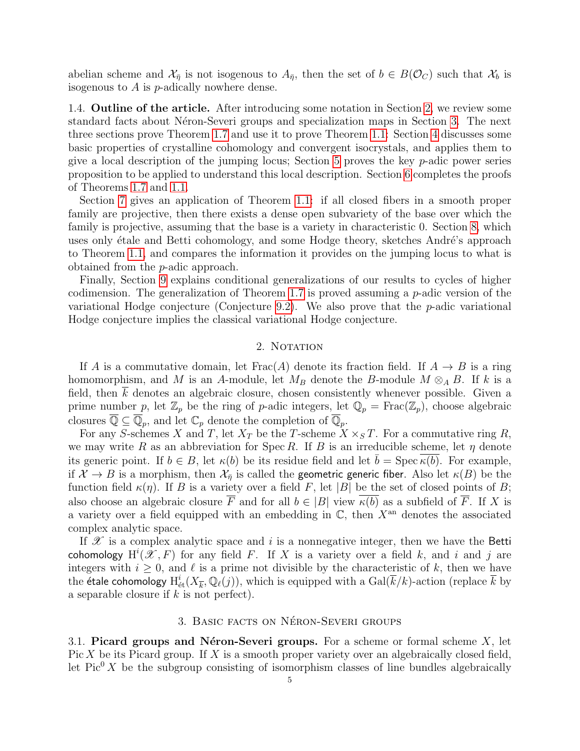abelian scheme and $\mathcal{X}_{\bar\eta}$ is not isogenous to $A_{\bar\eta}$, then the set of $b \in B(\mathcal{O}_C)$ such that $\mathcal{X}_b$ is isogenous to $A$ is $p$-adically nowhere dense.

1.4. **Outline of the article.** After introducing some notation in Section 2, we review some standard facts about Néron-Severi groups and specialization maps in Section 3. The next three sections prove Theorem 1.7 and use it to prove Theorem 1.1: Section 4 discusses some basic properties of crystalline cohomology and convergent isocrystals, and applies them to give a local description of the jumping locus; Section 5 proves the key $p$-adic power series proposition to be applied to understand this local description. Section 6 completes the proofs of Theorems 1.7 and 1.1.

Section 7 gives an application of Theorem 1.1: if all closed fibers in a smooth proper family are projective, then there exists a dense open subvariety of the base over which the family is projective, assuming that the base is a variety in characteristic 0. Section 8, which uses only étale and Betti cohomology, and some Hodge theory, sketches André's approach to Theorem 1.1, and compares the information it provides on the jumping locus to what is obtained from the $p$-adic approach.

Finally, Section 9 explains conditional generalizations of our results to cycles of higher codimension. The generalization of Theorem 1.7 is proved assuming a $p$-adic version of the variational Hodge conjecture (Conjecture 9.2). We also prove that the $p$-adic variational Hodge conjecture implies the classical variational Hodge conjecture.

## 2. Notation

If $A$ is a commutative domain, let $\operatorname{Frac}(A)$ denote its fraction field. If $A \to B$ is a ring homomorphism, and $M$ is an $A$-module, let $M_B$ denote the $B$-module $M \otimes_A B$. If $k$ is a field, then $\overline{k}$ denotes an algebraic closure, chosen consistently whenever possible. Given a prime number $p$, let $\mathbb{Z}_p$ be the ring of $p$-adic integers, let $\mathbb{Q}_p = \operatorname{Frac}(\mathbb{Z}_p)$, choose algebraic closures $\overline{\mathbb{Q}} \subseteq \overline{\mathbb{Q}}_p$, and let $\mathbb{C}_p$ denote the completion of $\overline{\mathbb{Q}}_p$.

For any $S$-schemes $X$ and $T$, let $X_T$ be the $T$-scheme $X \times_S T$. For a commutative ring $R$, we may write $R$ as an abbreviation for $\operatorname{Spec} R$. If $B$ is an irreducible scheme, let $\eta$ denote its generic point. If $b \in B$, let $\kappa(b)$ be its residue field and let $\bar b = \operatorname{Spec} \overline{\kappa(b)}$. For example, if $\mathcal{X} \to B$ is a morphism, then $\mathcal{X}_{\bar\eta}$ is called the geometric generic fiber. Also let $\kappa(B)$ be the function field $\kappa(\eta)$. If $B$ is a variety over a field $F$, let $|B|$ be the set of closed points of $B$; also choose an algebraic closure $\overline{F}$ and for all $b \in |B|$ view $\overline{\kappa(b)}$ as a subfield of $\overline{F}$. If $X$ is a variety over a field equipped with an embedding in $\mathbb{C}$, then $X^{\mathrm{an}}$ denotes the associated complex analytic space.

If $\mathscr{X}$ is a complex analytic space and $i$ is a nonnegative integer, then we have the Betti cohomology $\mathrm{H}^i(\mathscr{X}, F)$ for any field $F$. If $X$ is a variety over a field $k$, and $i$ and $j$ are integers with $i \geq 0$, and $\ell$ is a prime not divisible by the characteristic of $k$, then we have the étale cohomology $\mathrm{H}^i_{\text{ét}}(X_{\overline{k}}, \mathbb{Q}_\ell(j))$, which is equipped with a $\operatorname{Gal}(\overline{k}/k)$-action (replace $\overline{k}$ by a separable closure if $k$ is not perfect).

## 3. Basic facts on Néron-Severi groups

3.1. **Picard groups and Néron-Severi groups.** For a scheme or formal scheme $X$, let $\operatorname{Pic} X$ be its Picard group. If $X$ is a smooth proper variety over an algebraically closed field, let $\operatorname{Pic}^0 X$ be the subgroup consisting of isomorphism classes of line bundles algebraically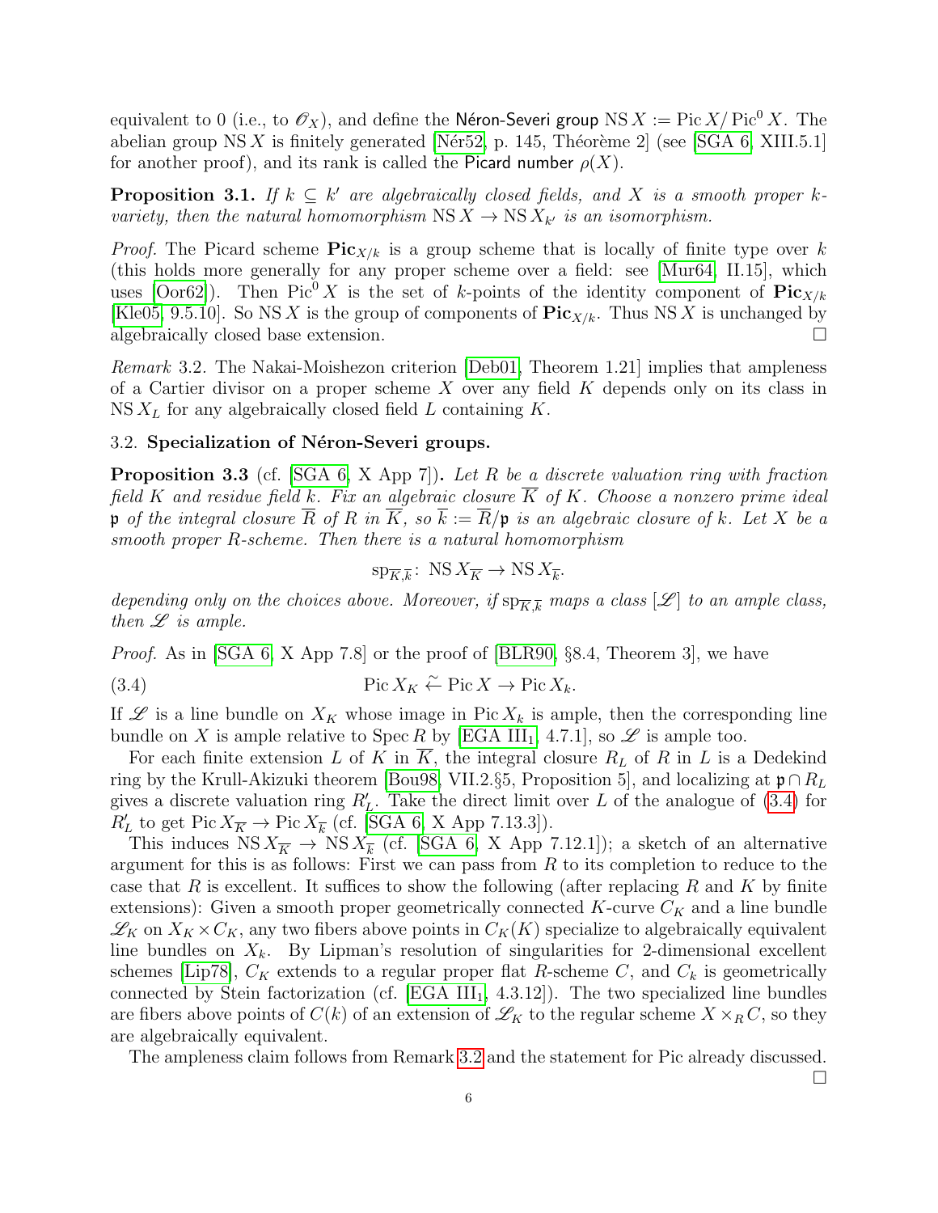equivalent to 0 (i.e., to $\mathscr{O}_X$), and define the Néron-Severi group $\operatorname{NS} X := \operatorname{Pic} X / \operatorname{Pic}^0 X$. The abelian group $\operatorname{NS} X$ is finitely generated [Nér52, p. 145, Théorème 2] (see [SGA 6, XIII.5.1] for another proof), and its rank is called the Picard number $\rho(X)$.

**Proposition 3.1.** *If $k \subseteq k'$ are algebraically closed fields, and $X$ is a smooth proper $k$-variety, then the natural homomorphism $\operatorname{NS} X \to \operatorname{NS} X_{k'}$ is an isomorphism.*

*Proof.* The Picard scheme $\mathbf{Pic}_{X/k}$ is a group scheme that is locally of finite type over $k$ (this holds more generally for any proper scheme over a field: see [Mur64, II.15], which uses [Oor62]). Then $\operatorname{Pic}^0 X$ is the set of $k$-points of the identity component of $\mathbf{Pic}_{X/k}$ [Kle05, 9.5.10]. So $\operatorname{NS} X$ is the group of components of $\mathbf{Pic}_{X/k}$. Thus $\operatorname{NS} X$ is unchanged by algebraically closed base extension. □

*Remark* 3.2. The Nakai-Moishezon criterion [Deb01, Theorem 1.21] implies that ampleness of a Cartier divisor on a proper scheme $X$ over any field $K$ depends only on its class in $\operatorname{NS} X_L$ for any algebraically closed field $L$ containing $K$.

### 3.2. Specialization of Néron-Severi groups.

**Proposition 3.3** (cf. [SGA 6, X App 7])**.** *Let $R$ be a discrete valuation ring with fraction field $K$ and residue field $k$. Fix an algebraic closure $\overline{K}$ of $K$. Choose a nonzero prime ideal $\mathfrak{p}$ of the integral closure $\overline{R}$ of $R$ in $\overline{K}$, so $\overline{k} := \overline{R}/\mathfrak{p}$ is an algebraic closure of $k$. Let $X$ be a smooth proper $R$-scheme. Then there is a natural homomorphism*

$$\operatorname{sp}_{\overline{K},\overline{k}} \colon \operatorname{NS} X_{\overline{K}} \to \operatorname{NS} X_{\overline{k}}.$$

*depending only on the choices above. Moreover, if $\operatorname{sp}_{\overline{K},\overline{k}}$ maps a class $[\mathscr{L}]$ to an ample class, then $\mathscr{L}$ is ample.*

*Proof.* As in [SGA 6, X App 7.8] or the proof of [BLR90, §8.4, Theorem 3], we have

$$\operatorname{Pic} X_K \xleftarrow{\sim} \operatorname{Pic} X \to \operatorname{Pic} X_k. \tag{3.4}$$

If $\mathscr{L}$ is a line bundle on $X_K$ whose image in $\operatorname{Pic} X_k$ is ample, then the corresponding line bundle on $X$ is ample relative to $\operatorname{Spec} R$ by [EGA $\mathrm{III}_1$, 4.7.1], so $\mathscr{L}$ is ample too.

For each finite extension $L$ of $K$ in $\overline{K}$, the integral closure $R_L$ of $R$ in $L$ is a Dedekind ring by the Krull-Akizuki theorem [Bou98, VII.2.§5, Proposition 5], and localizing at $\mathfrak{p} \cap R_L$ gives a discrete valuation ring $R'_L$. Take the direct limit over $L$ of the analogue of (3.4) for $R'_L$ to get $\operatorname{Pic} X_{\overline{K}} \to \operatorname{Pic} X_{\overline{k}}$ (cf. [SGA 6, X App 7.13.3]).

This induces $\operatorname{NS} X_{\overline{K}} \to \operatorname{NS} X_{\overline{k}}$ (cf. [SGA 6, X App 7.12.1]); a sketch of an alternative argument for this is as follows: First we can pass from $R$ to its completion to reduce to the case that $R$ is excellent. It suffices to show the following (after replacing $R$ and $K$ by finite extensions): Given a smooth proper geometrically connected $K$-curve $C_K$ and a line bundle $\mathscr{L}_K$ on $X_K \times C_K$, any two fibers above points in $C_K(K)$ specialize to algebraically equivalent line bundles on $X_k$. By Lipman's resolution of singularities for 2-dimensional excellent schemes [Lip78], $C_K$ extends to a regular proper flat $R$-scheme $C$, and $C_k$ is geometrically connected by Stein factorization (cf. [EGA $\mathrm{III}_1$, 4.3.12]). The two specialized line bundles are fibers above points of $C(k)$ of an extension of $\mathscr{L}_K$ to the regular scheme $X \times_R C$, so they are algebraically equivalent.

The ampleness claim follows from Remark 3.2 and the statement for Pic already discussed. □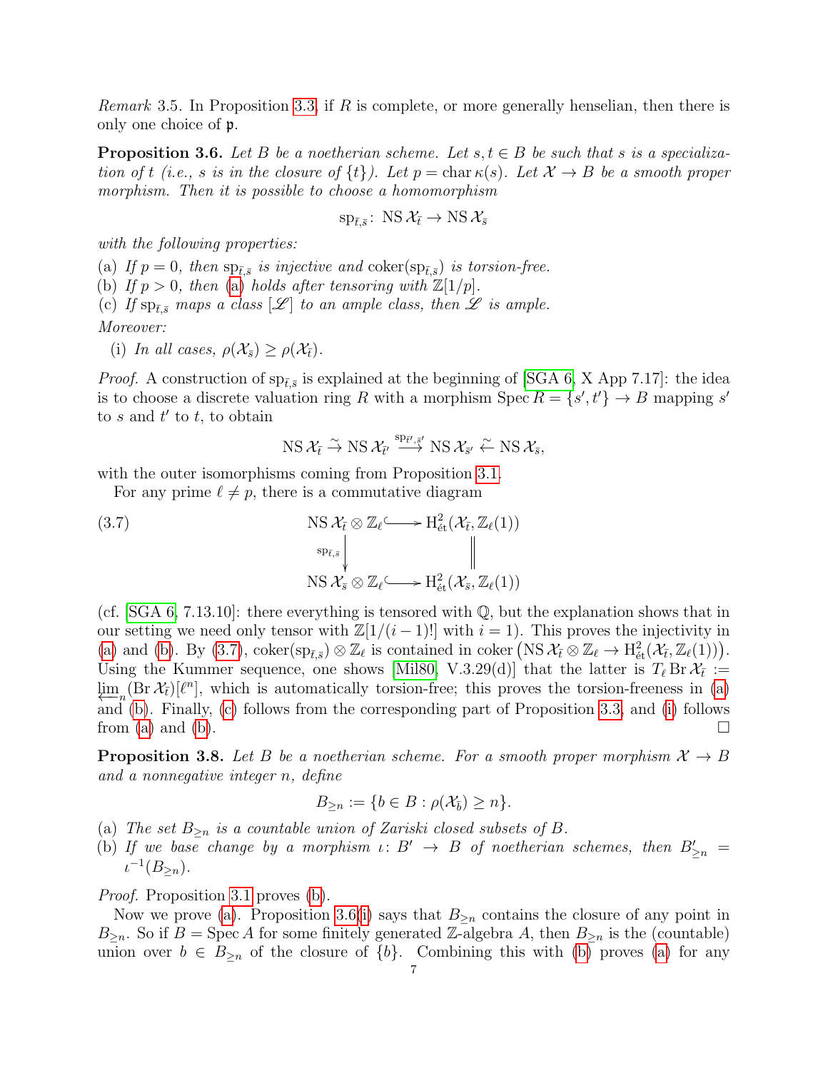*Remark* 3.5. In Proposition 3.3, if $R$ is complete, or more generally henselian, then there is only one choice of $\mathfrak{p}$.

**Proposition 3.6.** *Let $B$ be a noetherian scheme. Let $s, t \in B$ be such that $s$ is a specialization of $t$ (i.e., $s$ is in the closure of $\{t\}$). Let $p = \operatorname{char} \kappa(s)$. Let $\mathcal{X} \to B$ be a smooth proper morphism. Then it is possible to choose a homomorphism*

$$\operatorname{sp}_{\bar{t},\bar{s}} \colon \operatorname{NS} \mathcal{X}_{\bar{t}} \to \operatorname{NS} \mathcal{X}_{\bar{s}}$$

*with the following properties:*

(a) *If $p = 0$, then $\operatorname{sp}_{\bar{t},\bar{s}}$ is injective and $\operatorname{coker}(\operatorname{sp}_{\bar{t},\bar{s}})$ is torsion-free.*
(b) *If $p > 0$, then (a) holds after tensoring with $\mathbb{Z}[1/p]$.*
(c) *If $\operatorname{sp}_{\bar{t},\bar{s}}$ maps a class $[\mathscr{L}]$ to an ample class, then $\mathscr{L}$ is ample.*

*Moreover:*

(i) *In all cases, $\rho(\mathcal{X}_{\bar{s}}) \geq \rho(\mathcal{X}_{\bar{t}})$.*

*Proof.* A construction of $\operatorname{sp}_{\bar{t},\bar{s}}$ is explained at the beginning of [SGA 6, X App 7.17]: the idea is to choose a discrete valuation ring $R$ with a morphism $\operatorname{Spec} R = \{s', t'\} \to B$ mapping $s'$ to $s$ and $t'$ to $t$, to obtain

$$\operatorname{NS} \mathcal{X}_{\bar{t}} \xrightarrow{\sim} \operatorname{NS} \mathcal{X}_{\bar{t}'} \xrightarrow{\operatorname{sp}_{\bar{t}',\bar{s}'}} \operatorname{NS} \mathcal{X}_{\bar{s}'} \xleftarrow{\sim} \operatorname{NS} \mathcal{X}_{\bar{s}},$$

with the outer isomorphisms coming from Proposition 3.1.

For any prime $\ell \neq p$, there is a commutative diagram

$$\begin{array}{ccc} \operatorname{NS} \mathcal{X}_{\bar{t}} \otimes \mathbb{Z}_\ell & \hookrightarrow & \mathrm{H}^2_{\text{ét}}(\mathcal{X}_{\bar{t}}, \mathbb{Z}_\ell(1)) \\ \downarrow{\scriptstyle \operatorname{sp}_{\bar{t},\bar{s}}} & & \| \\ \operatorname{NS} \mathcal{X}_{\bar{s}} \otimes \mathbb{Z}_\ell & \hookrightarrow & \mathrm{H}^2_{\text{ét}}(\mathcal{X}_{\bar{s}}, \mathbb{Z}_\ell(1)) \end{array} \tag{3.7}$$

(cf. [SGA 6, 7.13.10]: there everything is tensored with $\mathbb{Q}$, but the explanation shows that in our setting we need only tensor with $\mathbb{Z}[1/(i-1)!]$ with $i = 1$). This proves the injectivity in (a) and (b). By (3.7), $\operatorname{coker}(\operatorname{sp}_{\bar{t},\bar{s}}) \otimes \mathbb{Z}_\ell$ is contained in $\operatorname{coker}\left(\operatorname{NS} \mathcal{X}_{\bar{t}} \otimes \mathbb{Z}_\ell \to \mathrm{H}^2_{\text{ét}}(\mathcal{X}_{\bar{t}}, \mathbb{Z}_\ell(1))\right)$. Using the Kummer sequence, one shows [Mil80, V.3.29(d)] that the latter is $T_\ell \operatorname{Br} \mathcal{X}_{\bar{t}} := \varprojlim_n (\operatorname{Br} \mathcal{X}_{\bar{t}})[\ell^n]$, which is automatically torsion-free; this proves the torsion-freeness in (a) and (b). Finally, (c) follows from the corresponding part of Proposition 3.3, and (i) follows from (a) and (b). $\square$

**Proposition 3.8.** *Let $B$ be a noetherian scheme. For a smooth proper morphism $\mathcal{X} \to B$ and a nonnegative integer $n$, define*

$$B_{\geq n} := \{b \in B : \rho(\mathcal{X}_{\bar{b}}) \geq n\}.$$

(a) *The set $B_{\geq n}$ is a countable union of Zariski closed subsets of $B$.*
(b) *If we base change by a morphism $\iota \colon B' \to B$ of noetherian schemes, then $B'_{\geq n} = \iota^{-1}(B_{\geq n})$.*

*Proof.* Proposition 3.1 proves (b).

Now we prove (a). Proposition 3.6(i) says that $B_{\geq n}$ contains the closure of any point in $B_{\geq n}$. So if $B = \operatorname{Spec} A$ for some finitely generated $\mathbb{Z}$-algebra $A$, then $B_{\geq n}$ is the (countable) union over $b \in B_{\geq n}$ of the closure of $\{b\}$. Combining this with (b) proves (a) for any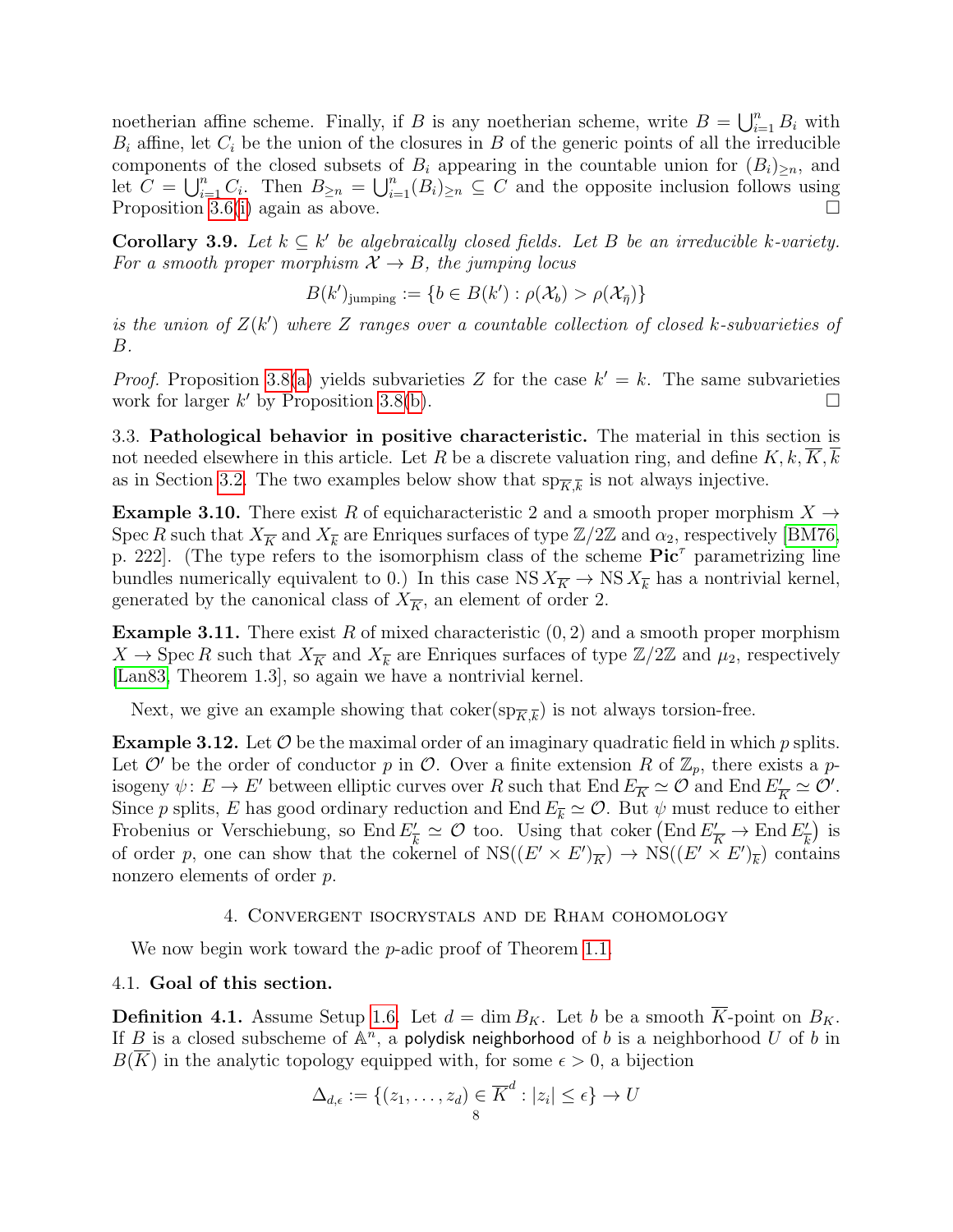noetherian affine scheme. Finally, if $B$ is any noetherian scheme, write $B = \bigcup_{i=1}^n B_i$ with $B_i$ affine, let $C_i$ be the union of the closures in $B$ of the generic points of all the irreducible components of the closed subsets of $B_i$ appearing in the countable union for $(B_i)_{\geq n}$, and let $C = \bigcup_{i=1}^n C_i$. Then $B_{\geq n} = \bigcup_{i=1}^n (B_i)_{\geq n} \subseteq C$ and the opposite inclusion follows using Proposition 3.6(i) again as above. □

**Corollary 3.9.** *Let $k \subseteq k'$ be algebraically closed fields. Let $B$ be an irreducible $k$-variety. For a smooth proper morphism $\mathcal{X} \to B$, the jumping locus*

$$B(k')_{\text{jumping}} := \{b \in B(k') : \rho(\mathcal{X}_b) > \rho(\mathcal{X}_{\bar{\eta}})\}$$

*is the union of $Z(k')$ where $Z$ ranges over a countable collection of closed $k$-subvarieties of $B$.*

*Proof.* Proposition 3.8(a) yields subvarieties $Z$ for the case $k' = k$. The same subvarieties work for larger $k'$ by Proposition 3.8(b). □

3.3. **Pathological behavior in positive characteristic.** The material in this section is not needed elsewhere in this article. Let $R$ be a discrete valuation ring, and define $K, k, \overline{K}, \overline{k}$ as in Section 3.2. The two examples below show that $\operatorname{sp}_{\overline{K},\overline{k}}$ is not always injective.

**Example 3.10.** There exist $R$ of equicharacteristic 2 and a smooth proper morphism $X \to \operatorname{Spec} R$ such that $X_{\overline{K}}$ and $X_{\overline{k}}$ are Enriques surfaces of type $\mathbb{Z}/2\mathbb{Z}$ and $\alpha_2$, respectively [BM76, p. 222]. (The type refers to the isomorphism class of the scheme $\mathbf{Pic}^\tau$ parametrizing line bundles numerically equivalent to 0.) In this case $\operatorname{NS} X_{\overline{K}} \to \operatorname{NS} X_{\overline{k}}$ has a nontrivial kernel, generated by the canonical class of $X_{\overline{K}}$, an element of order 2.

**Example 3.11.** There exist $R$ of mixed characteristic $(0, 2)$ and a smooth proper morphism $X \to \operatorname{Spec} R$ such that $X_{\overline{K}}$ and $X_{\overline{k}}$ are Enriques surfaces of type $\mathbb{Z}/2\mathbb{Z}$ and $\mu_2$, respectively [Lan83, Theorem 1.3], so again we have a nontrivial kernel.

Next, we give an example showing that $\operatorname{coker}(\operatorname{sp}_{\overline{K},\overline{k}})$ is not always torsion-free.

**Example 3.12.** Let $\mathcal{O}$ be the maximal order of an imaginary quadratic field in which $p$ splits. Let $\mathcal{O}'$ be the order of conductor $p$ in $\mathcal{O}$. Over a finite extension $R$ of $\mathbb{Z}_p$, there exists a $p$-isogeny $\psi \colon E \to E'$ between elliptic curves over $R$ such that $\operatorname{End} E_{\overline{K}} \simeq \mathcal{O}$ and $\operatorname{End} E'_{\overline{K}} \simeq \mathcal{O}'$. Since $p$ splits, $E$ has good ordinary reduction and $\operatorname{End} E_{\overline{k}} \simeq \mathcal{O}$. But $\psi$ must reduce to either Frobenius or Verschiebung, so $\operatorname{End} E'_{\overline{k}} \simeq \mathcal{O}$ too. Using that $\operatorname{coker}\left(\operatorname{End} E'_{\overline{K}} \to \operatorname{End} E'_{\overline{k}}\right)$ is of order $p$, one can show that the cokernel of $\operatorname{NS}((E' \times E')_{\overline{K}}) \to \operatorname{NS}((E' \times E')_{\overline{k}})$ contains nonzero elements of order $p$.

## 4. Convergent isocrystals and de Rham cohomology

We now begin work toward the $p$-adic proof of Theorem 1.1.

### 4.1. Goal of this section.

**Definition 4.1.** Assume Setup 1.6. Let $d = \dim B_K$. Let $b$ be a smooth $\overline{K}$-point on $B_K$. If $B$ is a closed subscheme of $\mathbb{A}^n$, a polydisk neighborhood of $b$ is a neighborhood $U$ of $b$ in $B(\overline{K})$ in the analytic topology equipped with, for some $\epsilon > 0$, a bijection

$$\Delta_{d,\epsilon} := \{(z_1, \dots, z_d) \in \overline{K}^d : |z_i| \leq \epsilon\} \to U$$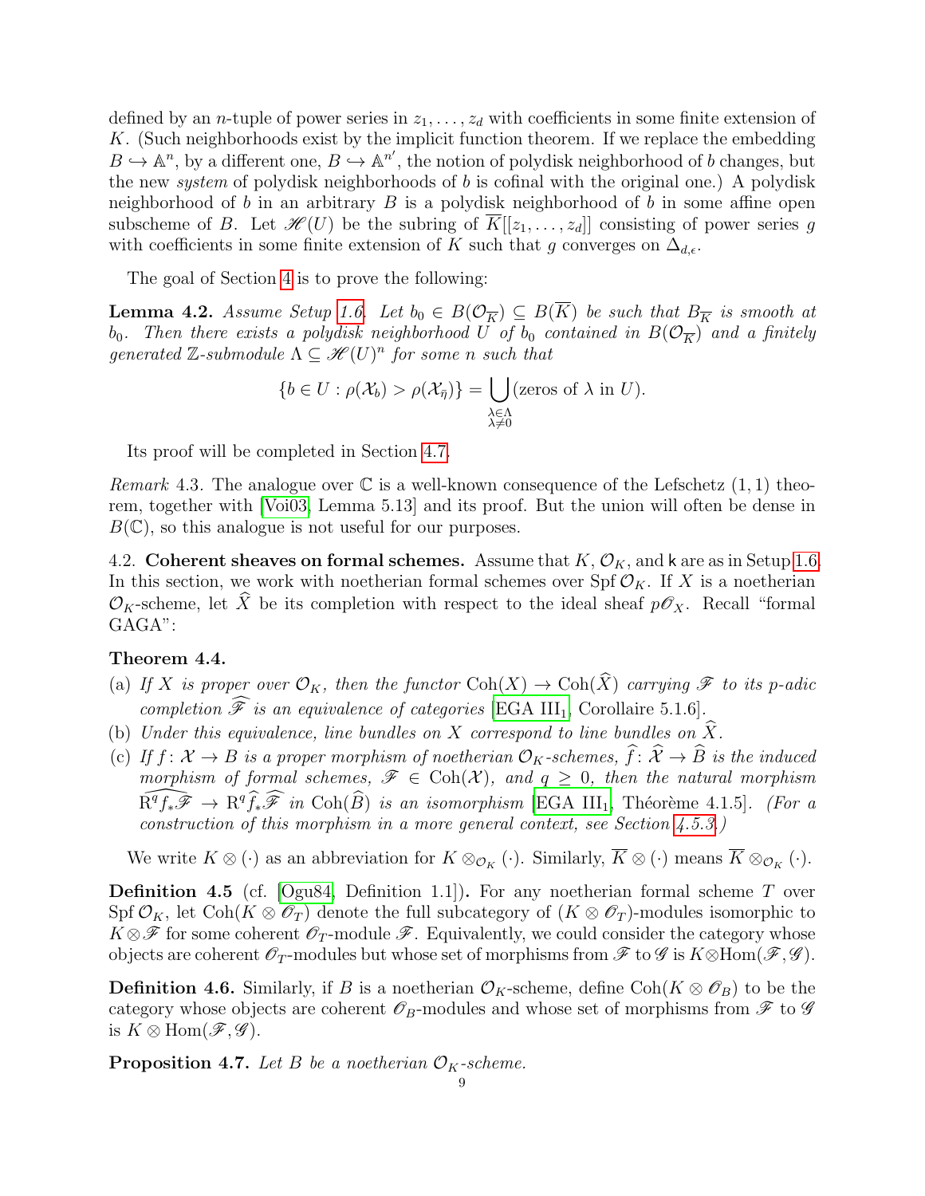defined by an $n$-tuple of power series in $z_1, \ldots, z_d$ with coefficients in some finite extension of $K$. (Such neighborhoods exist by the implicit function theorem. If we replace the embedding $B \hookrightarrow \mathbb{A}^n$, by a different one, $B \hookrightarrow \mathbb{A}^{n'}$, the notion of polydisk neighborhood of $b$ changes, but the new *system* of polydisk neighborhoods of $b$ is cofinal with the original one.) A polydisk neighborhood of $b$ in an arbitrary $B$ is a polydisk neighborhood of $b$ in some affine open subscheme of $B$. Let $\mathscr{H}(U)$ be the subring of $\overline{K}[[z_1, \ldots, z_d]]$ consisting of power series $g$ with coefficients in some finite extension of $K$ such that $g$ converges on $\Delta_{d,\epsilon}$.

The goal of Section 4 is to prove the following:

**Lemma 4.2.** *Assume Setup 1.6. Let $b_0 \in B(\mathcal{O}_{\overline{K}}) \subseteq B(\overline{K})$ be such that $B_{\overline{K}}$ is smooth at $b_0$. Then there exists a polydisk neighborhood $U$ of $b_0$ contained in $B(\mathcal{O}_{\overline{K}})$ and a finitely generated $\mathbb{Z}$-submodule $\Lambda \subseteq \mathscr{H}(U)^n$ for some $n$ such that*

$$\{b \in U : \rho(\mathcal{X}_b) > \rho(\mathcal{X}_{\bar{\eta}})\} = \bigcup_{\substack{\lambda \in \Lambda \\ \lambda \neq 0}} (\text{zeros of } \lambda \text{ in } U).$$

Its proof will be completed in Section 4.7.

*Remark* 4.3. The analogue over $\mathbb{C}$ is a well-known consequence of the Lefschetz $(1,1)$ theorem, together with [Voi03, Lemma 5.13] and its proof. But the union will often be dense in $B(\mathbb{C})$, so this analogue is not useful for our purposes.

4.2. **Coherent sheaves on formal schemes.** Assume that $K$, $\mathcal{O}_K$, and $\mathsf{k}$ are as in Setup 1.6. In this section, we work with noetherian formal schemes over $\operatorname{Spf} \mathcal{O}_K$. If $X$ is a noetherian $\mathcal{O}_K$-scheme, let $\widehat{X}$ be its completion with respect to the ideal sheaf $p\mathscr{O}_X$. Recall "formal GAGA":

**Theorem 4.4.**

(a) *If $X$ is proper over $\mathcal{O}_K$, then the functor $\operatorname{Coh}(X) \to \operatorname{Coh}(\widehat{X})$ carrying $\mathscr{F}$ to its $p$-adic completion $\widehat{\mathscr{F}}$ is an equivalence of categories* [EGA III$_1$, Corollaire 5.1.6].

(b) *Under this equivalence, line bundles on $X$ correspond to line bundles on $\widehat{X}$.*

(c) *If $f \colon \mathcal{X} \to B$ is a proper morphism of noetherian $\mathcal{O}_K$-schemes, $\widehat{f} \colon \widehat{\mathcal{X}} \to \widehat{B}$ is the induced morphism of formal schemes, $\mathscr{F} \in \operatorname{Coh}(\mathcal{X})$, and $q \geq 0$, then the natural morphism $\widehat{\mathrm{R}^q f_* \mathscr{F}} \to \mathrm{R}^q \widehat{f}_* \widehat{\mathscr{F}}$ in $\operatorname{Coh}(\widehat{B})$ is an isomorphism* [EGA III$_1$, Théorème 4.1.5]. *(For a construction of this morphism in a more general context, see Section 4.5.3.)*

We write $K \otimes (\cdot)$ as an abbreviation for $K \otimes_{\mathcal{O}_K} (\cdot)$. Similarly, $\overline{K} \otimes (\cdot)$ means $\overline{K} \otimes_{\mathcal{O}_K} (\cdot)$.

**Definition 4.5** (cf. [Ogu84, Definition 1.1]). For any noetherian formal scheme $T$ over $\operatorname{Spf} \mathcal{O}_K$, let $\operatorname{Coh}(K \otimes \mathscr{O}_T)$ denote the full subcategory of $(K \otimes \mathscr{O}_T)$-modules isomorphic to $K \otimes \mathscr{F}$ for some coherent $\mathscr{O}_T$-module $\mathscr{F}$. Equivalently, we could consider the category whose objects are coherent $\mathscr{O}_T$-modules but whose set of morphisms from $\mathscr{F}$ to $\mathscr{G}$ is $K \otimes \operatorname{Hom}(\mathscr{F}, \mathscr{G})$.

**Definition 4.6.** Similarly, if $B$ is a noetherian $\mathcal{O}_K$-scheme, define $\operatorname{Coh}(K \otimes \mathscr{O}_B)$ to be the category whose objects are coherent $\mathscr{O}_B$-modules and whose set of morphisms from $\mathscr{F}$ to $\mathscr{G}$ is $K \otimes \operatorname{Hom}(\mathscr{F}, \mathscr{G})$.

**Proposition 4.7.** *Let $B$ be a noetherian $\mathcal{O}_K$-scheme.*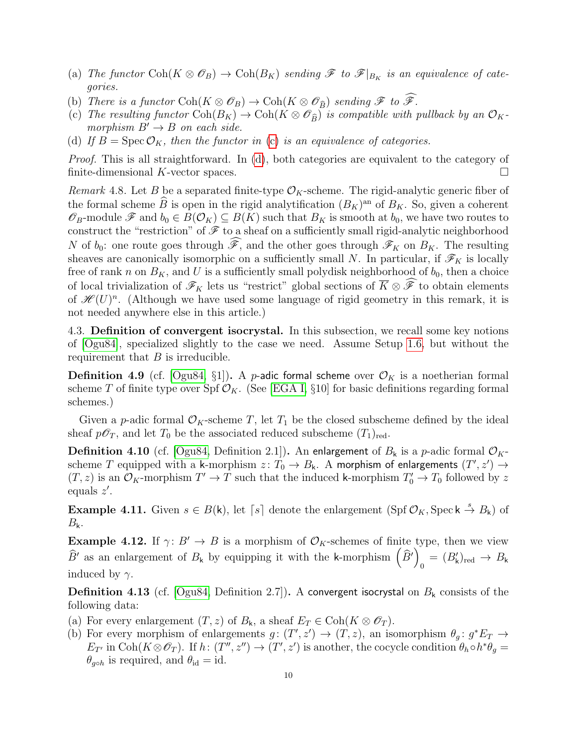(a) *The functor* $\operatorname{Coh}(K \otimes \mathscr{O}_B) \to \operatorname{Coh}(B_K)$ *sending* $\mathscr{F}$ *to* $\mathscr{F}|_{B_K}$ *is an equivalence of categories.*
(b) *There is a functor* $\operatorname{Coh}(K \otimes \mathscr{O}_B) \to \operatorname{Coh}(K \otimes \mathscr{O}_{\widehat{B}})$ *sending* $\mathscr{F}$ *to* $\widehat{\mathscr{F}}$.
(c) *The resulting functor* $\operatorname{Coh}(B_K) \to \operatorname{Coh}(K \otimes \mathscr{O}_{\widehat{B}})$ *is compatible with pullback by an* $\mathcal{O}_K$*-morphism* $B' \to B$ *on each side.*
(d) *If* $B = \operatorname{Spec} \mathcal{O}_K$*, then the functor in* (c) *is an equivalence of categories.*

*Proof.* This is all straightforward. In (d), both categories are equivalent to the category of finite-dimensional $K$-vector spaces. □

*Remark* 4.8. Let $B$ be a separated finite-type $\mathcal{O}_K$-scheme. The rigid-analytic generic fiber of the formal scheme $\widehat{B}$ is open in the rigid analytification $(B_K)^{\text{an}}$ of $B_K$. So, given a coherent $\mathscr{O}_B$-module $\mathscr{F}$ and $b_0 \in B(\mathcal{O}_K) \subseteq B(K)$ such that $B_K$ is smooth at $b_0$, we have two routes to construct the "restriction" of $\mathscr{F}$ to a sheaf on a sufficiently small rigid-analytic neighborhood $N$ of $b_0$: one route goes through $\widehat{\mathscr{F}}$, and the other goes through $\mathscr{F}_K$ on $B_K$. The resulting sheaves are canonically isomorphic on a sufficiently small $N$. In particular, if $\mathscr{F}_K$ is locally free of rank $n$ on $B_K$, and $U$ is a sufficiently small polydisk neighborhood of $b_0$, then a choice of local trivialization of $\mathscr{F}_K$ lets us "restrict" global sections of $\overline{K} \otimes \widehat{\mathscr{F}}$ to obtain elements of $\mathscr{H}(U)^n$. (Although we have used some language of rigid geometry in this remark, it is not needed anywhere else in this article.)

4.3. **Definition of convergent isocrystal.** In this subsection, we recall some key notions of [Ogu84], specialized slightly to the case we need. Assume Setup 1.6, but without the requirement that $B$ is irreducible.

**Definition 4.9** (cf. [Ogu84, §1])**.** A $p$-adic formal scheme over $\mathcal{O}_K$ is a noetherian formal scheme $T$ of finite type over $\operatorname{Spf} \mathcal{O}_K$. (See [EGA I, §10] for basic definitions regarding formal schemes.)

Given a $p$-adic formal $\mathcal{O}_K$-scheme $T$, let $T_1$ be the closed subscheme defined by the ideal sheaf $p\mathscr{O}_T$, and let $T_0$ be the associated reduced subscheme $(T_1)_{\text{red}}$.

**Definition 4.10** (cf. [Ogu84, Definition 2.1])**.** An enlargement of $B_{\mathsf{k}}$ is a $p$-adic formal $\mathcal{O}_K$-scheme $T$ equipped with a $\mathsf{k}$-morphism $z\colon T_0 \to B_{\mathsf{k}}$. A morphism of enlargements $(T', z') \to (T, z)$ is an $\mathcal{O}_K$-morphism $T' \to T$ such that the induced $\mathsf{k}$-morphism $T'_0 \to T_0$ followed by $z$ equals $z'$.

**Example 4.11.** Given $s \in B(\mathsf{k})$, let $\lceil s \rceil$ denote the enlargement $(\operatorname{Spf} \mathcal{O}_K, \operatorname{Spec} \mathsf{k} \xrightarrow{s} B_{\mathsf{k}})$ of $B_{\mathsf{k}}$.

**Example 4.12.** If $\gamma\colon B' \to B$ is a morphism of $\mathcal{O}_K$-schemes of finite type, then we view $\widehat{B}'$ as an enlargement of $B_{\mathsf{k}}$ by equipping it with the $\mathsf{k}$-morphism $\left(\widehat{B}'\right)_0 = (B'_{\mathsf{k}})_{\text{red}} \to B_{\mathsf{k}}$ induced by $\gamma$.

**Definition 4.13** (cf. [Ogu84, Definition 2.7])**.** A convergent isocrystal on $B_{\mathsf{k}}$ consists of the following data:

(a) For every enlargement $(T, z)$ of $B_{\mathsf{k}}$, a sheaf $E_T \in \operatorname{Coh}(K \otimes \mathscr{O}_T)$.
(b) For every morphism of enlargements $g\colon (T', z') \to (T, z)$, an isomorphism $\theta_g\colon g^*E_T \to E_{T'}$ in $\operatorname{Coh}(K \otimes \mathscr{O}_T)$. If $h\colon (T'', z'') \to (T', z')$ is another, the cocycle condition $\theta_h \circ h^*\theta_g = \theta_{g \circ h}$ is required, and $\theta_{\text{id}} = \text{id}$.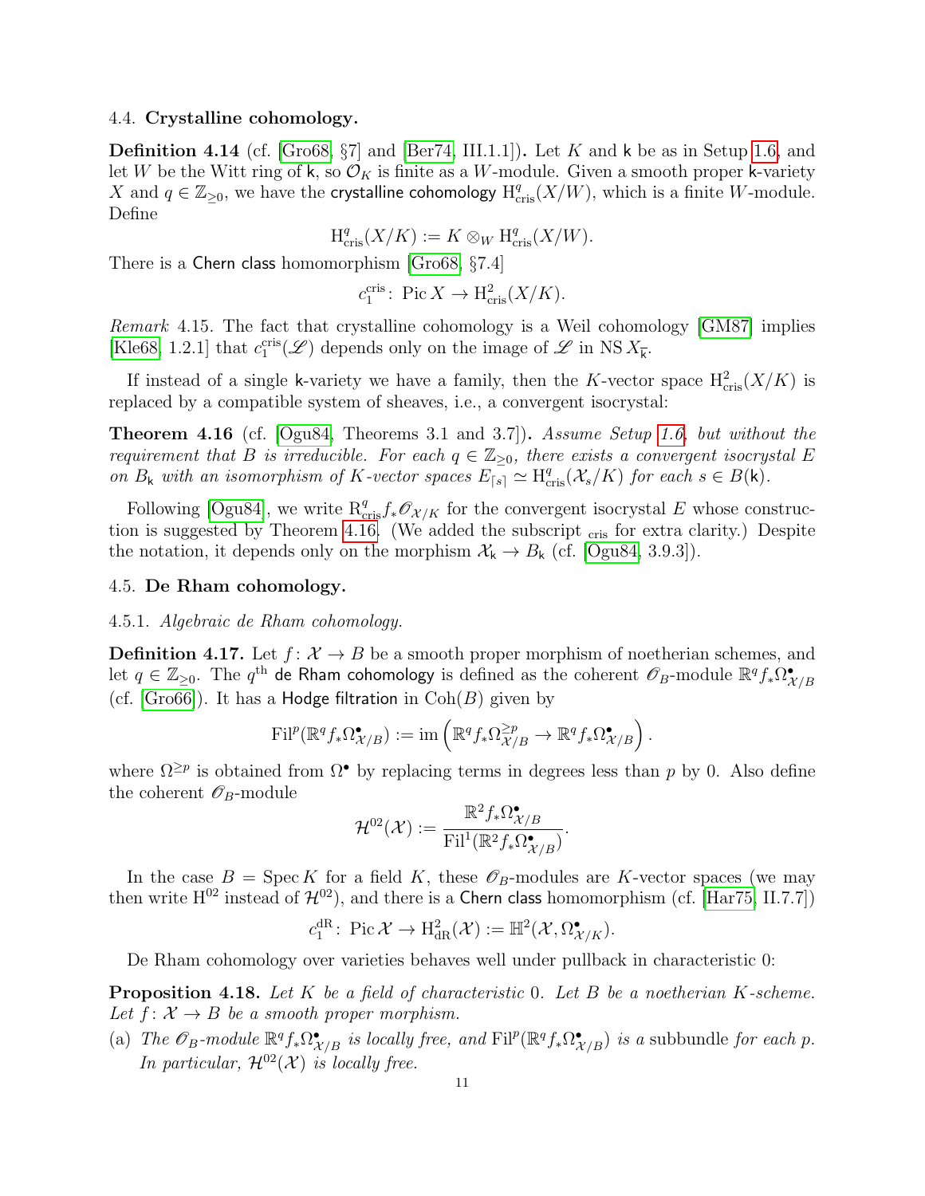### 4.4. Crystalline cohomology.

**Definition 4.14** (cf. [Gro68, §7] and [Ber74, III.1.1])**.** Let $K$ and $\mathsf{k}$ be as in Setup 1.6, and let $W$ be the Witt ring of $\mathsf{k}$, so $\mathcal{O}_K$ is finite as a $W$-module. Given a smooth proper $\mathsf{k}$-variety $X$ and $q \in \mathbb{Z}_{\geq 0}$, we have the crystalline cohomology $\mathrm{H}^q_{\mathrm{cris}}(X/W)$, which is a finite $W$-module. Define

$$\mathrm{H}^q_{\mathrm{cris}}(X/K) := K \otimes_W \mathrm{H}^q_{\mathrm{cris}}(X/W).$$

There is a Chern class homomorphism [Gro68, §7.4]

$$c_1^{\mathrm{cris}} \colon \operatorname{Pic} X \to \mathrm{H}^2_{\mathrm{cris}}(X/K).$$

*Remark* 4.15. The fact that crystalline cohomology is a Weil cohomology [GM87] implies [Kle68, 1.2.1] that $c_1^{\mathrm{cris}}(\mathscr{L})$ depends only on the image of $\mathscr{L}$ in $\operatorname{NS} X_{\overline{\mathsf{k}}}$.

If instead of a single $\mathsf{k}$-variety we have a family, then the $K$-vector space $\mathrm{H}^2_{\mathrm{cris}}(X/K)$ is replaced by a compatible system of sheaves, i.e., a convergent isocrystal:

**Theorem 4.16** (cf. [Ogu84, Theorems 3.1 and 3.7])**.** *Assume Setup 1.6, but without the requirement that $B$ is irreducible. For each $q \in \mathbb{Z}_{\geq 0}$, there exists a convergent isocrystal $E$ on $B_{\mathsf{k}}$ with an isomorphism of $K$-vector spaces $E_{\lceil s \rceil} \simeq \mathrm{H}^q_{\mathrm{cris}}(\mathcal{X}_s/K)$ for each $s \in B(\mathsf{k})$.*

Following [Ogu84], we write $\mathrm{R}^q_{\mathrm{cris}} f_* \mathscr{O}_{\mathcal{X}/K}$ for the convergent isocrystal $E$ whose construction is suggested by Theorem 4.16. (We added the subscript $_{\mathrm{cris}}$ for extra clarity.) Despite the notation, it depends only on the morphism $\mathcal{X}_{\mathsf{k}} \to B_{\mathsf{k}}$ (cf. [Ogu84, 3.9.3]).

### 4.5. De Rham cohomology.

#### 4.5.1. *Algebraic de Rham cohomology.*

**Definition 4.17.** Let $f \colon \mathcal{X} \to B$ be a smooth proper morphism of noetherian schemes, and let $q \in \mathbb{Z}_{\geq 0}$. The $q^{\text{th}}$ de Rham cohomology is defined as the coherent $\mathscr{O}_B$-module $\mathbb{R}^q f_* \Omega^\bullet_{\mathcal{X}/B}$ (cf. [Gro66]). It has a Hodge filtration in $\operatorname{Coh}(B)$ given by

$$\operatorname{Fil}^p(\mathbb{R}^q f_* \Omega^\bullet_{\mathcal{X}/B}) := \operatorname{im}\left(\mathbb{R}^q f_* \Omega^{\geq p}_{\mathcal{X}/B} \to \mathbb{R}^q f_* \Omega^\bullet_{\mathcal{X}/B}\right).$$

where $\Omega^{\geq p}$ is obtained from $\Omega^\bullet$ by replacing terms in degrees less than $p$ by 0. Also define the coherent $\mathscr{O}_B$-module

$$\mathcal{H}^{02}(\mathcal{X}) := \frac{\mathbb{R}^2 f_* \Omega^\bullet_{\mathcal{X}/B}}{\operatorname{Fil}^1(\mathbb{R}^2 f_* \Omega^\bullet_{\mathcal{X}/B})}.$$

In the case $B = \operatorname{Spec} K$ for a field $K$, these $\mathscr{O}_B$-modules are $K$-vector spaces (we may then write $\mathrm{H}^{02}$ instead of $\mathcal{H}^{02}$), and there is a Chern class homomorphism (cf. [Har75, II.7.7])

$$c_1^{\mathrm{dR}} \colon \operatorname{Pic} \mathcal{X} \to \mathrm{H}^2_{\mathrm{dR}}(\mathcal{X}) := \mathbb{H}^2(\mathcal{X}, \Omega^\bullet_{\mathcal{X}/K}).$$

De Rham cohomology over varieties behaves well under pullback in characteristic 0:

**Proposition 4.18.** *Let $K$ be a field of characteristic 0. Let $B$ be a noetherian $K$-scheme. Let $f \colon \mathcal{X} \to B$ be a smooth proper morphism.*

(a) *The $\mathscr{O}_B$-module $\mathbb{R}^q f_* \Omega^\bullet_{\mathcal{X}/B}$ is locally free, and $\operatorname{Fil}^p(\mathbb{R}^q f_* \Omega^\bullet_{\mathcal{X}/B})$ is a* subbundle *for each $p$. In particular, $\mathcal{H}^{02}(\mathcal{X})$ is locally free.*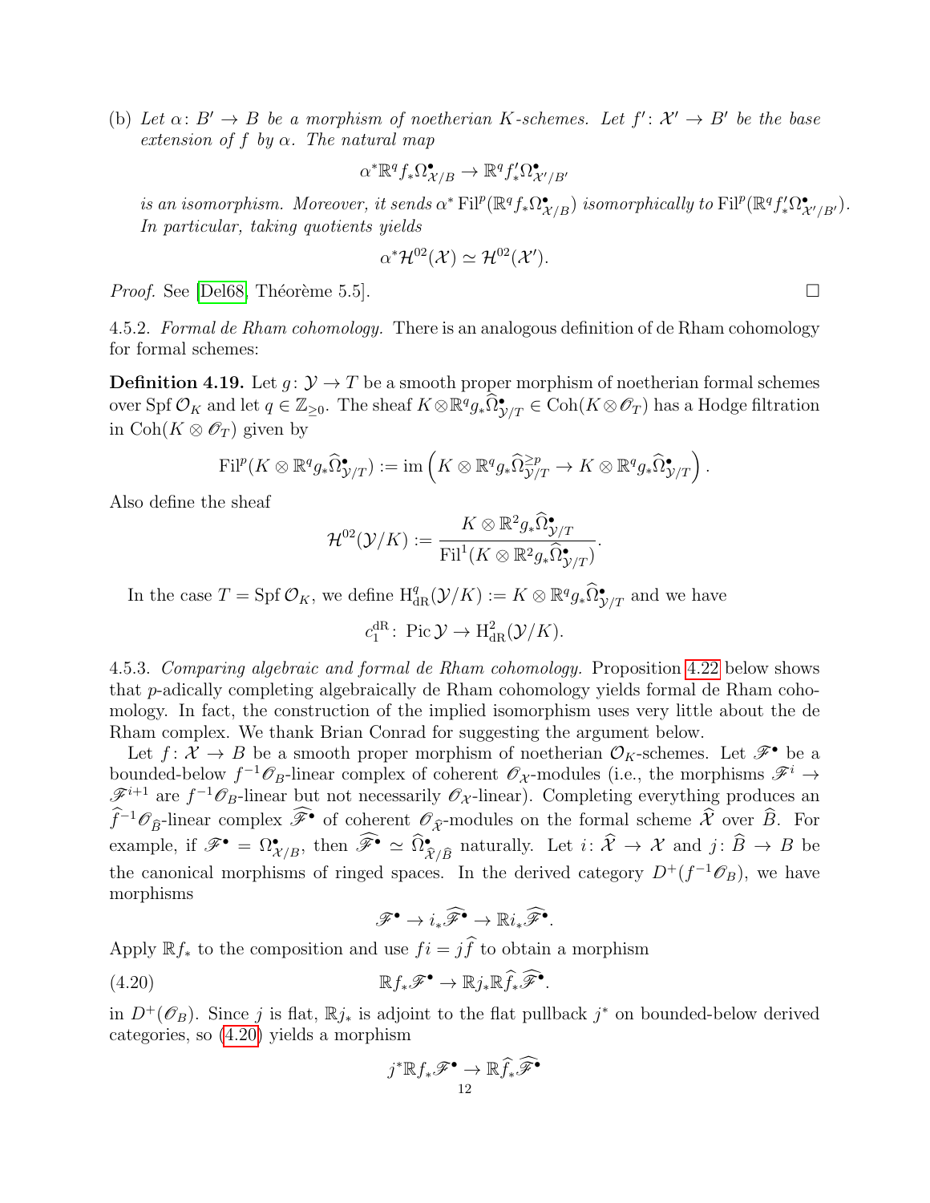(b) *Let $\alpha\colon B' \to B$ be a morphism of noetherian $K$-schemes. Let $f'\colon \mathcal{X}' \to B'$ be the base extension of $f$ by $\alpha$. The natural map*

$$\alpha^* \mathbb{R}^q f_* \Omega^\bullet_{\mathcal{X}/B} \to \mathbb{R}^q f'_* \Omega^\bullet_{\mathcal{X}'/B'}$$

*is an isomorphism. Moreover, it sends $\alpha^* \operatorname{Fil}^p(\mathbb{R}^q f_* \Omega^\bullet_{\mathcal{X}/B})$ isomorphically to $\operatorname{Fil}^p(\mathbb{R}^q f'_* \Omega^\bullet_{\mathcal{X}'/B'})$. In particular, taking quotients yields*

$$\alpha^* \mathcal{H}^{02}(\mathcal{X}) \simeq \mathcal{H}^{02}(\mathcal{X}').$$

*Proof.* See [Del68, Théorème 5.5]. □

4.5.2. *Formal de Rham cohomology.* There is an analogous definition of de Rham cohomology for formal schemes:

**Definition 4.19.** Let $g\colon \mathcal{Y} \to T$ be a smooth proper morphism of noetherian formal schemes over $\operatorname{Spf} \mathcal{O}_K$ and let $q \in \mathbb{Z}_{\geq 0}$. The sheaf $K \otimes \mathbb{R}^q g_* \widehat{\Omega}^\bullet_{\mathcal{Y}/T} \in \operatorname{Coh}(K \otimes \mathscr{O}_T)$ has a Hodge filtration in $\operatorname{Coh}(K \otimes \mathscr{O}_T)$ given by

$$\operatorname{Fil}^p(K \otimes \mathbb{R}^q g_* \widehat{\Omega}^\bullet_{\mathcal{Y}/T}) := \operatorname{im}\left(K \otimes \mathbb{R}^q g_* \widehat{\Omega}^{\geq p}_{\mathcal{Y}/T} \to K \otimes \mathbb{R}^q g_* \widehat{\Omega}^\bullet_{\mathcal{Y}/T}\right).$$

Also define the sheaf

$$\mathcal{H}^{02}(\mathcal{Y}/K) := \frac{K \otimes \mathbb{R}^2 g_* \widehat{\Omega}^\bullet_{\mathcal{Y}/T}}{\operatorname{Fil}^1(K \otimes \mathbb{R}^2 g_* \widehat{\Omega}^\bullet_{\mathcal{Y}/T})}.$$

In the case $T = \operatorname{Spf} \mathcal{O}_K$, we define $\mathrm{H}^q_{\mathrm{dR}}(\mathcal{Y}/K) := K \otimes \mathbb{R}^q g_* \widehat{\Omega}^\bullet_{\mathcal{Y}/T}$ and we have

$$c_1^{\mathrm{dR}}\colon \operatorname{Pic} \mathcal{Y} \to \mathrm{H}^2_{\mathrm{dR}}(\mathcal{Y}/K).$$

4.5.3. *Comparing algebraic and formal de Rham cohomology.* Proposition 4.22 below shows that $p$-adically completing algebraically de Rham cohomology yields formal de Rham cohomology. In fact, the construction of the implied isomorphism uses very little about the de Rham complex. We thank Brian Conrad for suggesting the argument below.

Let $f\colon \mathcal{X} \to B$ be a smooth proper morphism of noetherian $\mathcal{O}_K$-schemes. Let $\mathscr{F}^\bullet$ be a bounded-below $f^{-1}\mathscr{O}_B$-linear complex of coherent $\mathscr{O}_\mathcal{X}$-modules (i.e., the morphisms $\mathscr{F}^i \to \mathscr{F}^{i+1}$ are $f^{-1}\mathscr{O}_B$-linear but not necessarily $\mathscr{O}_\mathcal{X}$-linear). Completing everything produces an $\widehat{f}^{-1}\mathscr{O}_{\widehat{B}}$-linear complex $\widehat{\mathscr{F}^\bullet}$ of coherent $\mathscr{O}_{\widehat{\mathcal{X}}}$-modules on the formal scheme $\widehat{\mathcal{X}}$ over $\widehat{B}$. For example, if $\mathscr{F}^\bullet = \Omega^\bullet_{\mathcal{X}/B}$, then $\widehat{\mathscr{F}^\bullet} \simeq \widehat{\Omega}^\bullet_{\widehat{\mathcal{X}}/\widehat{B}}$ naturally. Let $i\colon \widehat{\mathcal{X}} \to \mathcal{X}$ and $j\colon \widehat{B} \to B$ be the canonical morphisms of ringed spaces. In the derived category $D^+(f^{-1}\mathscr{O}_B)$, we have morphisms

$$\mathscr{F}^\bullet \to i_* \widehat{\mathscr{F}^\bullet} \to \mathbb{R} i_* \widehat{\mathscr{F}^\bullet}.$$

Apply $\mathbb{R} f_*$ to the composition and use $fi = j\widehat{f}$ to obtain a morphism

$$\mathbb{R} f_* \mathscr{F}^\bullet \to \mathbb{R} j_* \mathbb{R} \widehat{f}_* \widehat{\mathscr{F}^\bullet}. \tag{4.20}$$

in $D^+(\mathscr{O}_B)$. Since $j$ is flat, $\mathbb{R} j_*$ is adjoint to the flat pullback $j^*$ on bounded-below derived categories, so (4.20) yields a morphism

$$j^* \mathbb{R} f_* \mathscr{F}^\bullet \to \mathbb{R} \widehat{f}_* \widehat{\mathscr{F}^\bullet}$$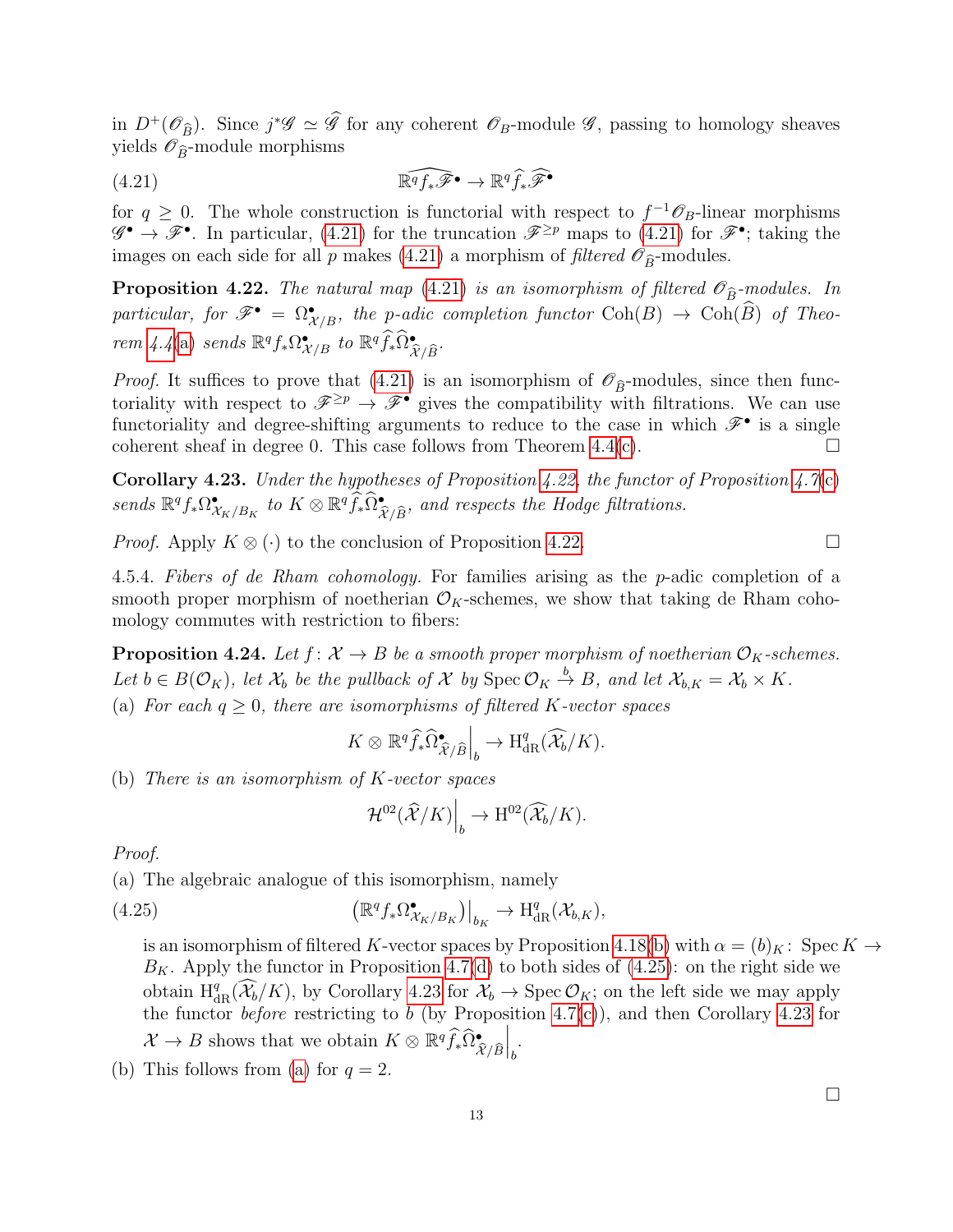in $D^+(\mathscr{O}_{\widehat{B}})$. Since $j^*\mathscr{G} \simeq \widehat{\mathscr{G}}$ for any coherent $\mathscr{O}_B$-module $\mathscr{G}$, passing to homology sheaves yields $\mathscr{O}_{\widehat{B}}$-module morphisms

$$\widehat{\mathbb{R}^q f_* \mathscr{F}^\bullet} \to \mathbb{R}^q \widehat{f}_* \widehat{\mathscr{F}^\bullet} \tag{4.21}$$

for $q \geq 0$. The whole construction is functorial with respect to $f^{-1}\mathscr{O}_B$-linear morphisms $\mathscr{G}^\bullet \to \mathscr{F}^\bullet$. In particular, (4.21) for the truncation $\mathscr{F}^{\geq p}$ maps to (4.21) for $\mathscr{F}^\bullet$; taking the images on each side for all $p$ makes (4.21) a morphism of *filtered* $\mathscr{O}_{\widehat{B}}$-modules.

**Proposition 4.22.** *The natural map (4.21) is an isomorphism of filtered $\mathscr{O}_{\widehat{B}}$-modules. In particular, for $\mathscr{F}^\bullet = \Omega^\bullet_{\mathcal{X}/B}$, the $p$-adic completion functor $\operatorname{Coh}(B) \to \operatorname{Coh}(\widehat{B})$ of Theorem 4.4(a) sends $\mathbb{R}^q f_* \Omega^\bullet_{\mathcal{X}/B}$ to $\mathbb{R}^q \widehat{f}_* \widehat{\Omega}^\bullet_{\widehat{\mathcal{X}}/\widehat{B}}$.*

*Proof.* It suffices to prove that (4.21) is an isomorphism of $\mathscr{O}_{\widehat{B}}$-modules, since then functoriality with respect to $\mathscr{F}^{\geq p} \to \mathscr{F}^\bullet$ gives the compatibility with filtrations. We can use functoriality and degree-shifting arguments to reduce to the case in which $\mathscr{F}^\bullet$ is a single coherent sheaf in degree 0. This case follows from Theorem 4.4(c). $\square$

**Corollary 4.23.** *Under the hypotheses of Proposition 4.22, the functor of Proposition 4.7(c) sends $\mathbb{R}^q f_* \Omega^\bullet_{\mathcal{X}_K/B_K}$ to $K \otimes \mathbb{R}^q \widehat{f}_* \widehat{\Omega}^\bullet_{\widehat{\mathcal{X}}/\widehat{B}}$, and respects the Hodge filtrations.*

*Proof.* Apply $K \otimes (\cdot)$ to the conclusion of Proposition 4.22. $\square$

4.5.4. *Fibers of de Rham cohomology.* For families arising as the $p$-adic completion of a smooth proper morphism of noetherian $\mathcal{O}_K$-schemes, we show that taking de Rham cohomology commutes with restriction to fibers:

**Proposition 4.24.** *Let $f\colon \mathcal{X} \to B$ be a smooth proper morphism of noetherian $\mathcal{O}_K$-schemes. Let $b \in B(\mathcal{O}_K)$, let $\mathcal{X}_b$ be the pullback of $\mathcal{X}$ by $\operatorname{Spec} \mathcal{O}_K \xrightarrow{b} B$, and let $\mathcal{X}_{b,K} = \mathcal{X}_b \times K$.*

(a) *For each $q \geq 0$, there are isomorphisms of filtered $K$-vector spaces*

$$K \otimes \mathbb{R}^q \widehat{f}_* \widehat{\Omega}^\bullet_{\widehat{\mathcal{X}}/\widehat{B}}\Big|_b \to \mathrm{H}^q_{\mathrm{dR}}(\widehat{\mathcal{X}_b}/K).$$

(b) *There is an isomorphism of $K$-vector spaces*

$$\mathcal{H}^{02}(\widehat{\mathcal{X}}/K)\Big|_b \to \mathrm{H}^{02}(\widehat{\mathcal{X}_b}/K).$$

*Proof.*

(a) The algebraic analogue of this isomorphism, namely

$$\left(\mathbb{R}^q f_* \Omega^\bullet_{\mathcal{X}_K/B_K}\right)\big|_{b_K} \to \mathrm{H}^q_{\mathrm{dR}}(\mathcal{X}_{b,K}), \tag{4.25}$$

is an isomorphism of filtered $K$-vector spaces by Proposition 4.18(b) with $\alpha = (b)_K\colon \operatorname{Spec} K \to B_K$. Apply the functor in Proposition 4.7(d) to both sides of (4.25): on the right side we obtain $\mathrm{H}^q_{\mathrm{dR}}(\widehat{\mathcal{X}_b}/K)$, by Corollary 4.23 for $\mathcal{X}_b \to \operatorname{Spec} \mathcal{O}_K$; on the left side we may apply the functor *before* restricting to $b$ (by Proposition 4.7(c)), and then Corollary 4.23 for $\mathcal{X} \to B$ shows that we obtain $K \otimes \mathbb{R}^q \widehat{f}_* \widehat{\Omega}^\bullet_{\widehat{\mathcal{X}}/\widehat{B}}\Big|_b$.

(b) This follows from (a) for $q = 2$.

$\square$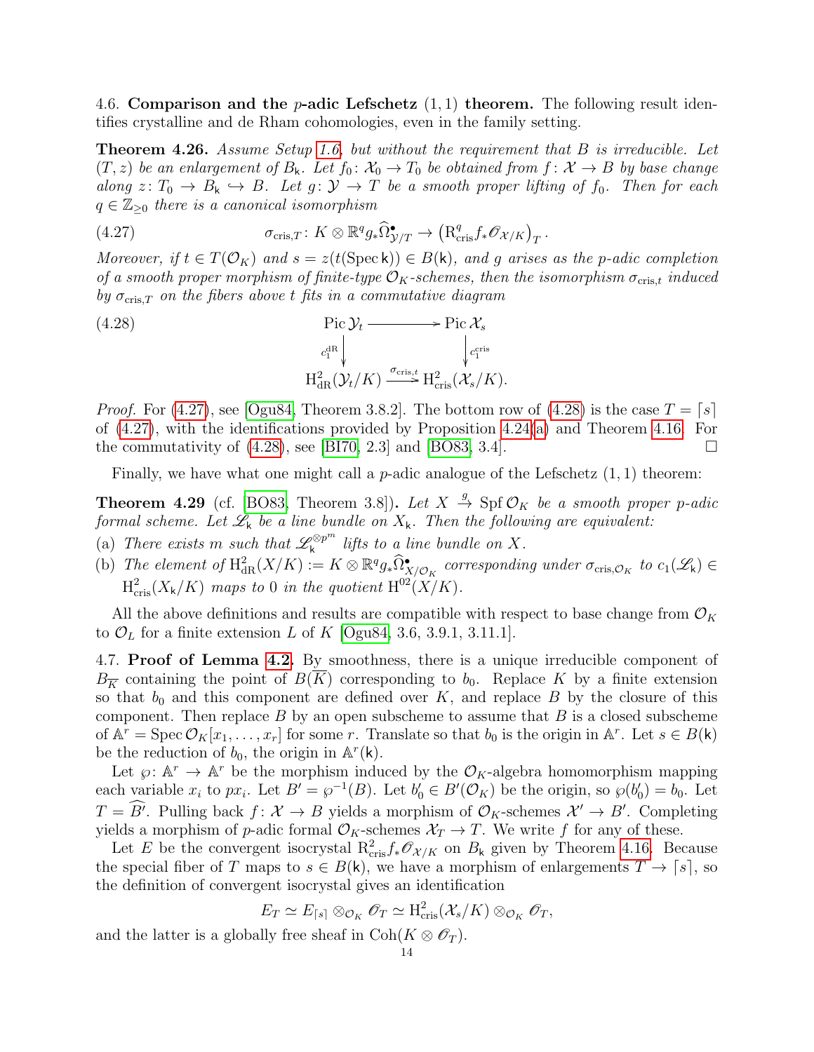4.6. **Comparison and the $p$-adic Lefschetz $(1,1)$ theorem.** The following result identifies crystalline and de Rham cohomologies, even in the family setting.

**Theorem 4.26.** *Assume Setup 1.6, but without the requirement that $B$ is irreducible. Let $(T,z)$ be an enlargement of $B_{\mathsf{k}}$. Let $f_0\colon \mathcal{X}_0 \to T_0$ be obtained from $f\colon \mathcal{X} \to B$ by base change along $z\colon T_0 \to B_{\mathsf{k}} \hookrightarrow B$. Let $g\colon \mathcal{Y} \to T$ be a smooth proper lifting of $f_0$. Then for each $q \in \mathbb{Z}_{\ge 0}$ there is a canonical isomorphism*

$$\sigma_{\mathrm{cris},T}\colon K \otimes \mathbb{R}^q g_* \widehat{\Omega}^\bullet_{\mathcal{Y}/T} \to \left(\mathrm{R}^q_{\mathrm{cris}} f_* \mathscr{O}_{\mathcal{X}/K}\right)_T. \tag{4.27}$$

*Moreover, if $t \in T(\mathcal{O}_K)$ and $s = z(t(\operatorname{Spec}\mathsf{k})) \in B(\mathsf{k})$, and $g$ arises as the $p$-adic completion of a smooth proper morphism of finite-type $\mathcal{O}_K$-schemes, then the isomorphism $\sigma_{\mathrm{cris},t}$ induced by $\sigma_{\mathrm{cris},T}$ on the fibers above $t$ fits in a commutative diagram*

$$\begin{array}{ccc} \operatorname{Pic}\mathcal{Y}_t & \longrightarrow & \operatorname{Pic}\mathcal{X}_s \\ \Big\downarrow{\scriptstyle c_1^{\mathrm{dR}}} & & \Big\downarrow{\scriptstyle c_1^{\mathrm{cris}}} \\ \mathrm{H}^2_{\mathrm{dR}}(\mathcal{Y}_t/K) & \xrightarrow{\sigma_{\mathrm{cris},t}} & \mathrm{H}^2_{\mathrm{cris}}(\mathcal{X}_s/K). \end{array} \tag{4.28}$$

*Proof.* For (4.27), see [Ogu84, Theorem 3.8.2]. The bottom row of (4.28) is the case $T = \lceil s \rceil$ of (4.27), with the identifications provided by Proposition 4.24(a) and Theorem 4.16. For the commutativity of (4.28), see [BI70, 2.3] and [BO83, 3.4]. $\square$

Finally, we have what one might call a $p$-adic analogue of the Lefschetz $(1,1)$ theorem:

**Theorem 4.29** (cf. [BO83, Theorem 3.8])**.** *Let $X \xrightarrow{g} \operatorname{Spf}\mathcal{O}_K$ be a smooth proper $p$-adic formal scheme. Let $\mathscr{L}_{\mathsf{k}}$ be a line bundle on $X_{\mathsf{k}}$. Then the following are equivalent:*

(a) *There exists $m$ such that $\mathscr{L}_{\mathsf{k}}^{\otimes p^m}$ lifts to a line bundle on $X$.*
(b) *The element of $\mathrm{H}^2_{\mathrm{dR}}(X/K) := K \otimes \mathbb{R}^q g_* \widehat{\Omega}^\bullet_{X/\mathcal{O}_K}$ corresponding under $\sigma_{\mathrm{cris},\mathcal{O}_K}$ to $c_1(\mathscr{L}_{\mathsf{k}}) \in \mathrm{H}^2_{\mathrm{cris}}(X_{\mathsf{k}}/K)$ maps to $0$ in the quotient $\mathrm{H}^{02}(X/K)$.*

All the above definitions and results are compatible with respect to base change from $\mathcal{O}_K$ to $\mathcal{O}_L$ for a finite extension $L$ of $K$ [Ogu84, 3.6, 3.9.1, 3.11.1].

4.7. **Proof of Lemma 4.2.** By smoothness, there is a unique irreducible component of $B_{\overline{K}}$ containing the point of $B(\overline{K})$ corresponding to $b_0$. Replace $K$ by a finite extension so that $b_0$ and this component are defined over $K$, and replace $B$ by the closure of this component. Then replace $B$ by an open subscheme to assume that $B$ is a closed subscheme of $\mathbb{A}^r = \operatorname{Spec}\mathcal{O}_K[x_1,\dots,x_r]$ for some $r$. Translate so that $b_0$ is the origin in $\mathbb{A}^r$. Let $s \in B(\mathsf{k})$ be the reduction of $b_0$, the origin in $\mathbb{A}^r(\mathsf{k})$.

Let $\wp\colon \mathbb{A}^r \to \mathbb{A}^r$ be the morphism induced by the $\mathcal{O}_K$-algebra homomorphism mapping each variable $x_i$ to $px_i$. Let $B' = \wp^{-1}(B)$. Let $b_0' \in B'(\mathcal{O}_K)$ be the origin, so $\wp(b_0') = b_0$. Let $T = \widehat{B'}$. Pulling back $f\colon \mathcal{X} \to B$ yields a morphism of $\mathcal{O}_K$-schemes $\mathcal{X}' \to B'$. Completing yields a morphism of $p$-adic formal $\mathcal{O}_K$-schemes $\mathcal{X}_T \to T$. We write $f$ for any of these.

Let $E$ be the convergent isocrystal $\mathrm{R}^2_{\mathrm{cris}} f_* \mathscr{O}_{\mathcal{X}/K}$ on $B_{\mathsf{k}}$ given by Theorem 4.16. Because the special fiber of $T$ maps to $s \in B(\mathsf{k})$, we have a morphism of enlargements $T \to \lceil s \rceil$, so the definition of convergent isocrystal gives an identification

$$E_T \simeq E_{\lceil s \rceil} \otimes_{\mathcal{O}_K} \mathscr{O}_T \simeq \mathrm{H}^2_{\mathrm{cris}}(\mathcal{X}_s/K) \otimes_{\mathcal{O}_K} \mathscr{O}_T,$$

and the latter is a globally free sheaf in $\operatorname{Coh}(K \otimes \mathscr{O}_T)$.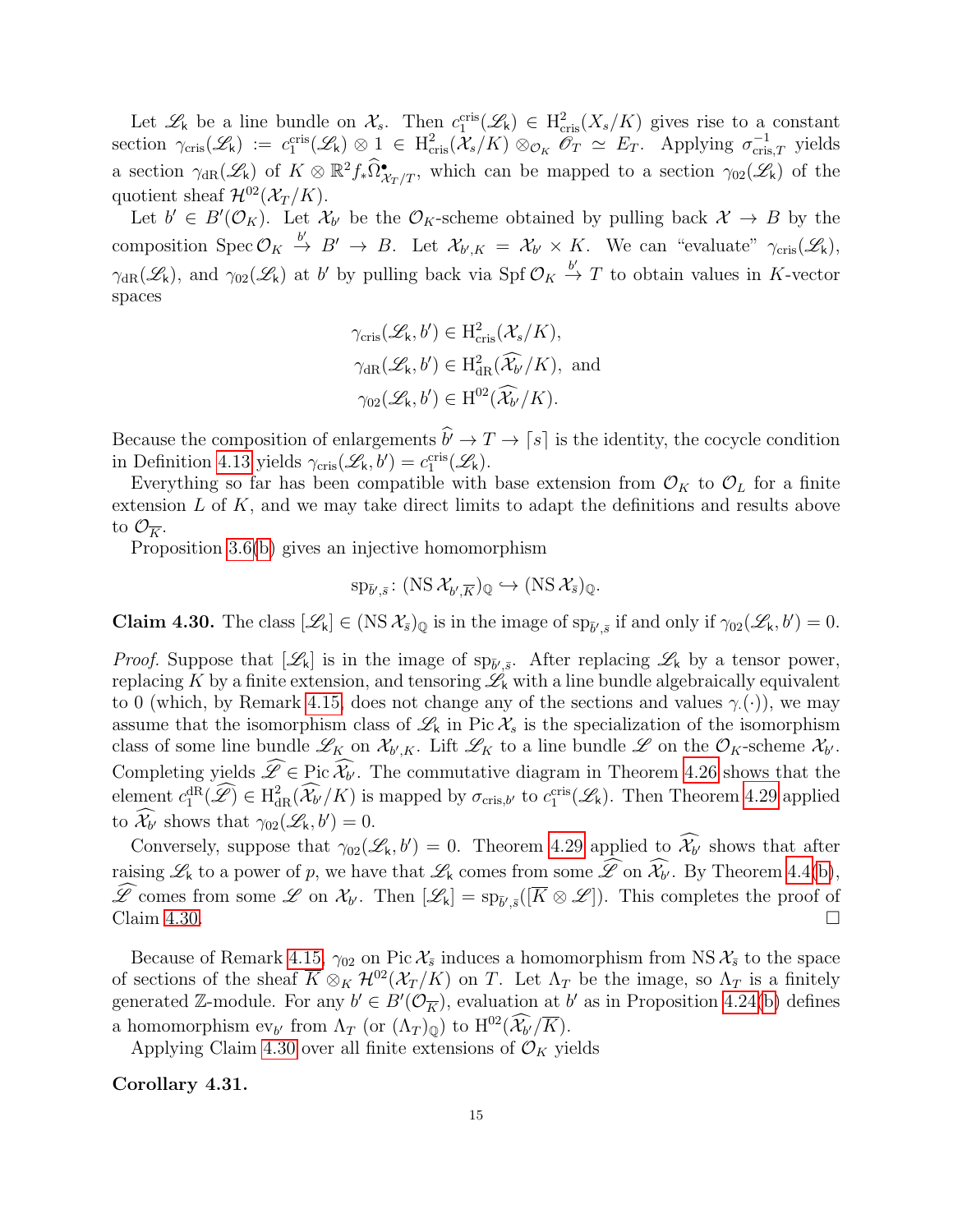Let $\mathscr{L}_{\mathsf{k}}$ be a line bundle on $\mathcal{X}_s$. Then $c_1^{\mathrm{cris}}(\mathscr{L}_{\mathsf{k}}) \in \mathrm{H}^2_{\mathrm{cris}}(X_s/K)$ gives rise to a constant section $\gamma_{\mathrm{cris}}(\mathscr{L}_{\mathsf{k}}) := c_1^{\mathrm{cris}}(\mathscr{L}_{\mathsf{k}}) \otimes 1 \in \mathrm{H}^2_{\mathrm{cris}}(\mathcal{X}_s/K) \otimes_{\mathcal{O}_K} \mathscr{O}_T \simeq E_T$. Applying $\sigma_{\mathrm{cris},T}^{-1}$ yields a section $\gamma_{\mathrm{dR}}(\mathscr{L}_{\mathsf{k}})$ of $K \otimes \mathbb{R}^2 f_* \widehat{\Omega}^{\bullet}_{\mathcal{X}_T/T}$, which can be mapped to a section $\gamma_{02}(\mathscr{L}_{\mathsf{k}})$ of the quotient sheaf $\mathcal{H}^{02}(\mathcal{X}_T/K)$.

Let $b' \in B'(\mathcal{O}_K)$. Let $\mathcal{X}_{b'}$ be the $\mathcal{O}_K$-scheme obtained by pulling back $\mathcal{X} \to B$ by the composition $\operatorname{Spec} \mathcal{O}_K \xrightarrow{b'} B' \to B$. Let $\mathcal{X}_{b',K} = \mathcal{X}_{b'} \times K$. We can "evaluate" $\gamma_{\mathrm{cris}}(\mathscr{L}_{\mathsf{k}})$, $\gamma_{\mathrm{dR}}(\mathscr{L}_{\mathsf{k}})$, and $\gamma_{02}(\mathscr{L}_{\mathsf{k}})$ at $b'$ by pulling back via $\operatorname{Spf} \mathcal{O}_K \xrightarrow{b'} T$ to obtain values in $K$-vector spaces

$$\begin{aligned}
\gamma_{\mathrm{cris}}(\mathscr{L}_{\mathsf{k}}, b') &\in \mathrm{H}^2_{\mathrm{cris}}(\mathcal{X}_s/K), \\
\gamma_{\mathrm{dR}}(\mathscr{L}_{\mathsf{k}}, b') &\in \mathrm{H}^2_{\mathrm{dR}}(\widehat{\mathcal{X}_{b'}}/K), \text{ and} \\
\gamma_{02}(\mathscr{L}_{\mathsf{k}}, b') &\in \mathrm{H}^{02}(\widehat{\mathcal{X}_{b'}}/K).
\end{aligned}$$

Because the composition of enlargements $\widehat{b'} \to T \to \lceil s \rceil$ is the identity, the cocycle condition in Definition 4.13 yields $\gamma_{\mathrm{cris}}(\mathscr{L}_{\mathsf{k}}, b') = c_1^{\mathrm{cris}}(\mathscr{L}_{\mathsf{k}})$.

Everything so far has been compatible with base extension from $\mathcal{O}_K$ to $\mathcal{O}_L$ for a finite extension $L$ of $K$, and we may take direct limits to adapt the definitions and results above to $\mathcal{O}_{\overline{K}}$.

Proposition 3.6(b) gives an injective homomorphism

$$\mathrm{sp}_{\bar{b}',\bar{s}} \colon (\operatorname{NS} \mathcal{X}_{b',\overline{K}})_{\mathbb{Q}} \hookrightarrow (\operatorname{NS} \mathcal{X}_{\bar{s}})_{\mathbb{Q}}.$$

**Claim 4.30.** The class $[\mathscr{L}_{\mathsf{k}}] \in (\operatorname{NS} \mathcal{X}_{\bar{s}})_{\mathbb{Q}}$ is in the image of $\mathrm{sp}_{\bar{b}',\bar{s}}$ if and only if $\gamma_{02}(\mathscr{L}_{\mathsf{k}}, b') = 0$.

*Proof.* Suppose that $[\mathscr{L}_{\mathsf{k}}]$ is in the image of $\mathrm{sp}_{\bar{b}',\bar{s}}$. After replacing $\mathscr{L}_{\mathsf{k}}$ by a tensor power, replacing $K$ by a finite extension, and tensoring $\mathscr{L}_{\mathsf{k}}$ with a line bundle algebraically equivalent to 0 (which, by Remark 4.15, does not change any of the sections and values $\gamma_{\cdot}(\cdot)$), we may assume that the isomorphism class of $\mathscr{L}_{\mathsf{k}}$ in $\operatorname{Pic} \mathcal{X}_s$ is the specialization of the isomorphism class of some line bundle $\mathscr{L}_K$ on $\mathcal{X}_{b',K}$. Lift $\mathscr{L}_K$ to a line bundle $\mathscr{L}$ on the $\mathcal{O}_K$-scheme $\mathcal{X}_{b'}$. Completing yields $\widehat{\mathscr{L}} \in \operatorname{Pic} \widehat{\mathcal{X}_{b'}}$. The commutative diagram in Theorem 4.26 shows that the element $c_1^{\mathrm{dR}}(\widehat{\mathscr{L}}) \in \mathrm{H}^2_{\mathrm{dR}}(\widehat{\mathcal{X}_{b'}}/K)$ is mapped by $\sigma_{\mathrm{cris},b'}$ to $c_1^{\mathrm{cris}}(\mathscr{L}_{\mathsf{k}})$. Then Theorem 4.29 applied to $\widehat{\mathcal{X}_{b'}}$ shows that $\gamma_{02}(\mathscr{L}_{\mathsf{k}}, b') = 0$.

Conversely, suppose that $\gamma_{02}(\mathscr{L}_{\mathsf{k}}, b') = 0$. Theorem 4.29 applied to $\widehat{\mathcal{X}_{b'}}$ shows that after raising $\mathscr{L}_{\mathsf{k}}$ to a power of $p$, we have that $\mathscr{L}_{\mathsf{k}}$ comes from some $\widehat{\mathscr{L}}$ on $\widehat{\mathcal{X}_{b'}}$. By Theorem 4.4(b), $\widehat{\mathscr{L}}$ comes from some $\mathscr{L}$ on $\mathcal{X}_{b'}$. Then $[\mathscr{L}_{\mathsf{k}}] = \mathrm{sp}_{\bar{b}',\bar{s}}([\overline{K} \otimes \mathscr{L}])$. This completes the proof of Claim 4.30. $\square$

Because of Remark 4.15, $\gamma_{02}$ on $\operatorname{Pic} \mathcal{X}_{\bar{s}}$ induces a homomorphism from $\operatorname{NS} \mathcal{X}_{\bar{s}}$ to the space of sections of the sheaf $\overline{K} \otimes_K \mathcal{H}^{02}(\mathcal{X}_T/K)$ on $T$. Let $\Lambda_T$ be the image, so $\Lambda_T$ is a finitely generated $\mathbb{Z}$-module. For any $b' \in B'(\mathcal{O}_{\overline{K}})$, evaluation at $b'$ as in Proposition 4.24(b) defines a homomorphism $\mathrm{ev}_{b'}$ from $\Lambda_T$ (or $(\Lambda_T)_{\mathbb{Q}}$) to $\mathrm{H}^{02}(\widehat{\mathcal{X}_{b'}}/\overline{K})$.

Applying Claim 4.30 over all finite extensions of $\mathcal{O}_K$ yields

**Corollary 4.31.**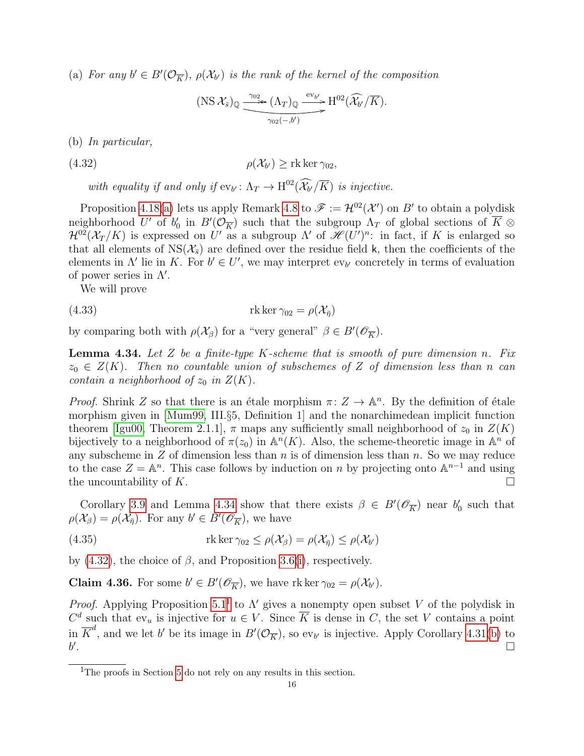(a) *For any $b' \in B'(\mathcal{O}_{\overline{K}})$, $\rho(\mathcal{X}_{b'})$ is the rank of the kernel of the composition*

$$(\operatorname{NS} \mathcal{X}_{\bar{s}})_{\mathbb{Q}} \xrightarrow{\gamma_{02}} (\Lambda_T)_{\mathbb{Q}} \xrightarrow{\operatorname{ev}_{b'}} \mathrm{H}^{02}(\widehat{\mathcal{X}_{b'}}/\overline{K}).$$
$$\underbrace{\qquad\qquad\qquad\qquad}_{\gamma_{02}(-,b')}$$

(b) *In particular,*

$$\rho(\mathcal{X}_{b'}) \geq \operatorname{rk}\ker \gamma_{02}, \tag{4.32}$$

*with equality if and only if $\operatorname{ev}_{b'} \colon \Lambda_T \to \mathrm{H}^{02}(\widehat{\mathcal{X}_{b'}}/\overline{K})$ is injective.*

Proposition 4.18(a) lets us apply Remark 4.8 to $\mathscr{F} := \mathcal{H}^{02}(\mathcal{X}')$ on $B'$ to obtain a polydisk neighborhood $U'$ of $b'_0$ in $B'(\mathcal{O}_{\overline{K}})$ such that the subgroup $\Lambda_T$ of global sections of $\overline{K} \otimes \mathcal{H}^{02}(\mathcal{X}_T/K)$ is expressed on $U'$ as a subgroup $\Lambda'$ of $\mathscr{H}(U')^n$: in fact, if $K$ is enlarged so that all elements of $\operatorname{NS}(\mathcal{X}_{\bar{s}})$ are defined over the residue field $\mathsf{k}$, then the coefficients of the elements in $\Lambda'$ lie in $K$. For $b' \in U'$, we may interpret $\operatorname{ev}_{b'}$ concretely in terms of evaluation of power series in $\Lambda'$.

We will prove

$$\operatorname{rk}\ker \gamma_{02} = \rho(\mathcal{X}_{\bar{\eta}}) \tag{4.33}$$

by comparing both with $\rho(\mathcal{X}_\beta)$ for a "very general" $\beta \in B'(\mathscr{O}_{\overline{K}})$.

**Lemma 4.34.** *Let $Z$ be a finite-type $K$-scheme that is smooth of pure dimension $n$. Fix $z_0 \in Z(K)$. Then no countable union of subschemes of $Z$ of dimension less than $n$ can contain a neighborhood of $z_0$ in $Z(K)$.*

*Proof.* Shrink $Z$ so that there is an étale morphism $\pi \colon Z \to \mathbb{A}^n$. By the definition of étale morphism given in [Mum99, III.§5, Definition 1] and the nonarchimedean implicit function theorem [Igu00, Theorem 2.1.1], $\pi$ maps any sufficiently small neighborhood of $z_0$ in $Z(K)$ bijectively to a neighborhood of $\pi(z_0)$ in $\mathbb{A}^n(K)$. Also, the scheme-theoretic image in $\mathbb{A}^n$ of any subscheme in $Z$ of dimension less than $n$ is of dimension less than $n$. So we may reduce to the case $Z = \mathbb{A}^n$. This case follows by induction on $n$ by projecting onto $\mathbb{A}^{n-1}$ and using the uncountability of $K$. $\square$

Corollary 3.9 and Lemma 4.34 show that there exists $\beta \in B'(\mathscr{O}_{\overline{K}})$ near $b'_0$ such that $\rho(\mathcal{X}_\beta) = \rho(\mathcal{X}_{\bar{\eta}})$. For any $b' \in B'(\mathscr{O}_{\overline{K}})$, we have

$$\operatorname{rk}\ker \gamma_{02} \leq \rho(\mathcal{X}_\beta) = \rho(\mathcal{X}_{\bar{\eta}}) \leq \rho(\mathcal{X}_{b'}) \tag{4.35}$$

by (4.32), the choice of $\beta$, and Proposition 3.6(i), respectively.

**Claim 4.36.** For some $b' \in B'(\mathscr{O}_{\overline{K}})$, we have $\operatorname{rk}\ker \gamma_{02} = \rho(\mathcal{X}_{b'})$.

*Proof.* Applying Proposition 5.1[1] to $\Lambda'$ gives a nonempty open subset $V$ of the polydisk in $C^d$ such that $\operatorname{ev}_u$ is injective for $u \in V$. Since $\overline{K}$ is dense in $C$, the set $V$ contains a point in $\overline{K}^d$, and we let $b'$ be its image in $B'(\mathcal{O}_{\overline{K}})$, so $\operatorname{ev}_{b'}$ is injective. Apply Corollary 4.31(b) to $b'$. $\square$

[1] The proofs in Section 5 do not rely on any results in this section.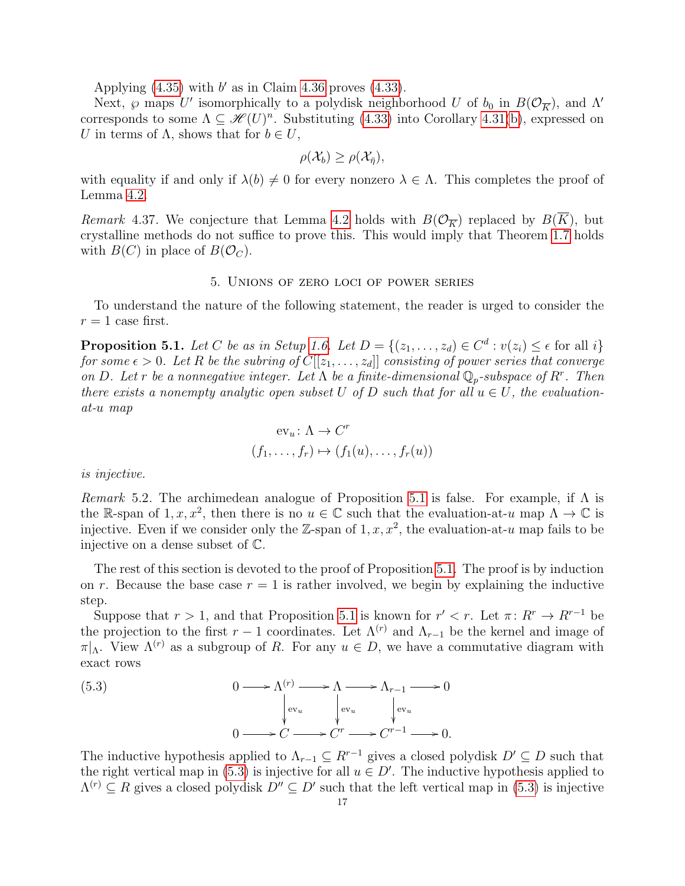Applying (4.35) with $b'$ as in Claim 4.36 proves (4.33).

Next, $\wp$ maps $U'$ isomorphically to a polydisk neighborhood $U$ of $b_0$ in $B(\mathcal{O}_{\overline{K}})$, and $\Lambda'$ corresponds to some $\Lambda \subseteq \mathscr{H}(U)^n$. Substituting (4.33) into Corollary 4.31(b), expressed on $U$ in terms of $\Lambda$, shows that for $b \in U$,

$$\rho(\mathcal{X}_b) \geq \rho(\mathcal{X}_{\bar{\eta}}),$$

with equality if and only if $\lambda(b) \neq 0$ for every nonzero $\lambda \in \Lambda$. This completes the proof of Lemma 4.2.

*Remark* 4.37. We conjecture that Lemma 4.2 holds with $B(\mathcal{O}_{\overline{K}})$ replaced by $B(\overline{K})$, but crystalline methods do not suffice to prove this. This would imply that Theorem 1.7 holds with $B(C)$ in place of $B(\mathcal{O}_C)$.

## 5. Unions of zero loci of power series

To understand the nature of the following statement, the reader is urged to consider the $r = 1$ case first.

**Proposition 5.1.** *Let $C$ be as in Setup 1.6. Let $D = \{(z_1, \ldots, z_d) \in C^d : v(z_i) \leq \epsilon \text{ for all } i\}$ for some $\epsilon > 0$. Let $R$ be the subring of $C[[z_1, \ldots, z_d]]$ consisting of power series that converge on $D$. Let $r$ be a nonnegative integer. Let $\Lambda$ be a finite-dimensional $\mathbb{Q}_p$-subspace of $R^r$. Then there exists a nonempty analytic open subset $U$ of $D$ such that for all $u \in U$, the evaluation-at-$u$ map*

$$\begin{aligned} \operatorname{ev}_u \colon \Lambda &\to C^r \\ (f_1, \ldots, f_r) &\mapsto (f_1(u), \ldots, f_r(u)) \end{aligned}$$

*is injective.*

*Remark* 5.2. The archimedean analogue of Proposition 5.1 is false. For example, if $\Lambda$ is the $\mathbb{R}$-span of $1, x, x^2$, then there is no $u \in \mathbb{C}$ such that the evaluation-at-$u$ map $\Lambda \to \mathbb{C}$ is injective. Even if we consider only the $\mathbb{Z}$-span of $1, x, x^2$, the evaluation-at-$u$ map fails to be injective on a dense subset of $\mathbb{C}$.

The rest of this section is devoted to the proof of Proposition 5.1. The proof is by induction on $r$. Because the base case $r = 1$ is rather involved, we begin by explaining the inductive step.

Suppose that $r > 1$, and that Proposition 5.1 is known for $r' < r$. Let $\pi \colon R^r \to R^{r-1}$ be the projection to the first $r - 1$ coordinates. Let $\Lambda^{(r)}$ and $\Lambda_{r-1}$ be the kernel and image of $\pi|_\Lambda$. View $\Lambda^{(r)}$ as a subgroup of $R$. For any $u \in D$, we have a commutative diagram with exact rows

$$\begin{array}{ccccccccc} 0 & \longrightarrow & \Lambda^{(r)} & \longrightarrow & \Lambda & \longrightarrow & \Lambda_{r-1} & \longrightarrow & 0 \\ & & \downarrow{\scriptstyle \operatorname{ev}_u} & & \downarrow{\scriptstyle \operatorname{ev}_u} & & \downarrow{\scriptstyle \operatorname{ev}_u} & & \\ 0 & \longrightarrow & C & \longrightarrow & C^r & \longrightarrow & C^{r-1} & \longrightarrow & 0. \end{array} \tag{5.3}$$

The inductive hypothesis applied to $\Lambda_{r-1} \subseteq R^{r-1}$ gives a closed polydisk $D' \subseteq D$ such that the right vertical map in (5.3) is injective for all $u \in D'$. The inductive hypothesis applied to $\Lambda^{(r)} \subseteq R$ gives a closed polydisk $D'' \subseteq D'$ such that the left vertical map in (5.3) is injective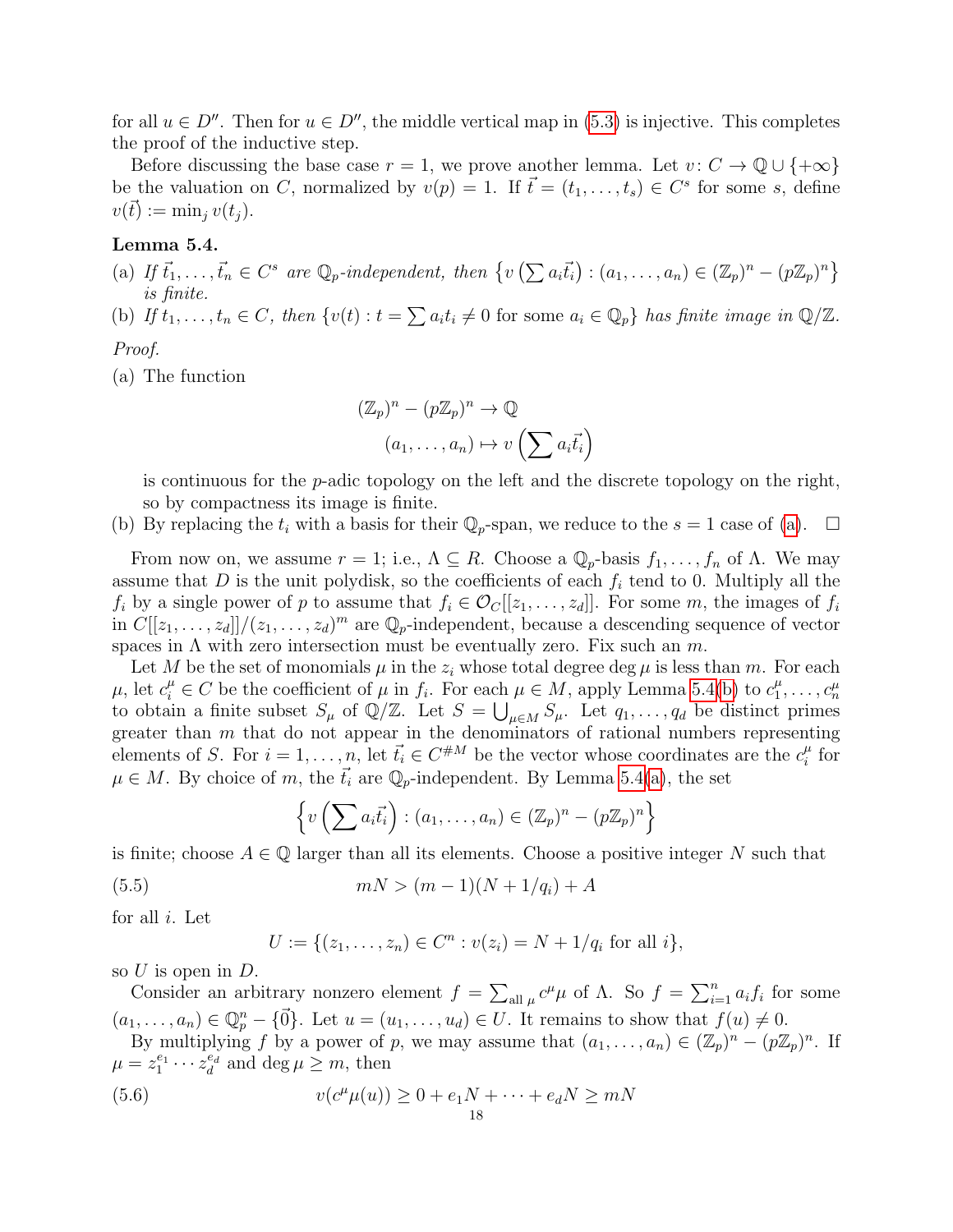for all $u \in D''$. Then for $u \in D''$, the middle vertical map in (5.3) is injective. This completes the proof of the inductive step.

Before discussing the base case $r = 1$, we prove another lemma. Let $v \colon C \to \mathbb{Q} \cup \{+\infty\}$ be the valuation on $C$, normalized by $v(p) = 1$. If $\vec{t} = (t_1, \ldots, t_s) \in C^s$ for some $s$, define $v(\vec{t}) := \min_j v(t_j)$.

**Lemma 5.4.**

(a) *If $\vec{t}_1, \ldots, \vec{t}_n \in C^s$ are $\mathbb{Q}_p$-independent, then $\left\{ v\left(\sum a_i \vec{t}_i\right) : (a_1, \ldots, a_n) \in (\mathbb{Z}_p)^n - (p\mathbb{Z}_p)^n \right\}$ is finite.*

(b) *If $t_1, \ldots, t_n \in C$, then $\{v(t) : t = \sum a_i t_i \neq 0$ for some $a_i \in \mathbb{Q}_p\}$ has finite image in $\mathbb{Q}/\mathbb{Z}$.*

*Proof.*

(a) The function

$$\begin{aligned} (\mathbb{Z}_p)^n - (p\mathbb{Z}_p)^n &\to \mathbb{Q} \\ (a_1, \ldots, a_n) &\mapsto v\left(\sum a_i \vec{t}_i\right) \end{aligned}$$

is continuous for the $p$-adic topology on the left and the discrete topology on the right, so by compactness its image is finite.

(b) By replacing the $t_i$ with a basis for their $\mathbb{Q}_p$-span, we reduce to the $s = 1$ case of (a). $\square$

From now on, we assume $r = 1$; i.e., $\Lambda \subseteq R$. Choose a $\mathbb{Q}_p$-basis $f_1, \ldots, f_n$ of $\Lambda$. We may assume that $D$ is the unit polydisk, so the coefficients of each $f_i$ tend to 0. Multiply all the $f_i$ by a single power of $p$ to assume that $f_i \in \mathcal{O}_C[[z_1, \ldots, z_d]]$. For some $m$, the images of $f_i$ in $C[[z_1, \ldots, z_d]]/(z_1, \ldots, z_d)^m$ are $\mathbb{Q}_p$-independent, because a descending sequence of vector spaces in $\Lambda$ with zero intersection must be eventually zero. Fix such an $m$.

Let $M$ be the set of monomials $\mu$ in the $z_i$ whose total degree $\deg \mu$ is less than $m$. For each $\mu$, let $c_i^\mu \in C$ be the coefficient of $\mu$ in $f_i$. For each $\mu \in M$, apply Lemma 5.4(b) to $c_1^\mu, \ldots, c_n^\mu$ to obtain a finite subset $S_\mu$ of $\mathbb{Q}/\mathbb{Z}$. Let $S = \bigcup_{\mu \in M} S_\mu$. Let $q_1, \ldots, q_d$ be distinct primes greater than $m$ that do not appear in the denominators of rational numbers representing elements of $S$. For $i = 1, \ldots, n$, let $\vec{t}_i \in C^{\#M}$ be the vector whose coordinates are the $c_i^\mu$ for $\mu \in M$. By choice of $m$, the $\vec{t}_i$ are $\mathbb{Q}_p$-independent. By Lemma 5.4(a), the set

$$\left\{ v\left(\sum a_i \vec{t}_i\right) : (a_1, \ldots, a_n) \in (\mathbb{Z}_p)^n - (p\mathbb{Z}_p)^n \right\}$$

is finite; choose $A \in \mathbb{Q}$ larger than all its elements. Choose a positive integer $N$ such that

$$mN > (m-1)(N + 1/q_i) + A \tag{5.5}$$

for all $i$. Let

$$U := \{(z_1, \ldots, z_n) \in C^n : v(z_i) = N + 1/q_i \text{ for all } i\},$$

so $U$ is open in $D$.

Consider an arbitrary nonzero element $f = \sum_{\text{all } \mu} c^\mu \mu$ of $\Lambda$. So $f = \sum_{i=1}^n a_i f_i$ for some $(a_1, \ldots, a_n) \in \mathbb{Q}_p^n - \{\vec{0}\}$. Let $u = (u_1, \ldots, u_d) \in U$. It remains to show that $f(u) \neq 0$.

By multiplying $f$ by a power of $p$, we may assume that $(a_1, \ldots, a_n) \in (\mathbb{Z}_p)^n - (p\mathbb{Z}_p)^n$. If $\mu = z_1^{e_1} \cdots z_d^{e_d}$ and $\deg \mu \geq m$, then

$$v(c^\mu \mu(u)) \geq 0 + e_1 N + \cdots + e_d N \geq mN \tag{5.6}$$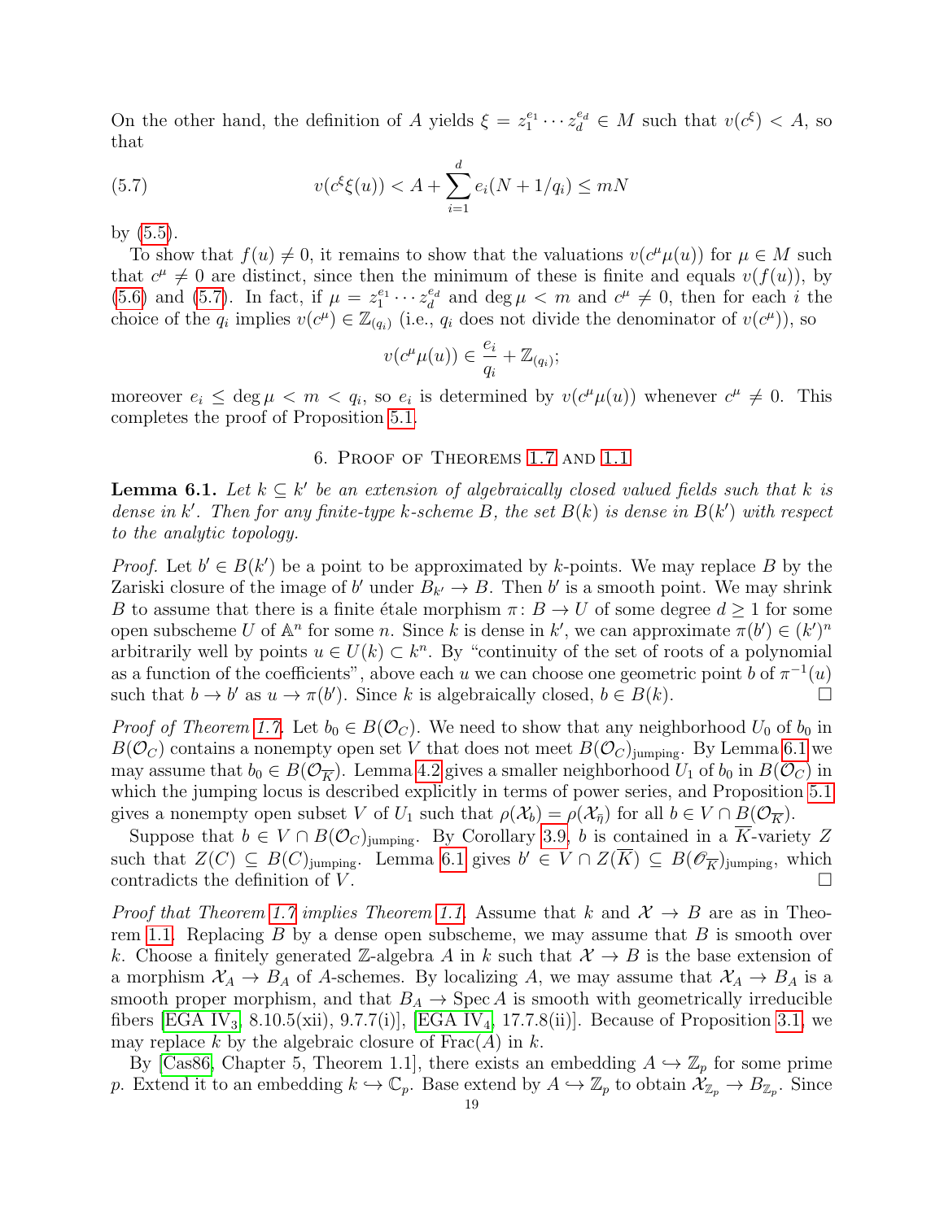On the other hand, the definition of $A$ yields $\xi = z_1^{e_1} \cdots z_d^{e_d} \in M$ such that $v(c^\xi) < A$, so that

$$v(c^\xi \xi(u)) < A + \sum_{i=1}^{d} e_i(N + 1/q_i) \leq mN \tag{5.7}$$

by (5.5).

To show that $f(u) \neq 0$, it remains to show that the valuations $v(c^\mu \mu(u))$ for $\mu \in M$ such that $c^\mu \neq 0$ are distinct, since then the minimum of these is finite and equals $v(f(u))$, by (5.6) and (5.7). In fact, if $\mu = z_1^{e_1} \cdots z_d^{e_d}$ and $\deg \mu < m$ and $c^\mu \neq 0$, then for each $i$ the choice of the $q_i$ implies $v(c^\mu) \in \mathbb{Z}_{(q_i)}$ (i.e., $q_i$ does not divide the denominator of $v(c^\mu)$), so

$$v(c^\mu \mu(u)) \in \frac{e_i}{q_i} + \mathbb{Z}_{(q_i)};$$

moreover $e_i \leq \deg \mu < m < q_i$, so $e_i$ is determined by $v(c^\mu \mu(u))$ whenever $c^\mu \neq 0$. This completes the proof of Proposition 5.1.

## 6. Proof of Theorems 1.7 and 1.1

**Lemma 6.1.** *Let $k \subseteq k'$ be an extension of algebraically closed valued fields such that $k$ is dense in $k'$. Then for any finite-type $k$-scheme $B$, the set $B(k)$ is dense in $B(k')$ with respect to the analytic topology.*

*Proof.* Let $b' \in B(k')$ be a point to be approximated by $k$-points. We may replace $B$ by the Zariski closure of the image of $b'$ under $B_{k'} \to B$. Then $b'$ is a smooth point. We may shrink $B$ to assume that there is a finite étale morphism $\pi \colon B \to U$ of some degree $d \geq 1$ for some open subscheme $U$ of $\mathbb{A}^n$ for some $n$. Since $k$ is dense in $k'$, we can approximate $\pi(b') \in (k')^n$ arbitrarily well by points $u \in U(k) \subset k^n$. By "continuity of the set of roots of a polynomial as a function of the coefficients", above each $u$ we can choose one geometric point $b$ of $\pi^{-1}(u)$ such that $b \to b'$ as $u \to \pi(b')$. Since $k$ is algebraically closed, $b \in B(k)$. □

*Proof of Theorem 1.7.* Let $b_0 \in B(\mathcal{O}_C)$. We need to show that any neighborhood $U_0$ of $b_0$ in $B(\mathcal{O}_C)$ contains a nonempty open set $V$ that does not meet $B(\mathcal{O}_C)_{\text{jumping}}$. By Lemma 6.1 we may assume that $b_0 \in B(\mathcal{O}_{\overline{K}})$. Lemma 4.2 gives a smaller neighborhood $U_1$ of $b_0$ in $B(\mathcal{O}_C)$ in which the jumping locus is described explicitly in terms of power series, and Proposition 5.1 gives a nonempty open subset $V$ of $U_1$ such that $\rho(\mathcal{X}_b) = \rho(\mathcal{X}_{\overline{\eta}})$ for all $b \in V \cap B(\mathcal{O}_{\overline{K}})$.

Suppose that $b \in V \cap B(\mathcal{O}_C)_{\text{jumping}}$. By Corollary 3.9, $b$ is contained in a $\overline{K}$-variety $Z$ such that $Z(C) \subseteq B(C)_{\text{jumping}}$. Lemma 6.1 gives $b' \in V \cap Z(\overline{K}) \subseteq B(\mathcal{O}_{\overline{K}})_{\text{jumping}}$, which contradicts the definition of $V$. □

*Proof that Theorem 1.7 implies Theorem 1.1.* Assume that $k$ and $\mathcal{X} \to B$ are as in Theorem 1.1. Replacing $B$ by a dense open subscheme, we may assume that $B$ is smooth over $k$. Choose a finitely generated $\mathbb{Z}$-algebra $A$ in $k$ such that $\mathcal{X} \to B$ is the base extension of a morphism $\mathcal{X}_A \to B_A$ of $A$-schemes. By localizing $A$, we may assume that $\mathcal{X}_A \to B_A$ is a smooth proper morphism, and that $B_A \to \operatorname{Spec} A$ is smooth with geometrically irreducible fibers [EGA IV$_3$, 8.10.5(xii), 9.7.7(i)], [EGA IV$_4$, 17.7.8(ii)]. Because of Proposition 3.1, we may replace $k$ by the algebraic closure of $\operatorname{Frac}(A)$ in $k$.

By [Cas86, Chapter 5, Theorem 1.1], there exists an embedding $A \hookrightarrow \mathbb{Z}_p$ for some prime $p$. Extend it to an embedding $k \hookrightarrow \mathbb{C}_p$. Base extend by $A \hookrightarrow \mathbb{Z}_p$ to obtain $\mathcal{X}_{\mathbb{Z}_p} \to B_{\mathbb{Z}_p}$. Since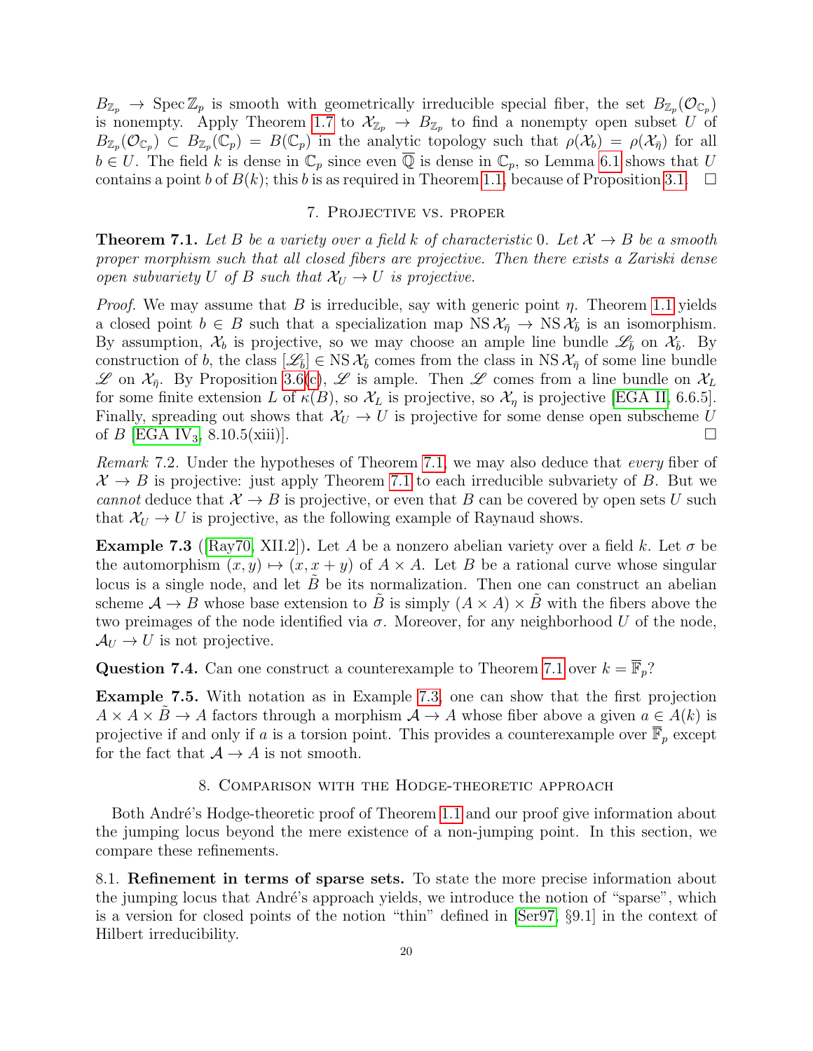$B_{\mathbb{Z}_p} \to \operatorname{Spec} \mathbb{Z}_p$ is smooth with geometrically irreducible special fiber, the set $B_{\mathbb{Z}_p}(\mathcal{O}_{\mathbb{C}_p})$ is nonempty. Apply Theorem 1.7 to $\mathcal{X}_{\mathbb{Z}_p} \to B_{\mathbb{Z}_p}$ to find a nonempty open subset $U$ of $B_{\mathbb{Z}_p}(\mathcal{O}_{\mathbb{C}_p}) \subset B_{\mathbb{Z}_p}(\mathbb{C}_p) = B(\mathbb{C}_p)$ in the analytic topology such that $\rho(\mathcal{X}_b) = \rho(\mathcal{X}_{\bar{\eta}})$ for all $b \in U$. The field $k$ is dense in $\mathbb{C}_p$ since even $\overline{\mathbb{Q}}$ is dense in $\mathbb{C}_p$, so Lemma 6.1 shows that $U$ contains a point $b$ of $B(k)$; this $b$ is as required in Theorem 1.1, because of Proposition 3.1. $\square$

## 7. Projective vs. proper

**Theorem 7.1.** *Let $B$ be a variety over a field $k$ of characteristic 0. Let $\mathcal{X} \to B$ be a smooth proper morphism such that all closed fibers are projective. Then there exists a Zariski dense open subvariety $U$ of $B$ such that $\mathcal{X}_U \to U$ is projective.*

*Proof.* We may assume that $B$ is irreducible, say with generic point $\eta$. Theorem 1.1 yields a closed point $b \in B$ such that a specialization map $\operatorname{NS} \mathcal{X}_{\bar{\eta}} \to \operatorname{NS} \mathcal{X}_{\bar{b}}$ is an isomorphism. By assumption, $\mathcal{X}_b$ is projective, so we may choose an ample line bundle $\mathscr{L}_{\bar{b}}$ on $\mathcal{X}_{\bar{b}}$. By construction of $b$, the class $[\mathscr{L}_{\bar{b}}] \in \operatorname{NS} \mathcal{X}_{\bar{b}}$ comes from the class in $\operatorname{NS} \mathcal{X}_{\bar{\eta}}$ of some line bundle $\mathscr{L}$ on $\mathcal{X}_{\bar{\eta}}$. By Proposition 3.6(c), $\mathscr{L}$ is ample. Then $\mathscr{L}$ comes from a line bundle on $\mathcal{X}_L$ for some finite extension $L$ of $\kappa(B)$, so $\mathcal{X}_L$ is projective, so $\mathcal{X}_\eta$ is projective [EGA II, 6.6.5]. Finally, spreading out shows that $\mathcal{X}_U \to U$ is projective for some dense open subscheme $U$ of $B$ [EGA IV$_3$, 8.10.5(xiii)]. $\square$

*Remark* 7.2. Under the hypotheses of Theorem 7.1, we may also deduce that *every* fiber of $\mathcal{X} \to B$ is projective: just apply Theorem 7.1 to each irreducible subvariety of $B$. But we *cannot* deduce that $\mathcal{X} \to B$ is projective, or even that $B$ can be covered by open sets $U$ such that $\mathcal{X}_U \to U$ is projective, as the following example of Raynaud shows.

**Example 7.3** ([Ray70, XII.2])**.** Let $A$ be a nonzero abelian variety over a field $k$. Let $\sigma$ be the automorphism $(x, y) \mapsto (x, x + y)$ of $A \times A$. Let $B$ be a rational curve whose singular locus is a single node, and let $\tilde{B}$ be its normalization. Then one can construct an abelian scheme $\mathcal{A} \to B$ whose base extension to $\tilde{B}$ is simply $(A \times A) \times \tilde{B}$ with the fibers above the two preimages of the node identified via $\sigma$. Moreover, for any neighborhood $U$ of the node, $\mathcal{A}_U \to U$ is not projective.

**Question 7.4.** Can one construct a counterexample to Theorem 7.1 over $k = \overline{\mathbb{F}}_p$?

**Example 7.5.** With notation as in Example 7.3, one can show that the first projection $A \times A \times \tilde{B} \to A$ factors through a morphism $\mathcal{A} \to A$ whose fiber above a given $a \in A(k)$ is projective if and only if $a$ is a torsion point. This provides a counterexample over $\overline{\mathbb{F}}_p$ except for the fact that $\mathcal{A} \to A$ is not smooth.

## 8. Comparison with the Hodge-theoretic approach

Both André's Hodge-theoretic proof of Theorem 1.1 and our proof give information about the jumping locus beyond the mere existence of a non-jumping point. In this section, we compare these refinements.

### 8.1. Refinement in terms of sparse sets.

To state the more precise information about the jumping locus that André's approach yields, we introduce the notion of "sparse", which is a version for closed points of the notion "thin" defined in [Ser97, §9.1] in the context of Hilbert irreducibility.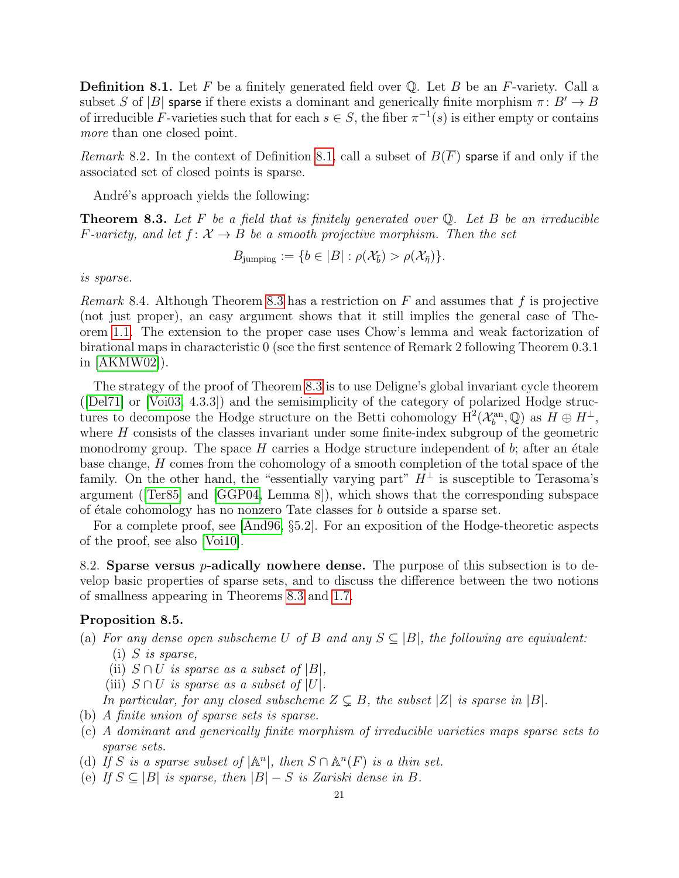**Definition 8.1.** Let $F$ be a finitely generated field over $\mathbb{Q}$. Let $B$ be an $F$-variety. Call a subset $S$ of $|B|$ sparse if there exists a dominant and generically finite morphism $\pi\colon B' \to B$ of irreducible $F$-varieties such that for each $s \in S$, the fiber $\pi^{-1}(s)$ is either empty or contains *more* than one closed point.

*Remark* 8.2. In the context of Definition 8.1, call a subset of $B(\overline{F})$ sparse if and only if the associated set of closed points is sparse.

André's approach yields the following:

**Theorem 8.3.** *Let $F$ be a field that is finitely generated over $\mathbb{Q}$. Let $B$ be an irreducible $F$-variety, and let $f\colon \mathcal{X} \to B$ be a smooth projective morphism. Then the set*

$$B_{\text{jumping}} := \{b \in |B| : \rho(\mathcal{X}_{\bar{b}}) > \rho(\mathcal{X}_{\bar{\eta}})\}.$$

*is sparse.*

*Remark* 8.4. Although Theorem 8.3 has a restriction on $F$ and assumes that $f$ is projective (not just proper), an easy argument shows that it still implies the general case of Theorem 1.1. The extension to the proper case uses Chow's lemma and weak factorization of birational maps in characteristic 0 (see the first sentence of Remark 2 following Theorem 0.3.1 in [AKMW02]).

The strategy of the proof of Theorem 8.3 is to use Deligne's global invariant cycle theorem ([Del71] or [Voi03, 4.3.3]) and the semisimplicity of the category of polarized Hodge structures to decompose the Hodge structure on the Betti cohomology $\mathrm{H}^2(\mathcal{X}_b^{\mathrm{an}}, \mathbb{Q})$ as $H \oplus H^\perp$, where $H$ consists of the classes invariant under some finite-index subgroup of the geometric monodromy group. The space $H$ carries a Hodge structure independent of $b$; after an étale base change, $H$ comes from the cohomology of a smooth completion of the total space of the family. On the other hand, the "essentially varying part" $H^\perp$ is susceptible to Terasoma's argument ([Ter85] and [GGP04, Lemma 8]), which shows that the corresponding subspace of étale cohomology has no nonzero Tate classes for $b$ outside a sparse set.

For a complete proof, see [And96, §5.2]. For an exposition of the Hodge-theoretic aspects of the proof, see also [Voi10].

8.2. **Sparse versus $p$-adically nowhere dense.** The purpose of this subsection is to develop basic properties of sparse sets, and to discuss the difference between the two notions of smallness appearing in Theorems 8.3 and 1.7.

**Proposition 8.5.**

(a) *For any dense open subscheme $U$ of $B$ and any $S \subseteq |B|$, the following are equivalent:*
   (i) *$S$ is sparse,*
   (ii) *$S \cap U$ is sparse as a subset of $|B|$,*
   (iii) *$S \cap U$ is sparse as a subset of $|U|$.*

   *In particular, for any closed subscheme $Z \subsetneq B$, the subset $|Z|$ is sparse in $|B|$.*

(b) *A finite union of sparse sets is sparse.*

(c) *A dominant and generically finite morphism of irreducible varieties maps sparse sets to sparse sets.*

(d) *If $S$ is a sparse subset of $|\mathbb{A}^n|$, then $S \cap \mathbb{A}^n(F)$ is a thin set.*

(e) *If $S \subseteq |B|$ is sparse, then $|B| - S$ is Zariski dense in $B$.*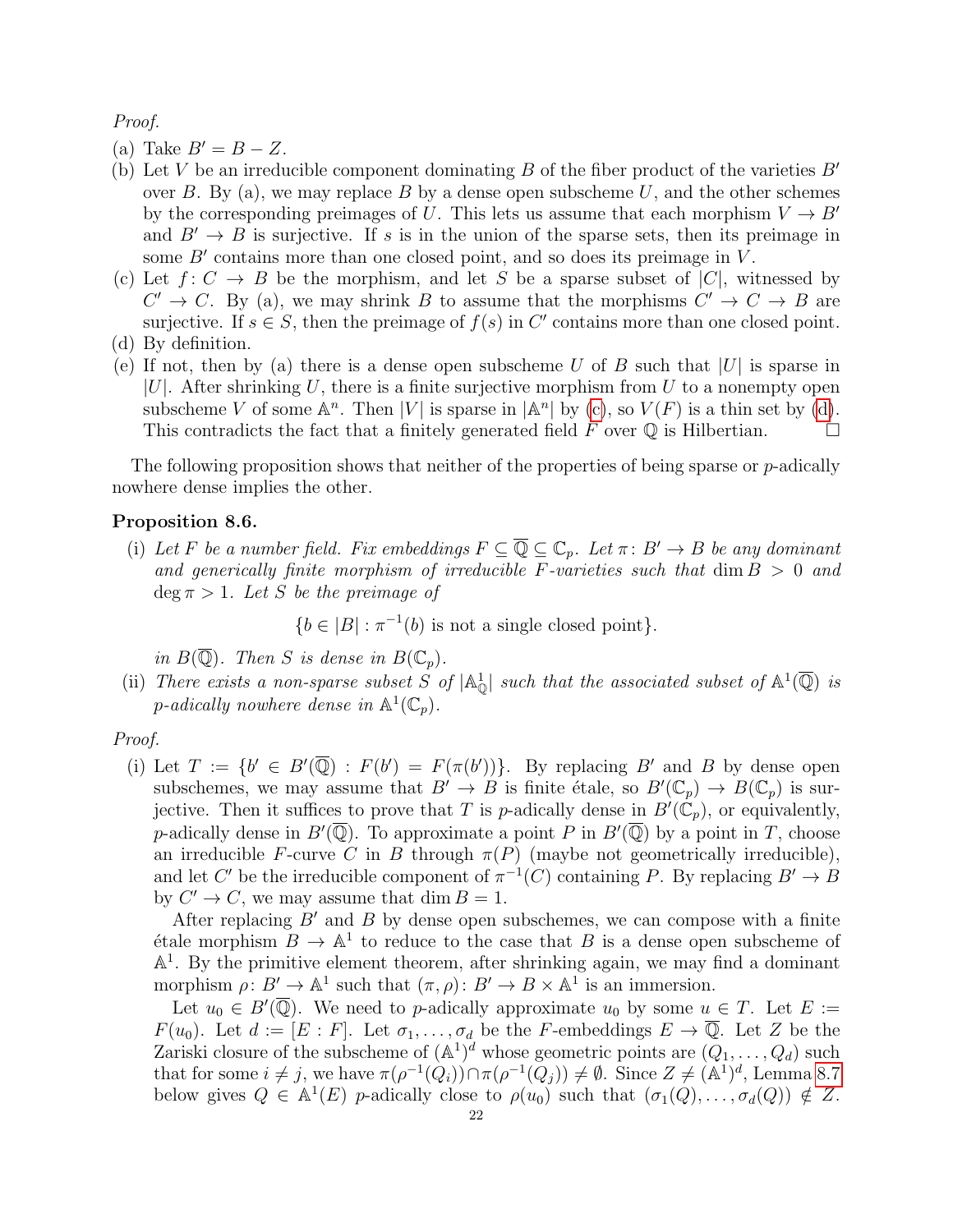*Proof.*

(a) Take $B' = B - Z$.
(b) Let $V$ be an irreducible component dominating $B$ of the fiber product of the varieties $B'$ over $B$. By (a), we may replace $B$ by a dense open subscheme $U$, and the other schemes by the corresponding preimages of $U$. This lets us assume that each morphism $V \to B'$ and $B' \to B$ is surjective. If $s$ is in the union of the sparse sets, then its preimage in some $B'$ contains more than one closed point, and so does its preimage in $V$.
(c) Let $f\colon C \to B$ be the morphism, and let $S$ be a sparse subset of $|C|$, witnessed by $C' \to C$. By (a), we may shrink $B$ to assume that the morphisms $C' \to C \to B$ are surjective. If $s \in S$, then the preimage of $f(s)$ in $C'$ contains more than one closed point.
(d) By definition.
(e) If not, then by (a) there is a dense open subscheme $U$ of $B$ such that $|U|$ is sparse in $|U|$. After shrinking $U$, there is a finite surjective morphism from $U$ to a nonempty open subscheme $V$ of some $\mathbb{A}^n$. Then $|V|$ is sparse in $|\mathbb{A}^n|$ by (c), so $V(F)$ is a thin set by (d). This contradicts the fact that a finitely generated field $F$ over $\mathbb{Q}$ is Hilbertian. $\square$

The following proposition shows that neither of the properties of being sparse or $p$-adically nowhere dense implies the other.

**Proposition 8.6.**

(i) *Let $F$ be a number field. Fix embeddings $F \subseteq \overline{\mathbb{Q}} \subseteq \mathbb{C}_p$. Let $\pi\colon B' \to B$ be any dominant and generically finite morphism of irreducible $F$-varieties such that $\dim B > 0$ and $\deg \pi > 1$. Let $S$ be the preimage of*

$$\{b \in |B| : \pi^{-1}(b) \text{ is not a single closed point}\}.$$

*in $B(\overline{\mathbb{Q}})$. Then $S$ is dense in $B(\mathbb{C}_p)$.*

(ii) *There exists a non-sparse subset $S$ of $|\mathbb{A}^1_{\mathbb{Q}}|$ such that the associated subset of $\mathbb{A}^1(\overline{\mathbb{Q}})$ is $p$-adically nowhere dense in $\mathbb{A}^1(\mathbb{C}_p)$.*

*Proof.*

(i) Let $T := \{b' \in B'(\overline{\mathbb{Q}}) : F(b') = F(\pi(b'))\}$. By replacing $B'$ and $B$ by dense open subschemes, we may assume that $B' \to B$ is finite étale, so $B'(\mathbb{C}_p) \to B(\mathbb{C}_p)$ is surjective. Then it suffices to prove that $T$ is $p$-adically dense in $B'(\mathbb{C}_p)$, or equivalently, $p$-adically dense in $B'(\overline{\mathbb{Q}})$. To approximate a point $P$ in $B'(\overline{\mathbb{Q}})$ by a point in $T$, choose an irreducible $F$-curve $C$ in $B$ through $\pi(P)$ (maybe not geometrically irreducible), and let $C'$ be the irreducible component of $\pi^{-1}(C)$ containing $P$. By replacing $B' \to B$ by $C' \to C$, we may assume that $\dim B = 1$.

After replacing $B'$ and $B$ by dense open subschemes, we can compose with a finite étale morphism $B \to \mathbb{A}^1$ to reduce to the case that $B$ is a dense open subscheme of $\mathbb{A}^1$. By the primitive element theorem, after shrinking again, we may find a dominant morphism $\rho\colon B' \to \mathbb{A}^1$ such that $(\pi, \rho)\colon B' \to B \times \mathbb{A}^1$ is an immersion.

Let $u_0 \in B'(\overline{\mathbb{Q}})$. We need to $p$-adically approximate $u_0$ by some $u \in T$. Let $E := F(u_0)$. Let $d := [E : F]$. Let $\sigma_1, \ldots, \sigma_d$ be the $F$-embeddings $E \to \overline{\mathbb{Q}}$. Let $Z$ be the Zariski closure of the subscheme of $(\mathbb{A}^1)^d$ whose geometric points are $(Q_1, \ldots, Q_d)$ such that for some $i \neq j$, we have $\pi(\rho^{-1}(Q_i)) \cap \pi(\rho^{-1}(Q_j)) \neq \emptyset$. Since $Z \neq (\mathbb{A}^1)^d$, Lemma 8.7 below gives $Q \in \mathbb{A}^1(E)$ $p$-adically close to $\rho(u_0)$ such that $(\sigma_1(Q), \ldots, \sigma_d(Q)) \notin Z$.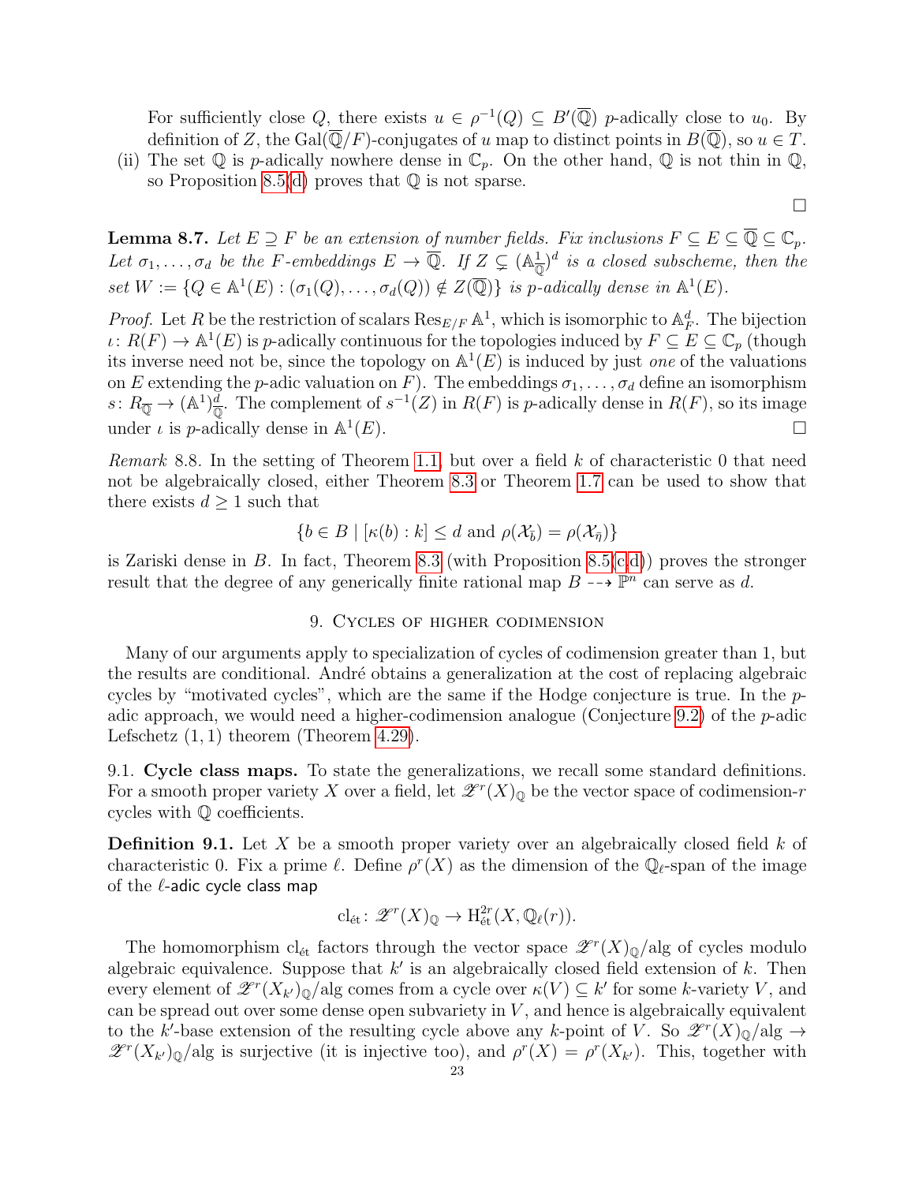For sufficiently close $Q$, there exists $u \in \rho^{-1}(Q) \subseteq B'(\overline{\mathbb{Q}})$ $p$-adically close to $u_0$. By definition of $Z$, the $\operatorname{Gal}(\overline{\mathbb{Q}}/F)$-conjugates of $u$ map to distinct points in $B(\overline{\mathbb{Q}})$, so $u \in T$.

(ii) The set $\mathbb{Q}$ is $p$-adically nowhere dense in $\mathbb{C}_p$. On the other hand, $\mathbb{Q}$ is not thin in $\mathbb{Q}$, so Proposition 8.5(d) proves that $\mathbb{Q}$ is not sparse.

□

**Lemma 8.7.** *Let $E \supseteq F$ be an extension of number fields. Fix inclusions $F \subseteq E \subseteq \overline{\mathbb{Q}} \subseteq \mathbb{C}_p$. Let $\sigma_1, \ldots, \sigma_d$ be the $F$-embeddings $E \to \overline{\mathbb{Q}}$. If $Z \subsetneq (\mathbb{A}^1_{\overline{\mathbb{Q}}})^d$ is a closed subscheme, then the set $W := \{Q \in \mathbb{A}^1(E) : (\sigma_1(Q), \ldots, \sigma_d(Q)) \notin Z(\overline{\mathbb{Q}})\}$ is $p$-adically dense in $\mathbb{A}^1(E)$.*

*Proof.* Let $R$ be the restriction of scalars $\operatorname{Res}_{E/F} \mathbb{A}^1$, which is isomorphic to $\mathbb{A}^d_F$. The bijection $\iota \colon R(F) \to \mathbb{A}^1(E)$ is $p$-adically continuous for the topologies induced by $F \subseteq E \subseteq \mathbb{C}_p$ (though its inverse need not be, since the topology on $\mathbb{A}^1(E)$ is induced by just *one* of the valuations on $E$ extending the $p$-adic valuation on $F$). The embeddings $\sigma_1, \ldots, \sigma_d$ define an isomorphism $s \colon R_{\overline{\mathbb{Q}}} \to (\mathbb{A}^1)^d_{\overline{\mathbb{Q}}}$. The complement of $s^{-1}(Z)$ in $R(F)$ is $p$-adically dense in $R(F)$, so its image under $\iota$ is $p$-adically dense in $\mathbb{A}^1(E)$. □

*Remark* 8.8. In the setting of Theorem 1.1, but over a field $k$ of characteristic 0 that need not be algebraically closed, either Theorem 8.3 or Theorem 1.7 can be used to show that there exists $d \geq 1$ such that

$$\{b \in B \mid [\kappa(b) : k] \leq d \text{ and } \rho(\mathcal{X}_{\bar{b}}) = \rho(\mathcal{X}_{\bar{\eta}})\}$$

is Zariski dense in $B$. In fact, Theorem 8.3 (with Proposition 8.5(c,d)) proves the stronger result that the degree of any generically finite rational map $B \dashrightarrow \mathbb{P}^n$ can serve as $d$.

## 9. Cycles of higher codimension

Many of our arguments apply to specialization of cycles of codimension greater than 1, but the results are conditional. André obtains a generalization at the cost of replacing algebraic cycles by "motivated cycles", which are the same if the Hodge conjecture is true. In the $p$-adic approach, we would need a higher-codimension analogue (Conjecture 9.2) of the $p$-adic Lefschetz $(1,1)$ theorem (Theorem 4.29).

### 9.1. Cycle class maps.

To state the generalizations, we recall some standard definitions. For a smooth proper variety $X$ over a field, let $\mathscr{Z}^r(X)_{\mathbb{Q}}$ be the vector space of codimension-$r$ cycles with $\mathbb{Q}$ coefficients.

**Definition 9.1.** Let $X$ be a smooth proper variety over an algebraically closed field $k$ of characteristic 0. Fix a prime $\ell$. Define $\rho^r(X)$ as the dimension of the $\mathbb{Q}_\ell$-span of the image of the $\ell$-adic cycle class map

$$\operatorname{cl}_{\text{ét}} \colon \mathscr{Z}^r(X)_{\mathbb{Q}} \to \mathrm{H}^{2r}_{\text{ét}}(X, \mathbb{Q}_\ell(r)).$$

The homomorphism $\operatorname{cl}_{\text{ét}}$ factors through the vector space $\mathscr{Z}^r(X)_{\mathbb{Q}}/\text{alg}$ of cycles modulo algebraic equivalence. Suppose that $k'$ is an algebraically closed field extension of $k$. Then every element of $\mathscr{Z}^r(X_{k'})_{\mathbb{Q}}/\text{alg}$ comes from a cycle over $\kappa(V) \subseteq k'$ for some $k$-variety $V$, and can be spread out over some dense open subvariety in $V$, and hence is algebraically equivalent to the $k'$-base extension of the resulting cycle above any $k$-point of $V$. So $\mathscr{Z}^r(X)_{\mathbb{Q}}/\text{alg} \to \mathscr{Z}^r(X_{k'})_{\mathbb{Q}}/\text{alg}$ is surjective (it is injective too), and $\rho^r(X) = \rho^r(X_{k'})$. This, together with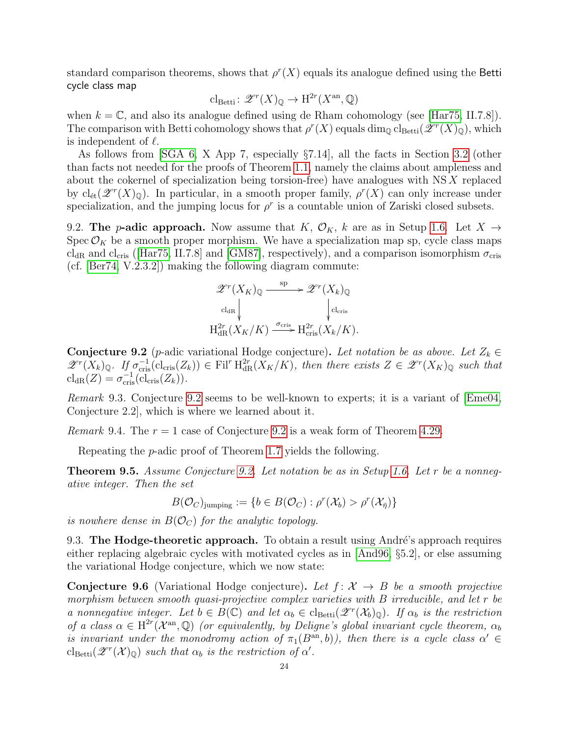standard comparison theorems, shows that $\rho^r(X)$ equals its analogue defined using the Betti cycle class map

$$\mathrm{cl}_{\mathrm{Betti}} \colon \mathscr{Z}^r(X)_{\mathbb{Q}} \to \mathrm{H}^{2r}(X^{\mathrm{an}}, \mathbb{Q})$$

when $k = \mathbb{C}$, and also its analogue defined using de Rham cohomology (see [Har75, II.7.8]). The comparison with Betti cohomology shows that $\rho^r(X)$ equals $\dim_{\mathbb{Q}} \mathrm{cl}_{\mathrm{Betti}}(\mathscr{Z}^r(X)_{\mathbb{Q}})$, which is independent of $\ell$.

As follows from [SGA 6, X App 7, especially §7.14], all the facts in Section 3.2 (other than facts not needed for the proofs of Theorem 1.1, namely the claims about ampleness and about the cokernel of specialization being torsion-free) have analogues with $\mathrm{NS}\, X$ replaced by $\mathrm{cl}_{\text{ét}}(\mathscr{Z}^r(X)_{\mathbb{Q}})$. In particular, in a smooth proper family, $\rho^r(X)$ can only increase under specialization, and the jumping locus for $\rho^r$ is a countable union of Zariski closed subsets.

9.2. **The $p$-adic approach.** Now assume that $K$, $\mathcal{O}_K$, $k$ are as in Setup 1.6. Let $X \to \operatorname{Spec} \mathcal{O}_K$ be a smooth proper morphism. We have a specialization map sp, cycle class maps $\mathrm{cl}_{\mathrm{dR}}$ and $\mathrm{cl}_{\mathrm{cris}}$ ([Har75, II.7.8] and [GM87], respectively), and a comparison isomorphism $\sigma_{\mathrm{cris}}$ (cf. [Ber74, V.2.3.2]) making the following diagram commute:

$$\begin{array}{ccc} \mathscr{Z}^r(X_K)_{\mathbb{Q}} & \xrightarrow{\mathrm{sp}} & \mathscr{Z}^r(X_k)_{\mathbb{Q}} \\ \downarrow{\scriptstyle \mathrm{cl}_{\mathrm{dR}}} & & \downarrow{\scriptstyle \mathrm{cl}_{\mathrm{cris}}} \\ \mathrm{H}^{2r}_{\mathrm{dR}}(X_K/K) & \xrightarrow{\sigma_{\mathrm{cris}}} & \mathrm{H}^{2r}_{\mathrm{cris}}(X_k/K). \end{array}$$

**Conjecture 9.2** ($p$-adic variational Hodge conjecture)**.** *Let notation be as above. Let $Z_k \in \mathscr{Z}^r(X_k)_{\mathbb{Q}}$. If $\sigma_{\mathrm{cris}}^{-1}(\mathrm{cl}_{\mathrm{cris}}(Z_k)) \in \mathrm{Fil}^r \mathrm{H}^{2r}_{\mathrm{dR}}(X_K/K)$, then there exists $Z \in \mathscr{Z}^r(X_K)_{\mathbb{Q}}$ such that $\mathrm{cl}_{\mathrm{dR}}(Z) = \sigma_{\mathrm{cris}}^{-1}(\mathrm{cl}_{\mathrm{cris}}(Z_k))$.*

*Remark* 9.3. Conjecture 9.2 seems to be well-known to experts; it is a variant of [Eme04, Conjecture 2.2], which is where we learned about it.

*Remark* 9.4. The $r = 1$ case of Conjecture 9.2 is a weak form of Theorem 4.29.

Repeating the $p$-adic proof of Theorem 1.7 yields the following.

**Theorem 9.5.** *Assume Conjecture 9.2. Let notation be as in Setup 1.6. Let $r$ be a nonnegative integer. Then the set*

$$B(\mathcal{O}_C)_{\mathrm{jumping}} := \{b \in B(\mathcal{O}_C) : \rho^r(\mathcal{X}_b) > \rho^r(\mathcal{X}_{\bar{\eta}})\}$$

*is nowhere dense in $B(\mathcal{O}_C)$ for the analytic topology.*

9.3. **The Hodge-theoretic approach.** To obtain a result using André's approach requires either replacing algebraic cycles with motivated cycles as in [And96, §5.2], or else assuming the variational Hodge conjecture, which we now state:

**Conjecture 9.6** (Variational Hodge conjecture)**.** *Let $f \colon \mathcal{X} \to B$ be a smooth projective morphism between smooth quasi-projective complex varieties with $B$ irreducible, and let $r$ be a nonnegative integer. Let $b \in B(\mathbb{C})$ and let $\alpha_b \in \mathrm{cl}_{\mathrm{Betti}}(\mathscr{Z}^r(\mathcal{X}_b)_{\mathbb{Q}})$. If $\alpha_b$ is the restriction of a class $\alpha \in \mathrm{H}^{2r}(\mathcal{X}^{\mathrm{an}}, \mathbb{Q})$ (or equivalently, by Deligne's global invariant cycle theorem, $\alpha_b$ is invariant under the monodromy action of $\pi_1(B^{\mathrm{an}}, b)$), then there is a cycle class $\alpha' \in \mathrm{cl}_{\mathrm{Betti}}(\mathscr{Z}^r(\mathcal{X})_{\mathbb{Q}})$ such that $\alpha_b$ is the restriction of $\alpha'$.*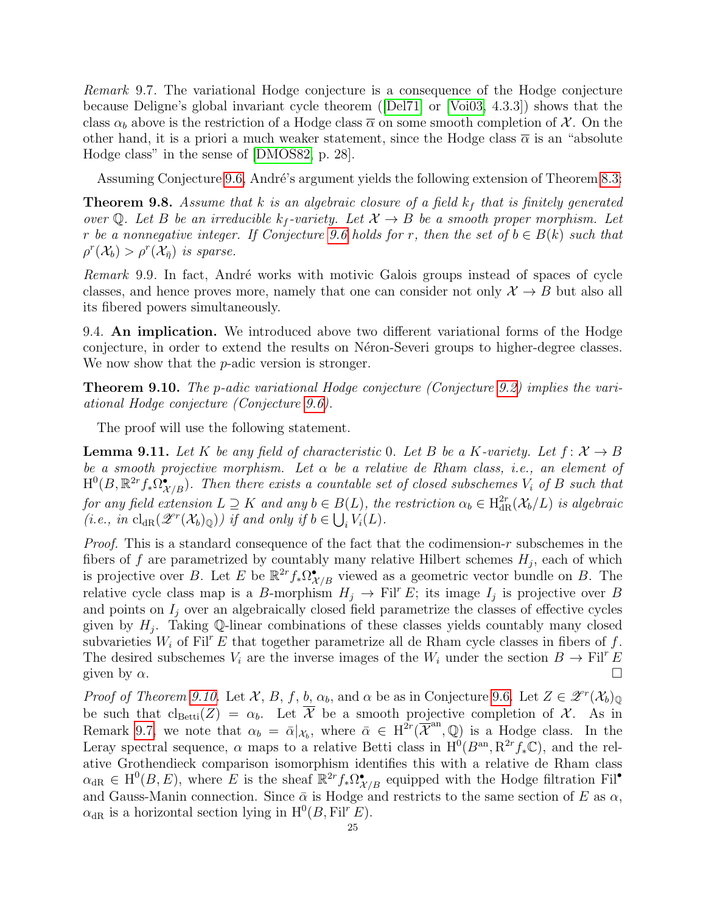*Remark* 9.7. The variational Hodge conjecture is a consequence of the Hodge conjecture because Deligne's global invariant cycle theorem ([Del71] or [Voi03, 4.3.3]) shows that the class $\alpha_b$ above is the restriction of a Hodge class $\overline{\alpha}$ on some smooth completion of $\mathcal{X}$. On the other hand, it is a priori a much weaker statement, since the Hodge class $\overline{\alpha}$ is an "absolute Hodge class" in the sense of [DMOS82, p. 28].

Assuming Conjecture 9.6, André's argument yields the following extension of Theorem 8.3:

**Theorem 9.8.** *Assume that $k$ is an algebraic closure of a field $k_f$ that is finitely generated over $\mathbb{Q}$. Let $B$ be an irreducible $k_f$-variety. Let $\mathcal{X} \to B$ be a smooth proper morphism. Let $r$ be a nonnegative integer. If Conjecture 9.6 holds for $r$, then the set of $b \in B(k)$ such that $\rho^r(\mathcal{X}_b) > \rho^r(\mathcal{X}_{\bar{\eta}})$ is sparse.*

*Remark* 9.9. In fact, André works with motivic Galois groups instead of spaces of cycle classes, and hence proves more, namely that one can consider not only $\mathcal{X} \to B$ but also all its fibered powers simultaneously.

9.4. **An implication.** We introduced above two different variational forms of the Hodge conjecture, in order to extend the results on Néron-Severi groups to higher-degree classes. We now show that the $p$-adic version is stronger.

**Theorem 9.10.** *The $p$-adic variational Hodge conjecture (Conjecture 9.2) implies the variational Hodge conjecture (Conjecture 9.6).*

The proof will use the following statement.

**Lemma 9.11.** *Let $K$ be any field of characteristic 0. Let $B$ be a $K$-variety. Let $f\colon \mathcal{X} \to B$ be a smooth projective morphism. Let $\alpha$ be a relative de Rham class, i.e., an element of $\mathrm{H}^0(B, \mathbb{R}^{2r} f_* \Omega^\bullet_{\mathcal{X}/B})$. Then there exists a countable set of closed subschemes $V_i$ of $B$ such that for any field extension $L \supseteq K$ and any $b \in B(L)$, the restriction $\alpha_b \in \mathrm{H}^{2r}_{\mathrm{dR}}(\mathcal{X}_b/L)$ is algebraic (i.e., in $\mathrm{cl}_{\mathrm{dR}}(\mathscr{Z}^r(\mathcal{X}_b)_{\mathbb{Q}})$) if and only if $b \in \bigcup_i V_i(L)$.*

*Proof.* This is a standard consequence of the fact that the codimension-$r$ subschemes in the fibers of $f$ are parametrized by countably many relative Hilbert schemes $H_j$, each of which is projective over $B$. Let $E$ be $\mathbb{R}^{2r} f_* \Omega^\bullet_{\mathcal{X}/B}$ viewed as a geometric vector bundle on $B$. The relative cycle class map is a $B$-morphism $H_j \to \mathrm{Fil}^r E$; its image $I_j$ is projective over $B$ and points on $I_j$ over an algebraically closed field parametrize the classes of effective cycles given by $H_j$. Taking $\mathbb{Q}$-linear combinations of these classes yields countably many closed subvarieties $W_i$ of $\mathrm{Fil}^r E$ that together parametrize all de Rham cycle classes in fibers of $f$. The desired subschemes $V_i$ are the inverse images of the $W_i$ under the section $B \to \mathrm{Fil}^r E$ given by $\alpha$. □

*Proof of Theorem 9.10.* Let $\mathcal{X}$, $B$, $f$, $b$, $\alpha_b$, and $\alpha$ be as in Conjecture 9.6. Let $Z \in \mathscr{Z}^r(\mathcal{X}_b)_{\mathbb{Q}}$ be such that $\mathrm{cl}_{\mathrm{Betti}}(Z) = \alpha_b$. Let $\overline{\mathcal{X}}$ be a smooth projective completion of $\mathcal{X}$. As in Remark 9.7, we note that $\alpha_b = \bar{\alpha}|_{\mathcal{X}_b}$, where $\bar{\alpha} \in \mathrm{H}^{2r}(\overline{\mathcal{X}}^{\mathrm{an}}, \mathbb{Q})$ is a Hodge class. In the Leray spectral sequence, $\alpha$ maps to a relative Betti class in $\mathrm{H}^0(B^{\mathrm{an}}, \mathrm{R}^{2r} f_* \mathbb{C})$, and the relative Grothendieck comparison isomorphism identifies this with a relative de Rham class $\alpha_{\mathrm{dR}} \in \mathrm{H}^0(B, E)$, where $E$ is the sheaf $\mathbb{R}^{2r} f_* \Omega^\bullet_{\mathcal{X}/B}$ equipped with the Hodge filtration $\mathrm{Fil}^\bullet$ and Gauss-Manin connection. Since $\bar{\alpha}$ is Hodge and restricts to the same section of $E$ as $\alpha$, $\alpha_{\mathrm{dR}}$ is a horizontal section lying in $\mathrm{H}^0(B, \mathrm{Fil}^r E)$.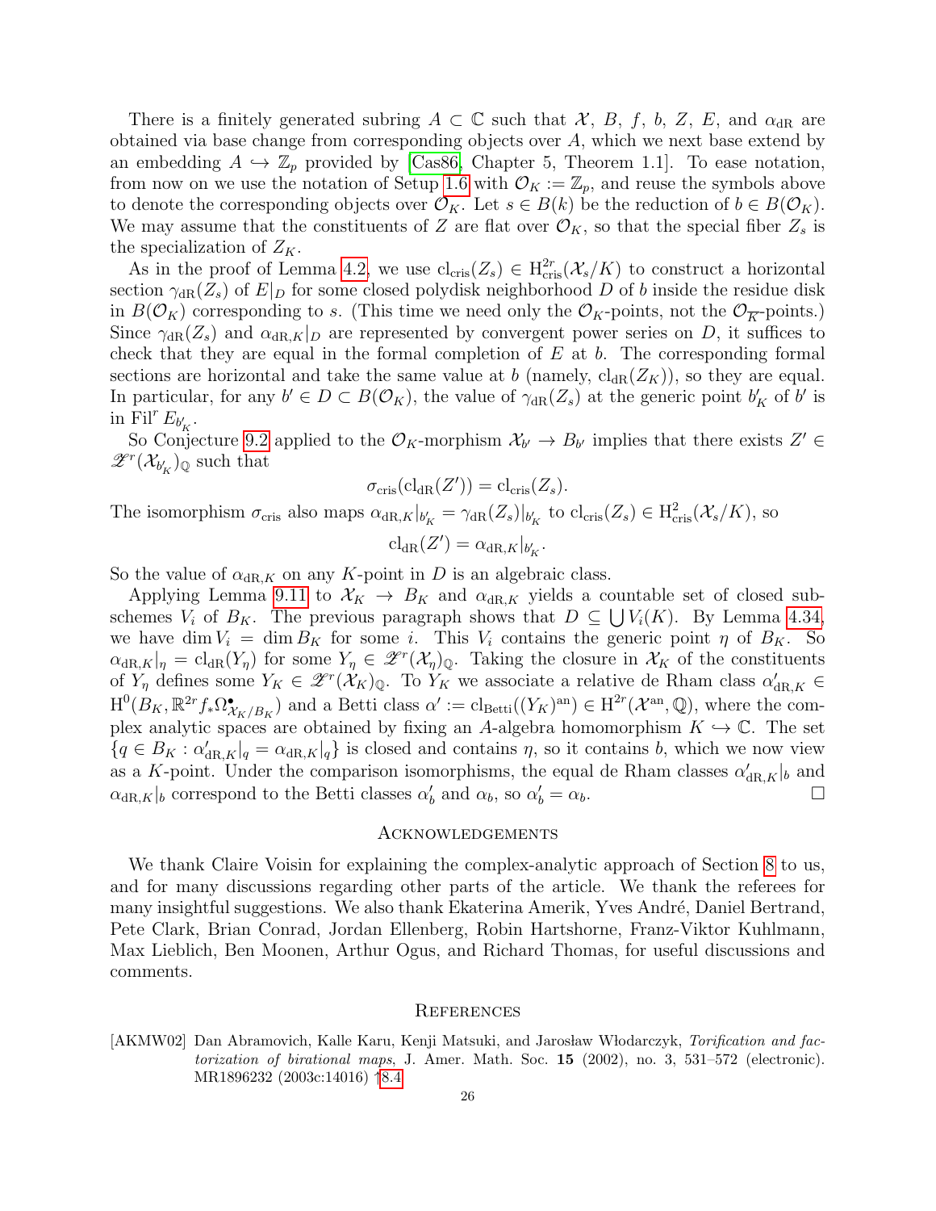There is a finitely generated subring $A \subset \mathbb{C}$ such that $\mathcal{X}$, $B$, $f$, $b$, $Z$, $E$, and $\alpha_{\mathrm{dR}}$ are obtained via base change from corresponding objects over $A$, which we next base extend by an embedding $A \hookrightarrow \mathbb{Z}_p$ provided by [Cas86, Chapter 5, Theorem 1.1]. To ease notation, from now on we use the notation of Setup 1.6 with $\mathcal{O}_K := \mathbb{Z}_p$, and reuse the symbols above to denote the corresponding objects over $\mathcal{O}_K$. Let $s \in B(k)$ be the reduction of $b \in B(\mathcal{O}_K)$. We may assume that the constituents of $Z$ are flat over $\mathcal{O}_K$, so that the special fiber $Z_s$ is the specialization of $Z_K$.

As in the proof of Lemma 4.2, we use $\mathrm{cl}_{\mathrm{cris}}(Z_s) \in \mathrm{H}^{2r}_{\mathrm{cris}}(\mathcal{X}_s/K)$ to construct a horizontal section $\gamma_{\mathrm{dR}}(Z_s)$ of $E|_D$ for some closed polydisk neighborhood $D$ of $b$ inside the residue disk in $B(\mathcal{O}_K)$ corresponding to $s$. (This time we need only the $\mathcal{O}_K$-points, not the $\mathcal{O}_{\overline{K}}$-points.) Since $\gamma_{\mathrm{dR}}(Z_s)$ and $\alpha_{\mathrm{dR},K}|_D$ are represented by convergent power series on $D$, it suffices to check that they are equal in the formal completion of $E$ at $b$. The corresponding formal sections are horizontal and take the same value at $b$ (namely, $\mathrm{cl}_{\mathrm{dR}}(Z_K)$), so they are equal. In particular, for any $b' \in D \subset B(\mathcal{O}_K)$, the value of $\gamma_{\mathrm{dR}}(Z_s)$ at the generic point $b'_K$ of $b'$ is in $\mathrm{Fil}^r E_{b'_K}$.

So Conjecture 9.2 applied to the $\mathcal{O}_K$-morphism $\mathcal{X}_{b'} \to B_{b'}$ implies that there exists $Z' \in \mathscr{Z}^r(\mathcal{X}_{b'_K})_{\mathbb{Q}}$ such that

$$\sigma_{\mathrm{cris}}(\mathrm{cl}_{\mathrm{dR}}(Z')) = \mathrm{cl}_{\mathrm{cris}}(Z_s).$$

The isomorphism $\sigma_{\mathrm{cris}}$ also maps $\alpha_{\mathrm{dR},K}|_{b'_K} = \gamma_{\mathrm{dR}}(Z_s)|_{b'_K}$ to $\mathrm{cl}_{\mathrm{cris}}(Z_s) \in \mathrm{H}^2_{\mathrm{cris}}(\mathcal{X}_s/K)$, so

$$\mathrm{cl}_{\mathrm{dR}}(Z') = \alpha_{\mathrm{dR},K}|_{b'_K}.$$

So the value of $\alpha_{\mathrm{dR},K}$ on any $K$-point in $D$ is an algebraic class.

Applying Lemma 9.11 to $\mathcal{X}_K \to B_K$ and $\alpha_{\mathrm{dR},K}$ yields a countable set of closed subschemes $V_i$ of $B_K$. The previous paragraph shows that $D \subseteq \bigcup V_i(K)$. By Lemma 4.34, we have $\dim V_i = \dim B_K$ for some $i$. This $V_i$ contains the generic point $\eta$ of $B_K$. So $\alpha_{\mathrm{dR},K}|_\eta = \mathrm{cl}_{\mathrm{dR}}(Y_\eta)$ for some $Y_\eta \in \mathscr{Z}^r(\mathcal{X}_\eta)_{\mathbb{Q}}$. Taking the closure in $\mathcal{X}_K$ of the constituents of $Y_\eta$ defines some $Y_K \in \mathscr{Z}^r(\mathcal{X}_K)_{\mathbb{Q}}$. To $Y_K$ we associate a relative de Rham class $\alpha'_{\mathrm{dR},K} \in \mathrm{H}^0(B_K, \mathbb{R}^{2r} f_* \Omega^\bullet_{\mathcal{X}_K/B_K})$ and a Betti class $\alpha' := \mathrm{cl}_{\mathrm{Betti}}((Y_K)^{\mathrm{an}}) \in \mathrm{H}^{2r}(\mathcal{X}^{\mathrm{an}}, \mathbb{Q})$, where the complex analytic spaces are obtained by fixing an $A$-algebra homomorphism $K \hookrightarrow \mathbb{C}$. The set $\{q \in B_K : \alpha'_{\mathrm{dR},K}|_q = \alpha_{\mathrm{dR},K}|_q\}$ is closed and contains $\eta$, so it contains $b$, which we now view as a $K$-point. Under the comparison isomorphisms, the equal de Rham classes $\alpha'_{\mathrm{dR},K}|_b$ and $\alpha_{\mathrm{dR},K}|_b$ correspond to the Betti classes $\alpha'_b$ and $\alpha_b$, so $\alpha'_b = \alpha_b$. $\square$

## Acknowledgements

We thank Claire Voisin for explaining the complex-analytic approach of Section 8 to us, and for many discussions regarding other parts of the article. We thank the referees for many insightful suggestions. We also thank Ekaterina Amerik, Yves André, Daniel Bertrand, Pete Clark, Brian Conrad, Jordan Ellenberg, Robin Hartshorne, Franz-Viktor Kuhlmann, Max Lieblich, Ben Moonen, Arthur Ogus, and Richard Thomas, for useful discussions and comments.

## References

[AKMW02] Dan Abramovich, Kalle Karu, Kenji Matsuki, and Jarosław Włodarczyk, *Torification and factorization of birational maps*, J. Amer. Math. Soc. **15** (2002), no. 3, 531–572 (electronic). MR1896232 (2003c:14016) ↑8.4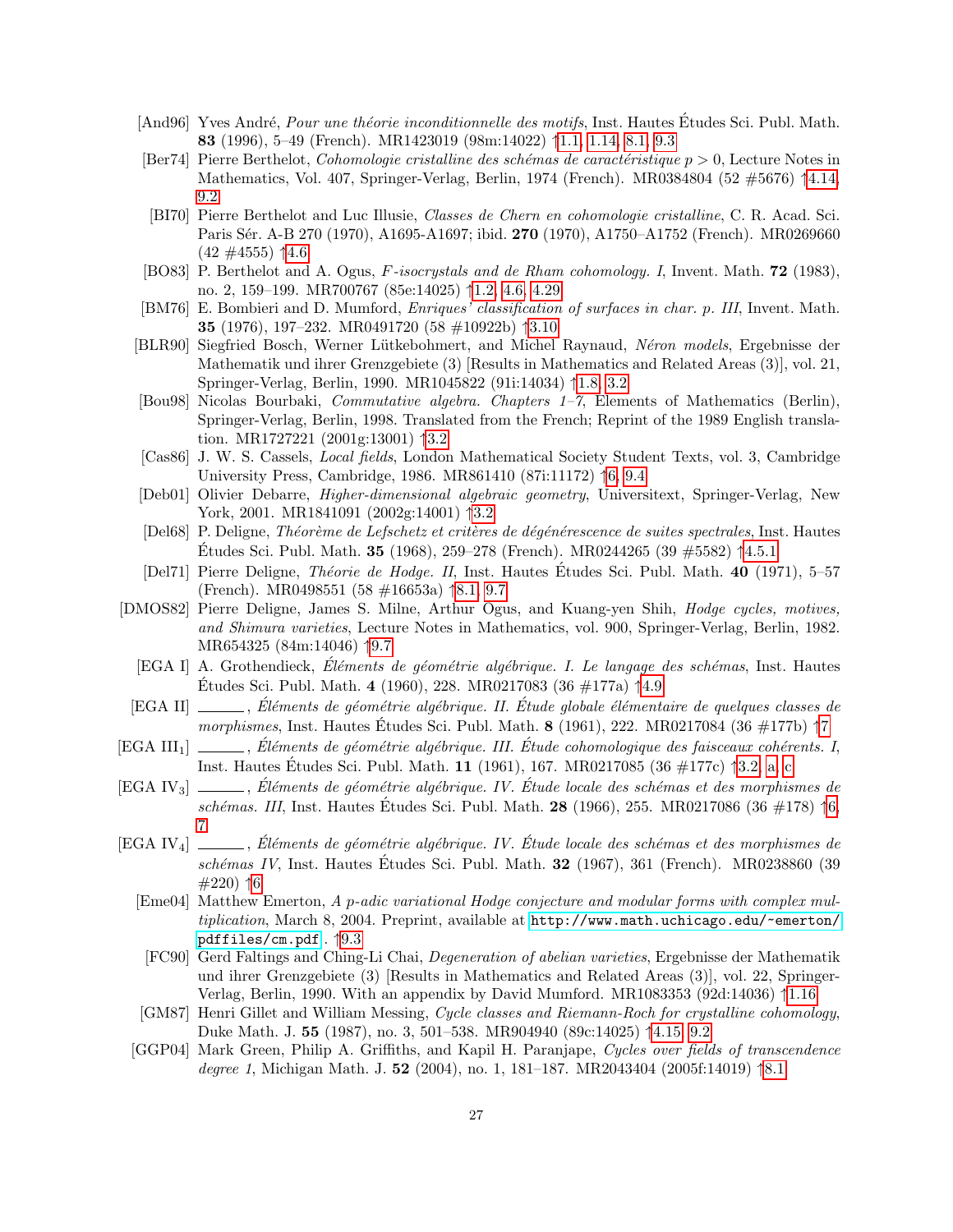[And96] Yves André, *Pour une théorie inconditionnelle des motifs*, Inst. Hautes Études Sci. Publ. Math. **83** (1996), 5–49 (French). MR1423019 (98m:14022) ↑1.1, 1.14, 8.1, 9.3

[Ber74] Pierre Berthelot, *Cohomologie cristalline des schémas de caractéristique $p > 0$*, Lecture Notes in Mathematics, Vol. 407, Springer-Verlag, Berlin, 1974 (French). MR0384804 (52 #5676) ↑4.14, 9.2

[BI70] Pierre Berthelot and Luc Illusie, *Classes de Chern en cohomologie cristalline*, C. R. Acad. Sci. Paris Sér. A-B 270 (1970), A1695-A1697; ibid. **270** (1970), A1750–A1752 (French). MR0269660 (42 #4555) ↑4.6

[BO83] P. Berthelot and A. Ogus, *F-isocrystals and de Rham cohomology. I*, Invent. Math. **72** (1983), no. 2, 159–199. MR700767 (85e:14025) ↑1.2, 4.6, 4.29

[BM76] E. Bombieri and D. Mumford, *Enriques' classification of surfaces in char. p. III*, Invent. Math. **35** (1976), 197–232. MR0491720 (58 #10922b) ↑3.10

[BLR90] Siegfried Bosch, Werner Lütkebohmert, and Michel Raynaud, *Néron models*, Ergebnisse der Mathematik und ihrer Grenzgebiete (3) [Results in Mathematics and Related Areas (3)], vol. 21, Springer-Verlag, Berlin, 1990. MR1045822 (91i:14034) ↑1.8, 3.2

[Bou98] Nicolas Bourbaki, *Commutative algebra. Chapters 1–7*, Elements of Mathematics (Berlin), Springer-Verlag, Berlin, 1998. Translated from the French; Reprint of the 1989 English translation. MR1727221 (2001g:13001) ↑3.2

[Cas86] J. W. S. Cassels, *Local fields*, London Mathematical Society Student Texts, vol. 3, Cambridge University Press, Cambridge, 1986. MR861410 (87i:11172) ↑6, 9.4

[Deb01] Olivier Debarre, *Higher-dimensional algebraic geometry*, Universitext, Springer-Verlag, New York, 2001. MR1841091 (2002g:14001) ↑3.2

[Del68] P. Deligne, *Théorème de Lefschetz et critères de dégénérescence de suites spectrales*, Inst. Hautes Études Sci. Publ. Math. **35** (1968), 259–278 (French). MR0244265 (39 #5582) ↑4.5.1

[Del71] Pierre Deligne, *Théorie de Hodge. II*, Inst. Hautes Études Sci. Publ. Math. **40** (1971), 5–57 (French). MR0498551 (58 #16653a) ↑8.1, 9.7

[DMOS82] Pierre Deligne, James S. Milne, Arthur Ogus, and Kuang-yen Shih, *Hodge cycles, motives, and Shimura varieties*, Lecture Notes in Mathematics, vol. 900, Springer-Verlag, Berlin, 1982. MR654325 (84m:14046) ↑9.7

[EGA I] A. Grothendieck, *Éléments de géométrie algébrique. I. Le langage des schémas*, Inst. Hautes Études Sci. Publ. Math. **4** (1960), 228. MR0217083 (36 #177a) ↑4.9

[EGA II] ______, *Éléments de géométrie algébrique. II. Étude globale élémentaire de quelques classes de morphismes*, Inst. Hautes Études Sci. Publ. Math. **8** (1961), 222. MR0217084 (36 #177b) ↑7

[EGA III$_1$] ______, *Éléments de géométrie algébrique. III. Étude cohomologique des faisceaux cohérents. I*, Inst. Hautes Études Sci. Publ. Math. **11** (1961), 167. MR0217085 (36 #177c) ↑3.2, a, c

[EGA IV$_3$] ______, *Éléments de géométrie algébrique. IV. Étude locale des schémas et des morphismes de schémas. III*, Inst. Hautes Études Sci. Publ. Math. **28** (1966), 255. MR0217086 (36 #178) ↑6, 7

[EGA IV$_4$] ______, *Éléments de géométrie algébrique. IV. Étude locale des schémas et des morphismes de schémas IV*, Inst. Hautes Études Sci. Publ. Math. **32** (1967), 361 (French). MR0238860 (39 #220) ↑6

[Eme04] Matthew Emerton, *A p-adic variational Hodge conjecture and modular forms with complex multiplication*, March 8, 2004. Preprint, available at http://www.math.uchicago.edu/~emerton/pdffiles/cm.pdf. ↑9.3

[FC90] Gerd Faltings and Ching-Li Chai, *Degeneration of abelian varieties*, Ergebnisse der Mathematik und ihrer Grenzgebiete (3) [Results in Mathematics and Related Areas (3)], vol. 22, Springer-Verlag, Berlin, 1990. With an appendix by David Mumford. MR1083353 (92d:14036) ↑1.16

[GM87] Henri Gillet and William Messing, *Cycle classes and Riemann-Roch for crystalline cohomology*, Duke Math. J. **55** (1987), no. 3, 501–538. MR904940 (89c:14025) ↑4.15, 9.2

[GGP04] Mark Green, Philip A. Griffiths, and Kapil H. Paranjape, *Cycles over fields of transcendence degree 1*, Michigan Math. J. **52** (2004), no. 1, 181–187. MR2043404 (2005f:14019) ↑8.1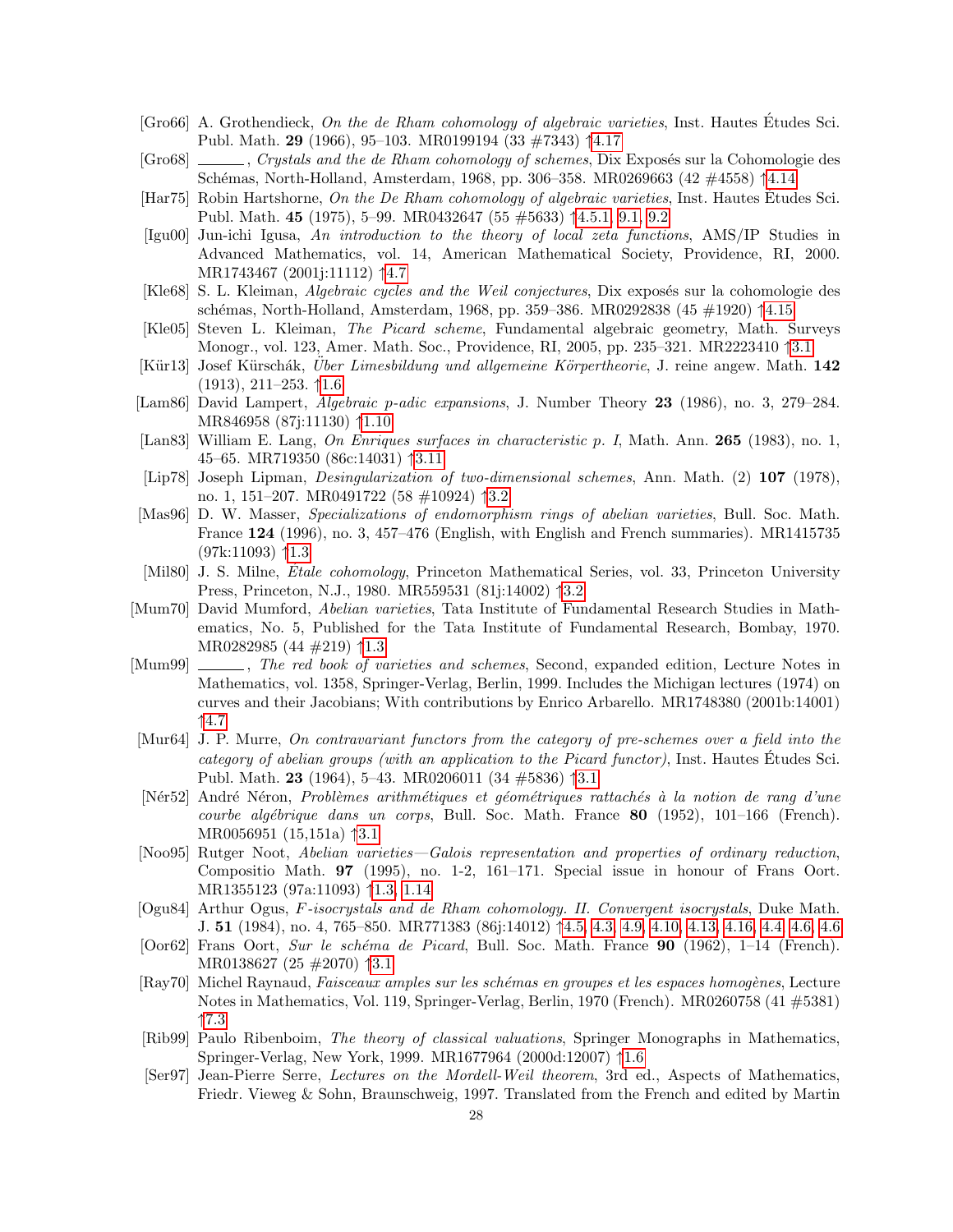[Gro66] A. Grothendieck, *On the de Rham cohomology of algebraic varieties*, Inst. Hautes Études Sci. Publ. Math. **29** (1966), 95–103. MR0199194 (33 #7343) ↑4.17

[Gro68] ______, *Crystals and the de Rham cohomology of schemes*, Dix Exposés sur la Cohomologie des Schémas, North-Holland, Amsterdam, 1968, pp. 306–358. MR0269663 (42 #4558) ↑4.14

[Har75] Robin Hartshorne, *On the De Rham cohomology of algebraic varieties*, Inst. Hautes Études Sci. Publ. Math. **45** (1975), 5–99. MR0432647 (55 #5633) ↑4.5.1, 9.1, 9.2

[Igu00] Jun-ichi Igusa, *An introduction to the theory of local zeta functions*, AMS/IP Studies in Advanced Mathematics, vol. 14, American Mathematical Society, Providence, RI, 2000. MR1743467 (2001j:11112) ↑4.7

[Kle68] S. L. Kleiman, *Algebraic cycles and the Weil conjectures*, Dix exposés sur la cohomologie des schémas, North-Holland, Amsterdam, 1968, pp. 359–386. MR0292838 (45 #1920) ↑4.15

[Kle05] Steven L. Kleiman, *The Picard scheme*, Fundamental algebraic geometry, Math. Surveys Monogr., vol. 123, Amer. Math. Soc., Providence, RI, 2005, pp. 235–321. MR2223410 ↑3.1

[Kür13] Josef Kürschák, *Über Limesbildung und allgemeine Körpertheorie*, J. reine angew. Math. **142** (1913), 211–253. ↑1.6

[Lam86] David Lampert, *Algebraic p-adic expansions*, J. Number Theory **23** (1986), no. 3, 279–284. MR846958 (87j:11130) ↑1.10

[Lan83] William E. Lang, *On Enriques surfaces in characteristic p. I*, Math. Ann. **265** (1983), no. 1, 45–65. MR719350 (86c:14031) ↑3.11

[Lip78] Joseph Lipman, *Desingularization of two-dimensional schemes*, Ann. Math. (2) **107** (1978), no. 1, 151–207. MR0491722 (58 #10924) ↑3.2

[Mas96] D. W. Masser, *Specializations of endomorphism rings of abelian varieties*, Bull. Soc. Math. France **124** (1996), no. 3, 457–476 (English, with English and French summaries). MR1415735 (97k:11093) ↑1.3

[Mil80] J. S. Milne, *Étale cohomology*, Princeton Mathematical Series, vol. 33, Princeton University Press, Princeton, N.J., 1980. MR559531 (81j:14002) ↑3.2

[Mum70] David Mumford, *Abelian varieties*, Tata Institute of Fundamental Research Studies in Mathematics, No. 5, Published for the Tata Institute of Fundamental Research, Bombay, 1970. MR0282985 (44 #219) ↑1.3

[Mum99] ______, *The red book of varieties and schemes*, Second, expanded edition, Lecture Notes in Mathematics, vol. 1358, Springer-Verlag, Berlin, 1999. Includes the Michigan lectures (1974) on curves and their Jacobians; With contributions by Enrico Arbarello. MR1748380 (2001b:14001) ↑4.7

[Mur64] J. P. Murre, *On contravariant functors from the category of pre-schemes over a field into the category of abelian groups (with an application to the Picard functor)*, Inst. Hautes Études Sci. Publ. Math. **23** (1964), 5–43. MR0206011 (34 #5836) ↑3.1

[Nér52] André Néron, *Problèmes arithmétiques et géométriques rattachés à la notion de rang d'une courbe algébrique dans un corps*, Bull. Soc. Math. France **80** (1952), 101–166 (French). MR0056951 (15,151a) ↑3.1

[Noo95] Rutger Noot, *Abelian varieties—Galois representation and properties of ordinary reduction*, Compositio Math. **97** (1995), no. 1-2, 161–171. Special issue in honour of Frans Oort. MR1355123 (97a:11093) ↑1.3, 1.14

[Ogu84] Arthur Ogus, *F-isocrystals and de Rham cohomology. II. Convergent isocrystals*, Duke Math. J. **51** (1984), no. 4, 765–850. MR771383 (86j:14012) ↑4.5, 4.3, 4.9, 4.10, 4.13, 4.16, 4.4, 4.6, 4.6

[Oor62] Frans Oort, *Sur le schéma de Picard*, Bull. Soc. Math. France **90** (1962), 1–14 (French). MR0138627 (25 #2070) ↑3.1

[Ray70] Michel Raynaud, *Faisceaux amples sur les schémas en groupes et les espaces homogènes*, Lecture Notes in Mathematics, Vol. 119, Springer-Verlag, Berlin, 1970 (French). MR0260758 (41 #5381) ↑7.3

[Rib99] Paulo Ribenboim, *The theory of classical valuations*, Springer Monographs in Mathematics, Springer-Verlag, New York, 1999. MR1677964 (2000d:12007) ↑1.6

[Ser97] Jean-Pierre Serre, *Lectures on the Mordell-Weil theorem*, 3rd ed., Aspects of Mathematics, Friedr. Vieweg & Sohn, Braunschweig, 1997. Translated from the French and edited by Martin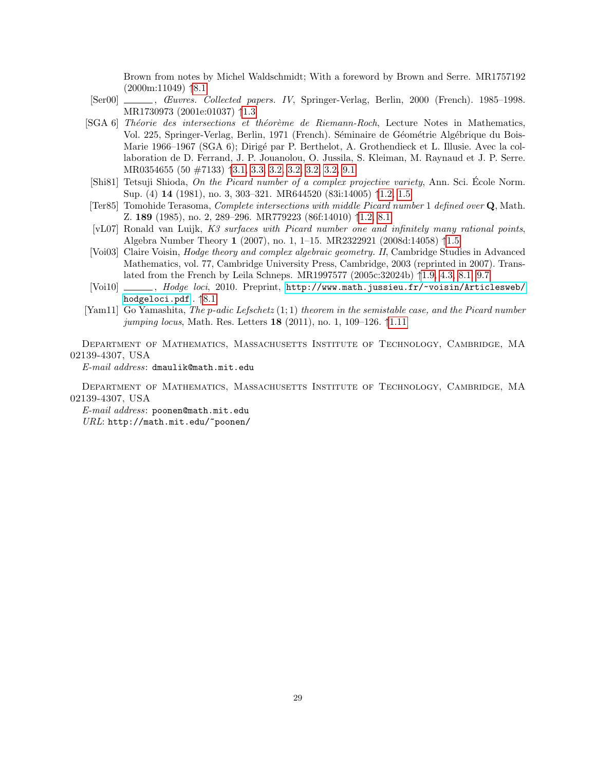Brown from notes by Michel Waldschmidt; With a foreword by Brown and Serre. MR1757192 (2000m:11049) ↑8.1

[Ser00] ______, *Œuvres. Collected papers. IV*, Springer-Verlag, Berlin, 2000 (French). 1985–1998. MR1730973 (2001e:01037) ↑1.3

[SGA 6] *Théorie des intersections et théorème de Riemann-Roch*, Lecture Notes in Mathematics, Vol. 225, Springer-Verlag, Berlin, 1971 (French). Séminaire de Géométrie Algébrique du Bois-Marie 1966–1967 (SGA 6); Dirigé par P. Berthelot, A. Grothendieck et L. Illusie. Avec la collaboration de D. Ferrand, J. P. Jouanolou, O. Jussila, S. Kleiman, M. Raynaud et J. P. Serre. MR0354655 (50 #7133) ↑3.1, 3.3, 3.2, 3.2, 3.2, 3.2, 9.1

[Shi81] Tetsuji Shioda, *On the Picard number of a complex projective variety*, Ann. Sci. École Norm. Sup. (4) **14** (1981), no. 3, 303–321. MR644520 (83i:14005) ↑1.2, 1.5

[Ter85] Tomohide Terasoma, *Complete intersections with middle Picard number* 1 *defined over* $\mathbf{Q}$, Math. Z. **189** (1985), no. 2, 289–296. MR779223 (86f:14010) ↑1.2, 8.1

[vL07] Ronald van Luijk, *K3 surfaces with Picard number one and infinitely many rational points*, Algebra Number Theory **1** (2007), no. 1, 1–15. MR2322921 (2008d:14058) ↑1.5

[Voi03] Claire Voisin, *Hodge theory and complex algebraic geometry. II*, Cambridge Studies in Advanced Mathematics, vol. 77, Cambridge University Press, Cambridge, 2003 (reprinted in 2007). Translated from the French by Leila Schneps. MR1997577 (2005c:32024b) ↑1.9, 4.3, 8.1, 9.7

[Voi10] ______, *Hodge loci*, 2010. Preprint, http://www.math.jussieu.fr/~voisin/Articlesweb/hodgeloci.pdf . ↑8.1

[Yam11] Go Yamashita, *The p-adic Lefschetz* $(1;1)$ *theorem in the semistable case, and the Picard number jumping locus*, Math. Res. Letters **18** (2011), no. 1, 109–126. ↑1.11

Department of Mathematics, Massachusetts Institute of Technology, Cambridge, MA 02139-4307, USA

*E-mail address*: dmaulik@math.mit.edu

Department of Mathematics, Massachusetts Institute of Technology, Cambridge, MA 02139-4307, USA

*E-mail address*: poonen@math.mit.edu

*URL*: http://math.mit.edu/~poonen/